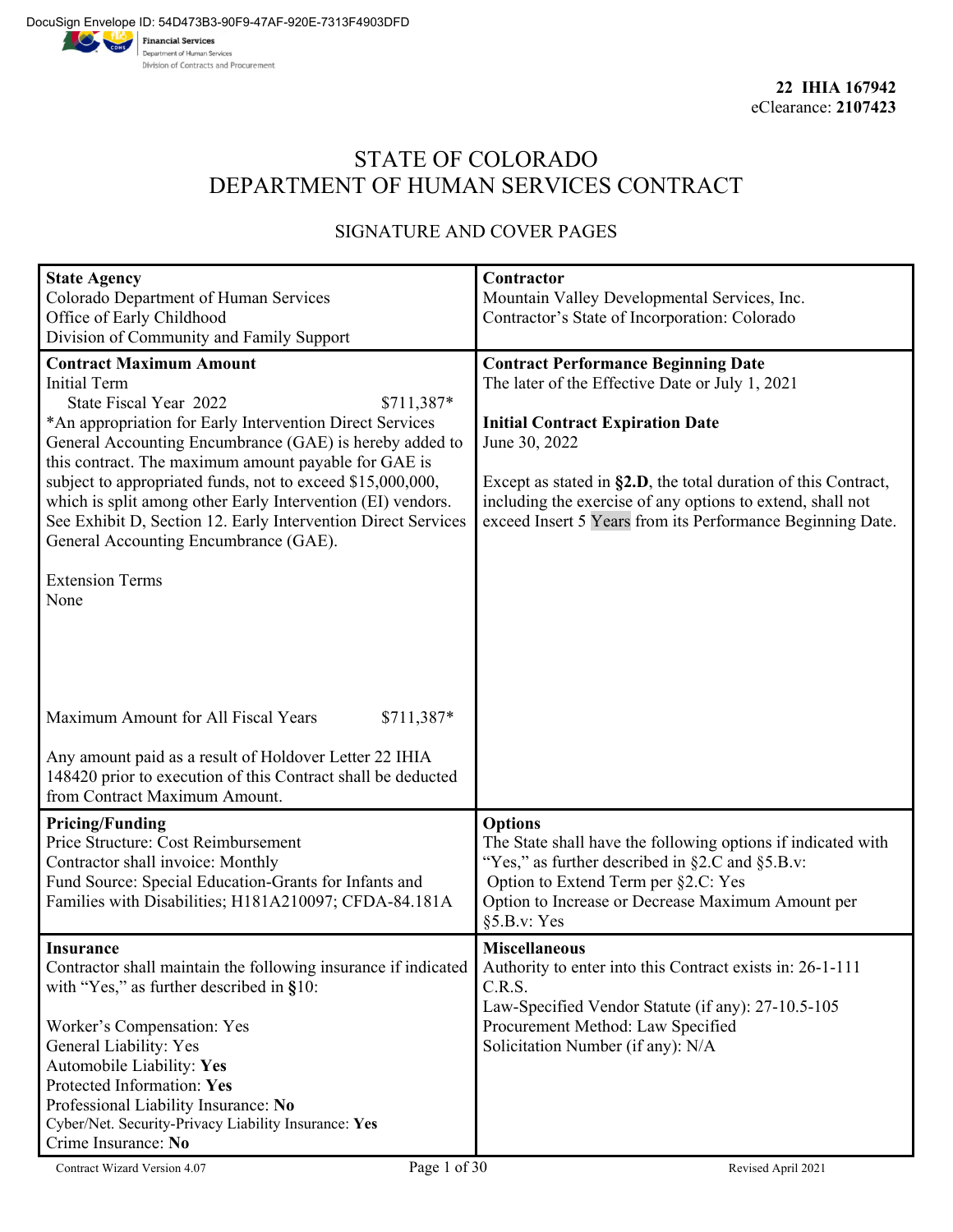DocuSign Envelope ID: 54D473B3-90F9-47AF-920E-7313F4903DFD

Financial Services
Department of Human Services
Division of Contracts and Procurement

**22 IHIA 167942**
eClearance: **2107423**

# STATE OF COLORADO
# DEPARTMENT OF HUMAN SERVICES CONTRACT

## SIGNATURE AND COVER PAGES

| **State Agency**<br>Colorado Department of Human Services<br>Office of Early Childhood<br>Division of Community and Family Support | **Contractor**<br>Mountain Valley Developmental Services, Inc.<br>Contractor's State of Incorporation: Colorado |
|---|---|
| **Contract Maximum Amount**<br>Initial Term<br>State Fiscal Year 2022 $711,387*<br>*An appropriation for Early Intervention Direct Services General Accounting Encumbrance (GAE) is hereby added to this contract. The maximum amount payable for GAE is subject to appropriated funds, not to exceed $15,000,000, which is split among other Early Intervention (EI) vendors. See Exhibit D, Section 12. Early Intervention Direct Services General Accounting Encumbrance (GAE).<br><br>Extension Terms<br>None<br><br>Maximum Amount for All Fiscal Years $711,387*<br><br>Any amount paid as a result of Holdover Letter 22 IHIA 148420 prior to execution of this Contract shall be deducted from Contract Maximum Amount. | **Contract Performance Beginning Date**<br>The later of the Effective Date or July 1, 2021<br><br>**Initial Contract Expiration Date**<br>June 30, 2022<br><br>Except as stated in **§2.D**, the total duration of this Contract, including the exercise of any options to extend, shall not exceed Insert 5 Years from its Performance Beginning Date. |
| **Pricing/Funding**<br>Price Structure: Cost Reimbursement<br>Contractor shall invoice: Monthly<br>Fund Source: Special Education-Grants for Infants and Families with Disabilities; H181A210097; CFDA-84.181A | **Options**<br>The State shall have the following options if indicated with "Yes," as further described in §2.C and §5.B.v:<br>Option to Extend Term per §2.C: Yes<br>Option to Increase or Decrease Maximum Amount per §5.B.v: Yes |
| **Insurance**<br>Contractor shall maintain the following insurance if indicated with "Yes," as further described in **§**10:<br><br>Worker's Compensation: Yes<br>General Liability: Yes<br>Automobile Liability: **Yes**<br>Protected Information: **Yes**<br>Professional Liability Insurance: **No**<br>Cyber/Net. Security-Privacy Liability Insurance: **Yes**<br>Crime Insurance: **No** | **Miscellaneous**<br>Authority to enter into this Contract exists in: 26-1-111 C.R.S.<br>Law-Specified Vendor Statute (if any): 27-10.5-105<br>Procurement Method: Law Specified<br>Solicitation Number (if any): N/A |

Contract Wizard Version 4.07 Revised April 2021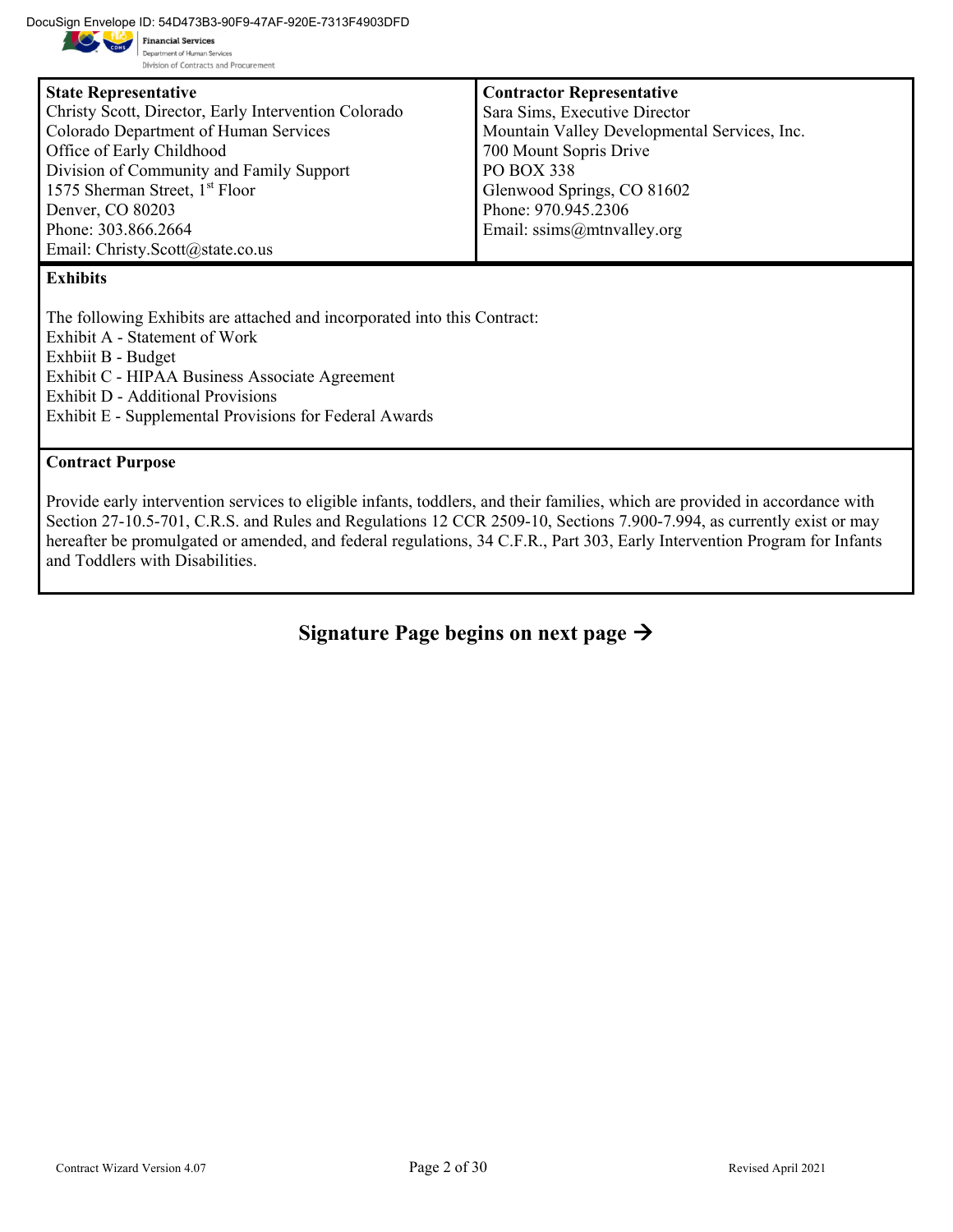| **State Representative** | **Contractor Representative** |
| --- | --- |
| Christy Scott, Director, Early Intervention Colorado<br>Colorado Department of Human Services<br>Office of Early Childhood<br>Division of Community and Family Support<br>1575 Sherman Street, 1st Floor<br>Denver, CO 80203<br>Phone: 303.866.2664<br>Email: Christy.Scott@state.co.us | Sara Sims, Executive Director<br>Mountain Valley Developmental Services, Inc.<br>700 Mount Sopris Drive<br>PO BOX 338<br>Glenwood Springs, CO 81602<br>Phone: 970.945.2306<br>Email: ssims@mtnvalley.org |

**Exhibits**

The following Exhibits are attached and incorporated into this Contract:
Exhibit A - Statement of Work
Exhbiit B - Budget
Exhibit C - HIPAA Business Associate Agreement
Exhibit D - Additional Provisions
Exhibit E - Supplemental Provisions for Federal Awards

**Contract Purpose**

Provide early intervention services to eligible infants, toddlers, and their families, which are provided in accordance with Section 27-10.5-701, C.R.S. and Rules and Regulations 12 CCR 2509-10, Sections 7.900-7.994, as currently exist or may hereafter be promulgated or amended, and federal regulations, 34 C.F.R., Part 303, Early Intervention Program for Infants and Toddlers with Disabilities.

**Signature Page begins on next page →**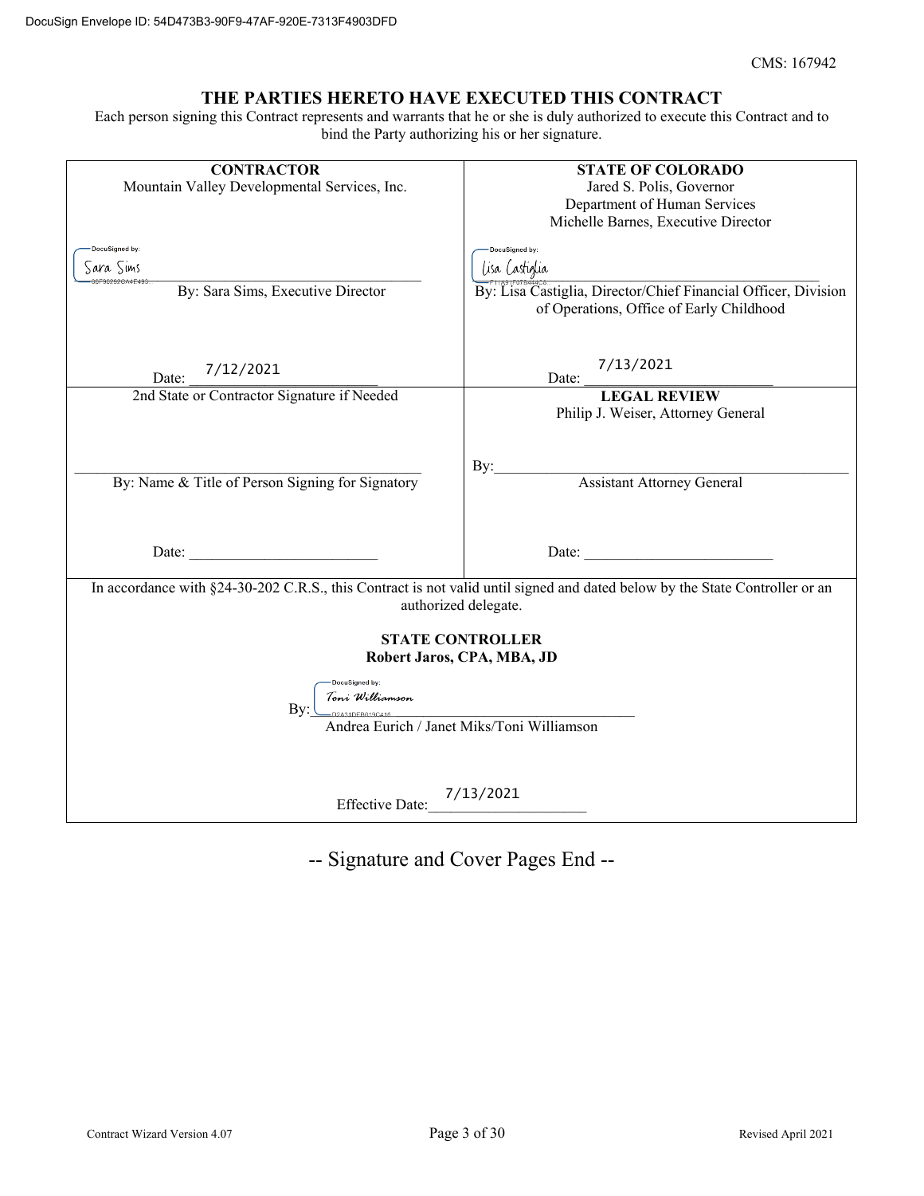DocuSign Envelope ID: 54D473B3-90F9-47AF-920E-7313F4903DFD

CMS: 167942

## THE PARTIES HERETO HAVE EXECUTED THIS CONTRACT

Each person signing this Contract represents and warrants that he or she is duly authorized to execute this Contract and to bind the Party authorizing his or her signature.

| **CONTRACTOR** | **STATE OF COLORADO** |
|---|---|
| Mountain Valley Developmental Services, Inc. | Jared S. Polis, Governor<br>Department of Human Services<br>Michelle Barnes, Executive Director |
| DocuSigned by: Sara Sims<br>By: Sara Sims, Executive Director | DocuSigned by: Lisa Castiglia<br>By: Lisa Castiglia, Director/Chief Financial Officer, Division of Operations, Office of Early Childhood |
| Date: 7/12/2021 | Date: 7/13/2021 |
| 2nd State or Contractor Signature if Needed | **LEGAL REVIEW**<br>Philip J. Weiser, Attorney General |
| ____________________<br>By: Name & Title of Person Signing for Signatory | By:____________________<br>Assistant Attorney General |
| Date: ____________________ | Date: ____________________ |

In accordance with §24-30-202 C.R.S., this Contract is not valid until signed and dated below by the State Controller or an authorized delegate.

**STATE CONTROLLER**
**Robert Jaros, CPA, MBA, JD**

By: DocuSigned by: Toni Williamson
Andrea Eurich / Janet Miks/Toni Williamson

Effective Date: 7/13/2021

-- Signature and Cover Pages End --

Contract Wizard Version 4.07 | Revised April 2021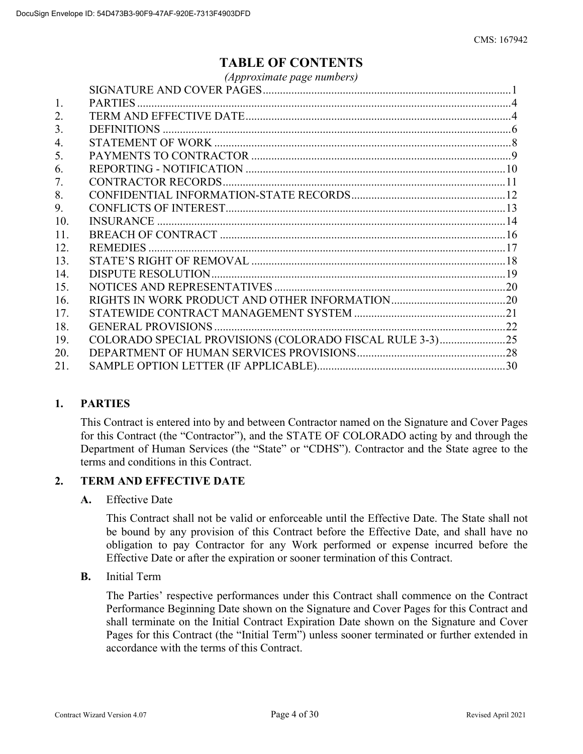# TABLE OF CONTENTS

*(Approximate page numbers)*

| | | |
|---|---|---|
| | SIGNATURE AND COVER PAGES | 1 |
| 1. | PARTIES | 4 |
| 2. | TERM AND EFFECTIVE DATE | 4 |
| 3. | DEFINITIONS | 6 |
| 4. | STATEMENT OF WORK | 8 |
| 5. | PAYMENTS TO CONTRACTOR | 9 |
| 6. | REPORTING - NOTIFICATION | 10 |
| 7. | CONTRACTOR RECORDS | 11 |
| 8. | CONFIDENTIAL INFORMATION-STATE RECORDS | 12 |
| 9. | CONFLICTS OF INTEREST | 13 |
| 10. | INSURANCE | 14 |
| 11. | BREACH OF CONTRACT | 16 |
| 12. | REMEDIES | 17 |
| 13. | STATE'S RIGHT OF REMOVAL | 18 |
| 14. | DISPUTE RESOLUTION | 19 |
| 15. | NOTICES AND REPRESENTATIVES | 20 |
| 16. | RIGHTS IN WORK PRODUCT AND OTHER INFORMATION | 20 |
| 17. | STATEWIDE CONTRACT MANAGEMENT SYSTEM | 21 |
| 18. | GENERAL PROVISIONS | 22 |
| 19. | COLORADO SPECIAL PROVISIONS (COLORADO FISCAL RULE 3-3) | 25 |
| 20. | DEPARTMENT OF HUMAN SERVICES PROVISIONS | 28 |
| 21. | SAMPLE OPTION LETTER (IF APPLICABLE) | 30 |

## 1. PARTIES

This Contract is entered into by and between Contractor named on the Signature and Cover Pages for this Contract (the "Contractor"), and the STATE OF COLORADO acting by and through the Department of Human Services (the "State" or "CDHS"). Contractor and the State agree to the terms and conditions in this Contract.

## 2. TERM AND EFFECTIVE DATE

**A.** Effective Date

This Contract shall not be valid or enforceable until the Effective Date. The State shall not be bound by any provision of this Contract before the Effective Date, and shall have no obligation to pay Contractor for any Work performed or expense incurred before the Effective Date or after the expiration or sooner termination of this Contract.

**B.** Initial Term

The Parties' respective performances under this Contract shall commence on the Contract Performance Beginning Date shown on the Signature and Cover Pages for this Contract and shall terminate on the Initial Contract Expiration Date shown on the Signature and Cover Pages for this Contract (the "Initial Term") unless sooner terminated or further extended in accordance with the terms of this Contract.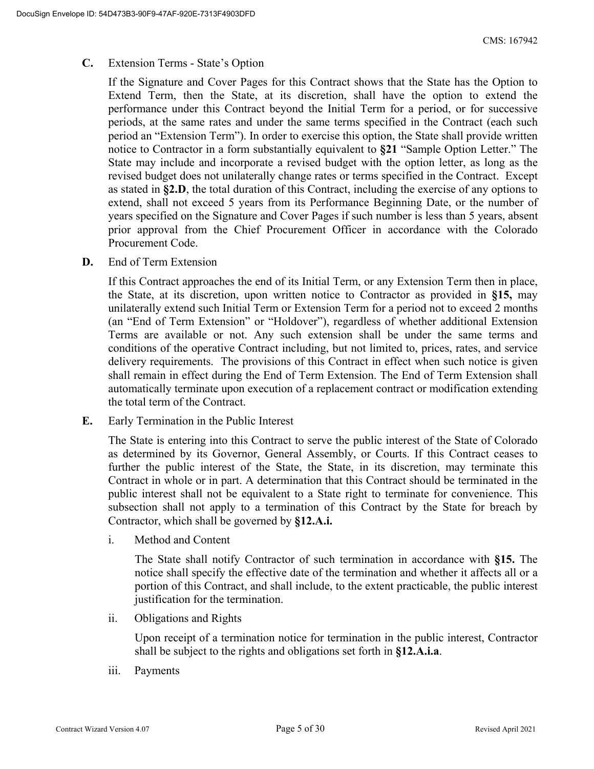**C.** Extension Terms - State's Option

If the Signature and Cover Pages for this Contract shows that the State has the Option to Extend Term, then the State, at its discretion, shall have the option to extend the performance under this Contract beyond the Initial Term for a period, or for successive periods, at the same rates and under the same terms specified in the Contract (each such period an "Extension Term"). In order to exercise this option, the State shall provide written notice to Contractor in a form substantially equivalent to **§21** "Sample Option Letter." The State may include and incorporate a revised budget with the option letter, as long as the revised budget does not unilaterally change rates or terms specified in the Contract. Except as stated in **§2.D**, the total duration of this Contract, including the exercise of any options to extend, shall not exceed 5 years from its Performance Beginning Date, or the number of years specified on the Signature and Cover Pages if such number is less than 5 years, absent prior approval from the Chief Procurement Officer in accordance with the Colorado Procurement Code.

**D.** End of Term Extension

If this Contract approaches the end of its Initial Term, or any Extension Term then in place, the State, at its discretion, upon written notice to Contractor as provided in **§15,** may unilaterally extend such Initial Term or Extension Term for a period not to exceed 2 months (an "End of Term Extension" or "Holdover"), regardless of whether additional Extension Terms are available or not. Any such extension shall be under the same terms and conditions of the operative Contract including, but not limited to, prices, rates, and service delivery requirements. The provisions of this Contract in effect when such notice is given shall remain in effect during the End of Term Extension. The End of Term Extension shall automatically terminate upon execution of a replacement contract or modification extending the total term of the Contract.

**E.** Early Termination in the Public Interest

The State is entering into this Contract to serve the public interest of the State of Colorado as determined by its Governor, General Assembly, or Courts. If this Contract ceases to further the public interest of the State, the State, in its discretion, may terminate this Contract in whole or in part. A determination that this Contract should be terminated in the public interest shall not be equivalent to a State right to terminate for convenience. This subsection shall not apply to a termination of this Contract by the State for breach by Contractor, which shall be governed by **§12.A.i.**

i. Method and Content

The State shall notify Contractor of such termination in accordance with **§15.** The notice shall specify the effective date of the termination and whether it affects all or a portion of this Contract, and shall include, to the extent practicable, the public interest justification for the termination.

ii. Obligations and Rights

Upon receipt of a termination notice for termination in the public interest, Contractor shall be subject to the rights and obligations set forth in **§12.A.i.a**.

iii. Payments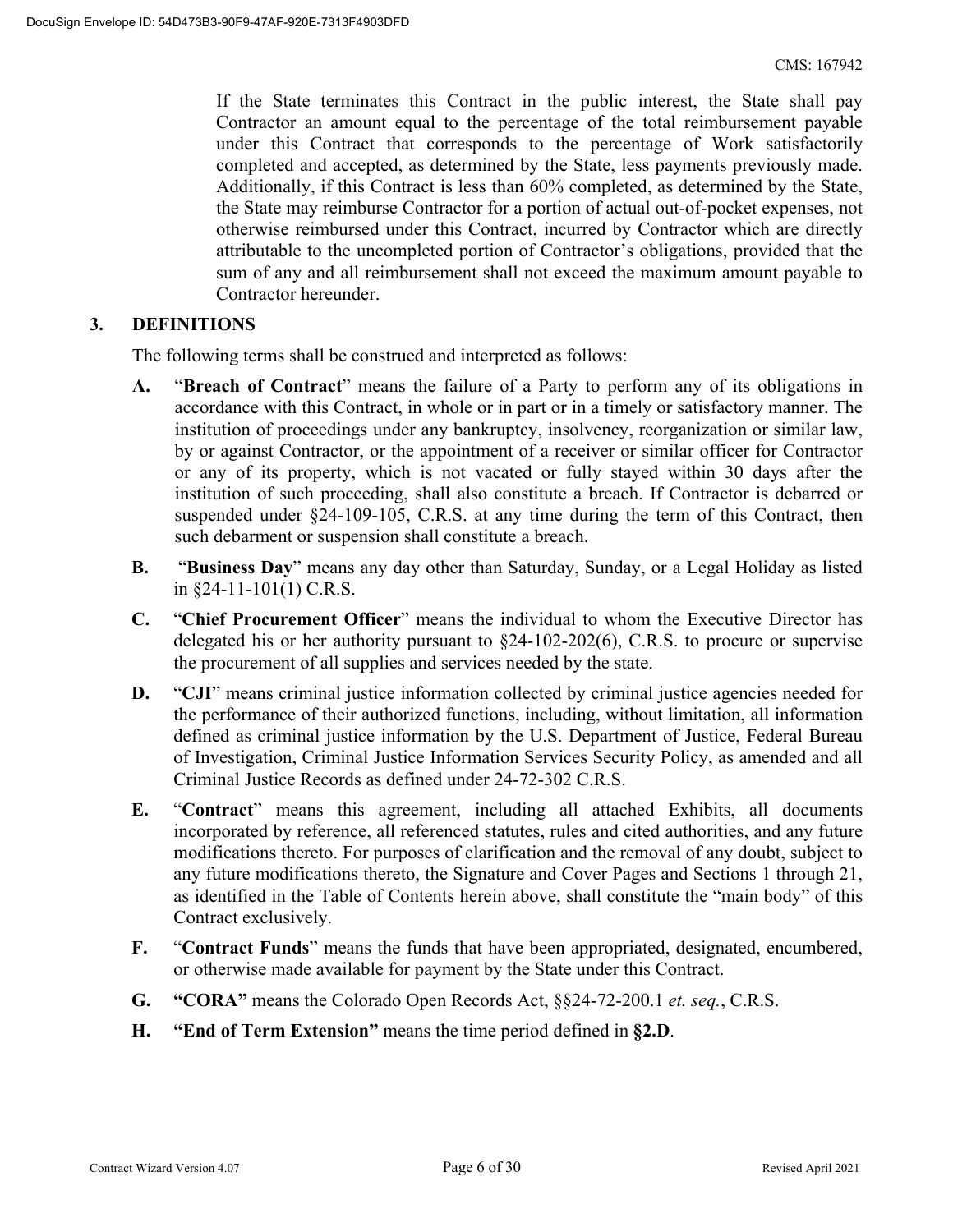If the State terminates this Contract in the public interest, the State shall pay Contractor an amount equal to the percentage of the total reimbursement payable under this Contract that corresponds to the percentage of Work satisfactorily completed and accepted, as determined by the State, less payments previously made. Additionally, if this Contract is less than 60% completed, as determined by the State, the State may reimburse Contractor for a portion of actual out-of-pocket expenses, not otherwise reimbursed under this Contract, incurred by Contractor which are directly attributable to the uncompleted portion of Contractor's obligations, provided that the sum of any and all reimbursement shall not exceed the maximum amount payable to Contractor hereunder.

## 3. DEFINITIONS

The following terms shall be construed and interpreted as follows:

**A.** "**Breach of Contract**" means the failure of a Party to perform any of its obligations in accordance with this Contract, in whole or in part or in a timely or satisfactory manner. The institution of proceedings under any bankruptcy, insolvency, reorganization or similar law, by or against Contractor, or the appointment of a receiver or similar officer for Contractor or any of its property, which is not vacated or fully stayed within 30 days after the institution of such proceeding, shall also constitute a breach. If Contractor is debarred or suspended under §24-109-105, C.R.S. at any time during the term of this Contract, then such debarment or suspension shall constitute a breach.

**B.** "**Business Day**" means any day other than Saturday, Sunday, or a Legal Holiday as listed in §24-11-101(1) C.R.S.

**C.** "**Chief Procurement Officer**" means the individual to whom the Executive Director has delegated his or her authority pursuant to §24-102-202(6), C.R.S. to procure or supervise the procurement of all supplies and services needed by the state.

**D.** "**CJI**" means criminal justice information collected by criminal justice agencies needed for the performance of their authorized functions, including, without limitation, all information defined as criminal justice information by the U.S. Department of Justice, Federal Bureau of Investigation, Criminal Justice Information Services Security Policy, as amended and all Criminal Justice Records as defined under 24-72-302 C.R.S.

**E.** "**Contract**" means this agreement, including all attached Exhibits, all documents incorporated by reference, all referenced statutes, rules and cited authorities, and any future modifications thereto. For purposes of clarification and the removal of any doubt, subject to any future modifications thereto, the Signature and Cover Pages and Sections 1 through 21, as identified in the Table of Contents herein above, shall constitute the "main body" of this Contract exclusively.

**F.** "**Contract Funds**" means the funds that have been appropriated, designated, encumbered, or otherwise made available for payment by the State under this Contract.

**G.** **"CORA"** means the Colorado Open Records Act, §§24-72-200.1 *et. seq.*, C.R.S.

**H.** **"End of Term Extension"** means the time period defined in **§2.D**.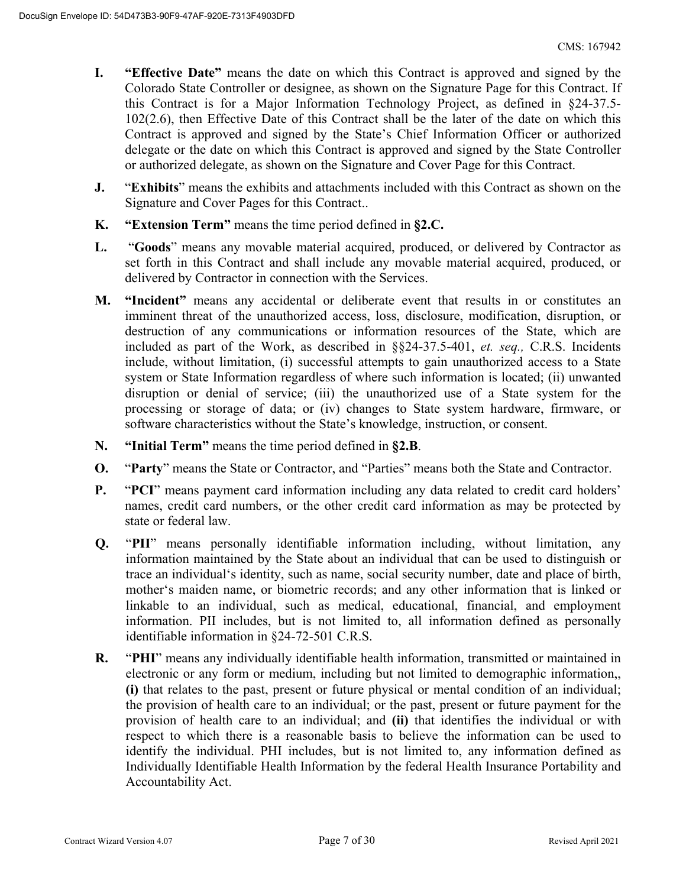**I.** **"Effective Date"** means the date on which this Contract is approved and signed by the Colorado State Controller or designee, as shown on the Signature Page for this Contract. If this Contract is for a Major Information Technology Project, as defined in §24-37.5-102(2.6), then Effective Date of this Contract shall be the later of the date on which this Contract is approved and signed by the State's Chief Information Officer or authorized delegate or the date on which this Contract is approved and signed by the State Controller or authorized delegate, as shown on the Signature and Cover Page for this Contract.

**J.** "**Exhibits**" means the exhibits and attachments included with this Contract as shown on the Signature and Cover Pages for this Contract..

**K.** **"Extension Term"** means the time period defined in **§2.C.**

**L.** "**Goods**" means any movable material acquired, produced, or delivered by Contractor as set forth in this Contract and shall include any movable material acquired, produced, or delivered by Contractor in connection with the Services.

**M.** **"Incident"** means any accidental or deliberate event that results in or constitutes an imminent threat of the unauthorized access, loss, disclosure, modification, disruption, or destruction of any communications or information resources of the State, which are included as part of the Work, as described in §§24-37.5-401, *et. seq.,* C.R.S. Incidents include, without limitation, (i) successful attempts to gain unauthorized access to a State system or State Information regardless of where such information is located; (ii) unwanted disruption or denial of service; (iii) the unauthorized use of a State system for the processing or storage of data; or (iv) changes to State system hardware, firmware, or software characteristics without the State's knowledge, instruction, or consent.

**N.** **"Initial Term"** means the time period defined in **§2.B**.

**O.** "**Party**" means the State or Contractor, and "Parties" means both the State and Contractor.

**P.** "**PCI**" means payment card information including any data related to credit card holders' names, credit card numbers, or the other credit card information as may be protected by state or federal law.

**Q.** "**PII**" means personally identifiable information including, without limitation, any information maintained by the State about an individual that can be used to distinguish or trace an individual's identity, such as name, social security number, date and place of birth, mother's maiden name, or biometric records; and any other information that is linked or linkable to an individual, such as medical, educational, financial, and employment information. PII includes, but is not limited to, all information defined as personally identifiable information in §24-72-501 C.R.S.

**R.** "**PHI**" means any individually identifiable health information, transmitted or maintained in electronic or any form or medium, including but not limited to demographic information,, **(i)** that relates to the past, present or future physical or mental condition of an individual; the provision of health care to an individual; or the past, present or future payment for the provision of health care to an individual; and **(ii)** that identifies the individual or with respect to which there is a reasonable basis to believe the information can be used to identify the individual. PHI includes, but is not limited to, any information defined as Individually Identifiable Health Information by the federal Health Insurance Portability and Accountability Act.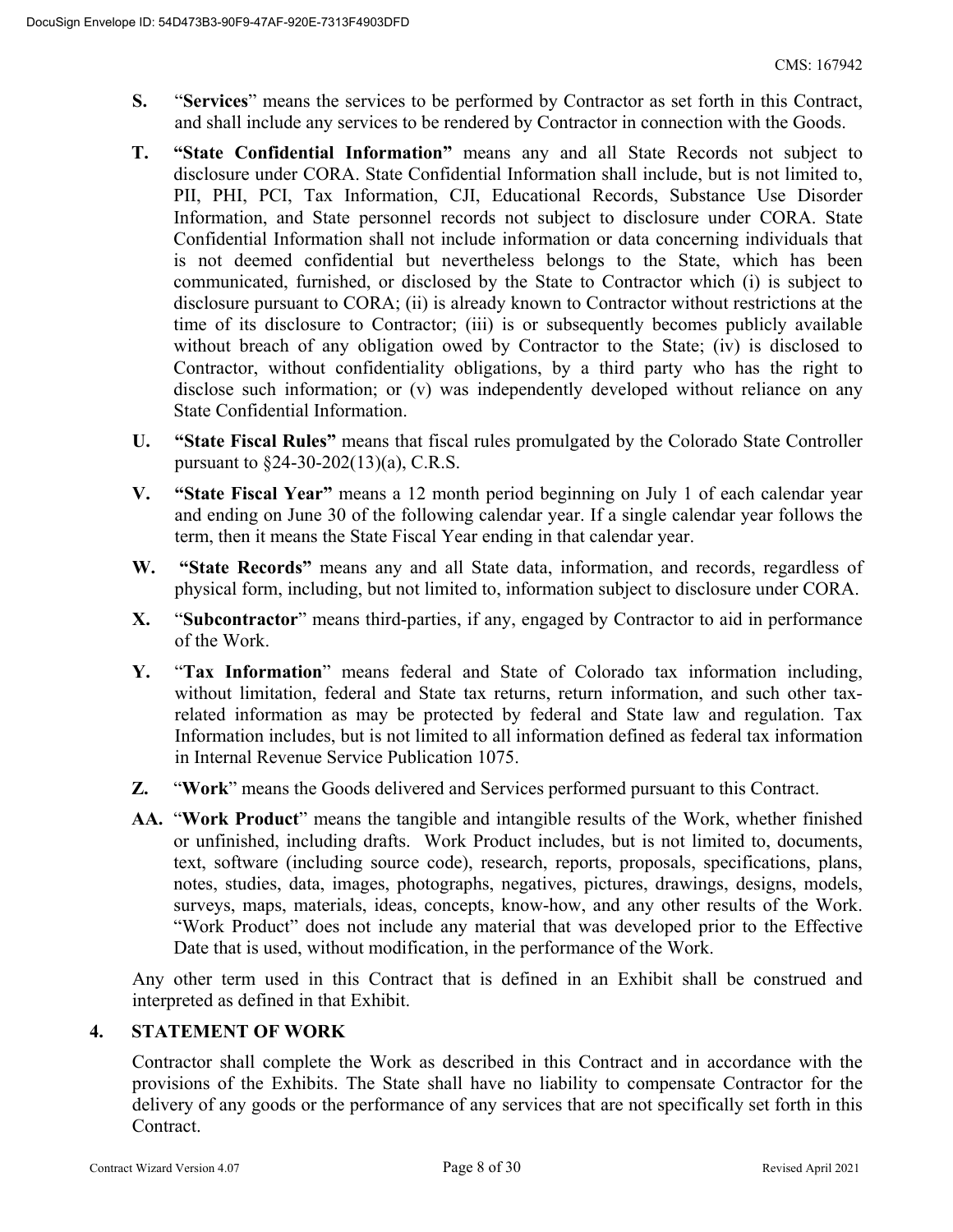**S.** "**Services**" means the services to be performed by Contractor as set forth in this Contract, and shall include any services to be rendered by Contractor in connection with the Goods.

**T.** **"State Confidential Information"** means any and all State Records not subject to disclosure under CORA. State Confidential Information shall include, but is not limited to, PII, PHI, PCI, Tax Information, CJI, Educational Records, Substance Use Disorder Information, and State personnel records not subject to disclosure under CORA. State Confidential Information shall not include information or data concerning individuals that is not deemed confidential but nevertheless belongs to the State, which has been communicated, furnished, or disclosed by the State to Contractor which (i) is subject to disclosure pursuant to CORA; (ii) is already known to Contractor without restrictions at the time of its disclosure to Contractor; (iii) is or subsequently becomes publicly available without breach of any obligation owed by Contractor to the State; (iv) is disclosed to Contractor, without confidentiality obligations, by a third party who has the right to disclose such information; or (v) was independently developed without reliance on any State Confidential Information.

**U.** **"State Fiscal Rules"** means that fiscal rules promulgated by the Colorado State Controller pursuant to §24-30-202(13)(a), C.R.S.

**V.** **"State Fiscal Year"** means a 12 month period beginning on July 1 of each calendar year and ending on June 30 of the following calendar year. If a single calendar year follows the term, then it means the State Fiscal Year ending in that calendar year.

**W.** **"State Records"** means any and all State data, information, and records, regardless of physical form, including, but not limited to, information subject to disclosure under CORA.

**X.** "**Subcontractor**" means third-parties, if any, engaged by Contractor to aid in performance of the Work.

**Y.** "**Tax Information**" means federal and State of Colorado tax information including, without limitation, federal and State tax returns, return information, and such other tax-related information as may be protected by federal and State law and regulation. Tax Information includes, but is not limited to all information defined as federal tax information in Internal Revenue Service Publication 1075.

**Z.** "**Work**" means the Goods delivered and Services performed pursuant to this Contract.

**AA.** "**Work Product**" means the tangible and intangible results of the Work, whether finished or unfinished, including drafts. Work Product includes, but is not limited to, documents, text, software (including source code), research, reports, proposals, specifications, plans, notes, studies, data, images, photographs, negatives, pictures, drawings, designs, models, surveys, maps, materials, ideas, concepts, know-how, and any other results of the Work. "Work Product" does not include any material that was developed prior to the Effective Date that is used, without modification, in the performance of the Work.

Any other term used in this Contract that is defined in an Exhibit shall be construed and interpreted as defined in that Exhibit.

## 4. STATEMENT OF WORK

Contractor shall complete the Work as described in this Contract and in accordance with the provisions of the Exhibits. The State shall have no liability to compensate Contractor for the delivery of any goods or the performance of any services that are not specifically set forth in this Contract.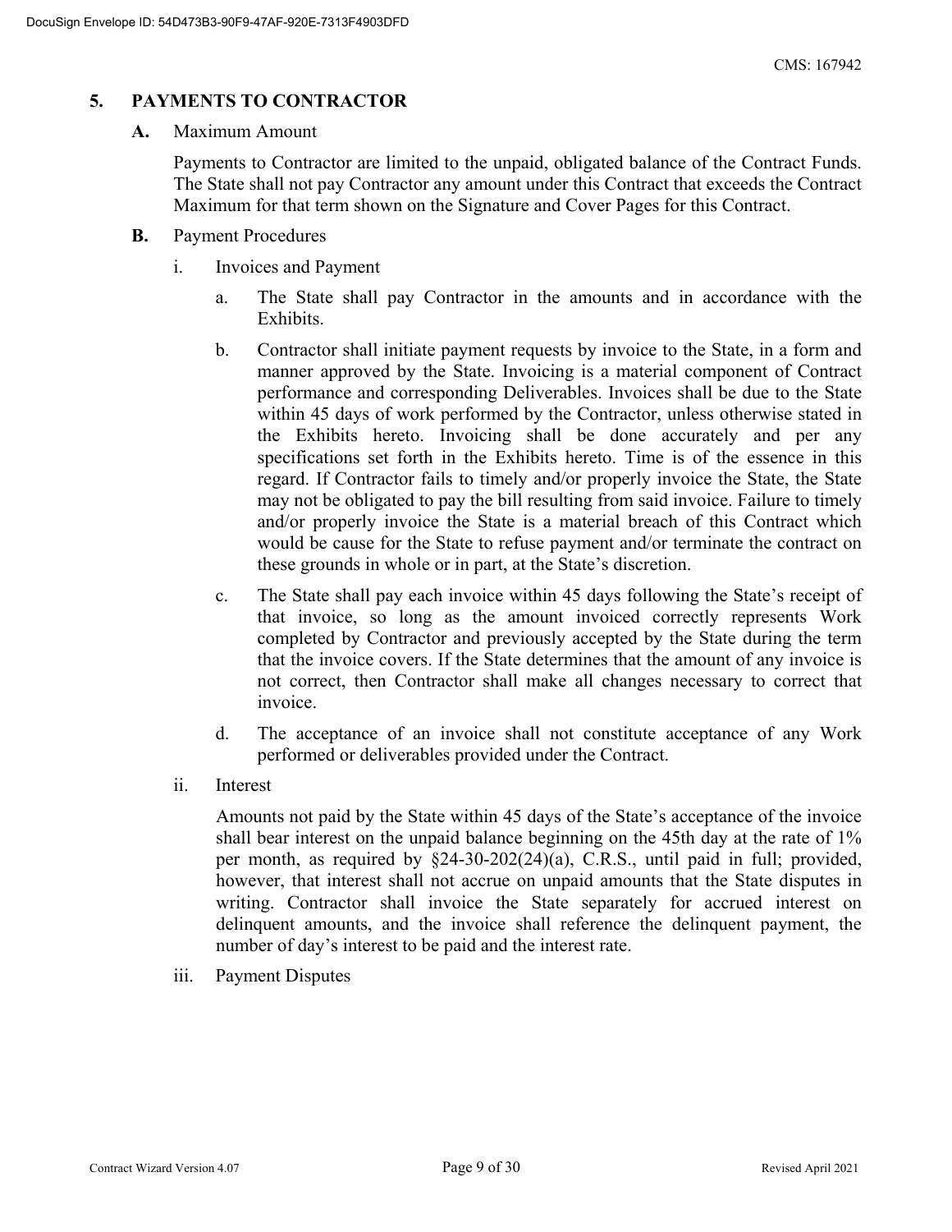## 5. PAYMENTS TO CONTRACTOR

**A.** Maximum Amount

Payments to Contractor are limited to the unpaid, obligated balance of the Contract Funds. The State shall not pay Contractor any amount under this Contract that exceeds the Contract Maximum for that term shown on the Signature and Cover Pages for this Contract.

**B.** Payment Procedures

i. Invoices and Payment

a. The State shall pay Contractor in the amounts and in accordance with the Exhibits.

b. Contractor shall initiate payment requests by invoice to the State, in a form and manner approved by the State. Invoicing is a material component of Contract performance and corresponding Deliverables. Invoices shall be due to the State within 45 days of work performed by the Contractor, unless otherwise stated in the Exhibits hereto. Invoicing shall be done accurately and per any specifications set forth in the Exhibits hereto. Time is of the essence in this regard. If Contractor fails to timely and/or properly invoice the State, the State may not be obligated to pay the bill resulting from said invoice. Failure to timely and/or properly invoice the State is a material breach of this Contract which would be cause for the State to refuse payment and/or terminate the contract on these grounds in whole or in part, at the State's discretion.

c. The State shall pay each invoice within 45 days following the State's receipt of that invoice, so long as the amount invoiced correctly represents Work completed by Contractor and previously accepted by the State during the term that the invoice covers. If the State determines that the amount of any invoice is not correct, then Contractor shall make all changes necessary to correct that invoice.

d. The acceptance of an invoice shall not constitute acceptance of any Work performed or deliverables provided under the Contract.

ii. Interest

Amounts not paid by the State within 45 days of the State's acceptance of the invoice shall bear interest on the unpaid balance beginning on the 45th day at the rate of 1% per month, as required by §24-30-202(24)(a), C.R.S., until paid in full; provided, however, that interest shall not accrue on unpaid amounts that the State disputes in writing. Contractor shall invoice the State separately for accrued interest on delinquent amounts, and the invoice shall reference the delinquent payment, the number of day's interest to be paid and the interest rate.

iii. Payment Disputes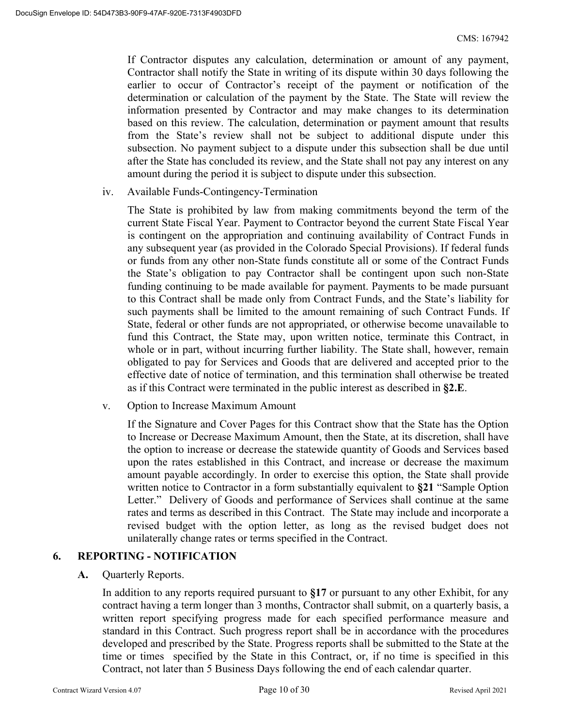If Contractor disputes any calculation, determination or amount of any payment, Contractor shall notify the State in writing of its dispute within 30 days following the earlier to occur of Contractor's receipt of the payment or notification of the determination or calculation of the payment by the State. The State will review the information presented by Contractor and may make changes to its determination based on this review. The calculation, determination or payment amount that results from the State's review shall not be subject to additional dispute under this subsection. No payment subject to a dispute under this subsection shall be due until after the State has concluded its review, and the State shall not pay any interest on any amount during the period it is subject to dispute under this subsection.

iv. Available Funds-Contingency-Termination

The State is prohibited by law from making commitments beyond the term of the current State Fiscal Year. Payment to Contractor beyond the current State Fiscal Year is contingent on the appropriation and continuing availability of Contract Funds in any subsequent year (as provided in the Colorado Special Provisions). If federal funds or funds from any other non-State funds constitute all or some of the Contract Funds the State's obligation to pay Contractor shall be contingent upon such non-State funding continuing to be made available for payment. Payments to be made pursuant to this Contract shall be made only from Contract Funds, and the State's liability for such payments shall be limited to the amount remaining of such Contract Funds. If State, federal or other funds are not appropriated, or otherwise become unavailable to fund this Contract, the State may, upon written notice, terminate this Contract, in whole or in part, without incurring further liability. The State shall, however, remain obligated to pay for Services and Goods that are delivered and accepted prior to the effective date of notice of termination, and this termination shall otherwise be treated as if this Contract were terminated in the public interest as described in **§2.E**.

v. Option to Increase Maximum Amount

If the Signature and Cover Pages for this Contract show that the State has the Option to Increase or Decrease Maximum Amount, then the State, at its discretion, shall have the option to increase or decrease the statewide quantity of Goods and Services based upon the rates established in this Contract, and increase or decrease the maximum amount payable accordingly. In order to exercise this option, the State shall provide written notice to Contractor in a form substantially equivalent to **§21** "Sample Option Letter." Delivery of Goods and performance of Services shall continue at the same rates and terms as described in this Contract. The State may include and incorporate a revised budget with the option letter, as long as the revised budget does not unilaterally change rates or terms specified in the Contract.

## 6. REPORTING - NOTIFICATION

**A.** Quarterly Reports.

In addition to any reports required pursuant to **§17** or pursuant to any other Exhibit, for any contract having a term longer than 3 months, Contractor shall submit, on a quarterly basis, a written report specifying progress made for each specified performance measure and standard in this Contract. Such progress report shall be in accordance with the procedures developed and prescribed by the State. Progress reports shall be submitted to the State at the time or times specified by the State in this Contract, or, if no time is specified in this Contract, not later than 5 Business Days following the end of each calendar quarter.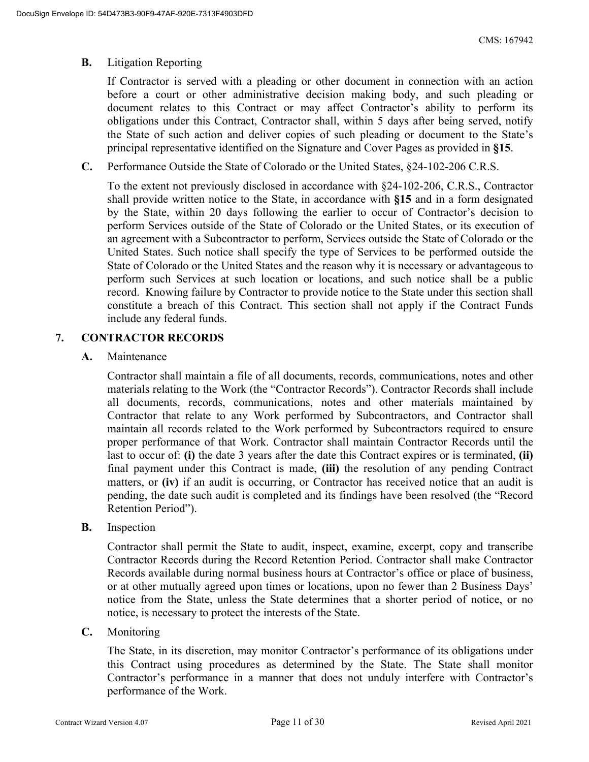**B.** Litigation Reporting

If Contractor is served with a pleading or other document in connection with an action before a court or other administrative decision making body, and such pleading or document relates to this Contract or may affect Contractor's ability to perform its obligations under this Contract, Contractor shall, within 5 days after being served, notify the State of such action and deliver copies of such pleading or document to the State's principal representative identified on the Signature and Cover Pages as provided in **§15**.

**C.** Performance Outside the State of Colorado or the United States, §24-102-206 C.R.S.

To the extent not previously disclosed in accordance with §24-102-206, C.R.S., Contractor shall provide written notice to the State, in accordance with **§15** and in a form designated by the State, within 20 days following the earlier to occur of Contractor's decision to perform Services outside of the State of Colorado or the United States, or its execution of an agreement with a Subcontractor to perform, Services outside the State of Colorado or the United States. Such notice shall specify the type of Services to be performed outside the State of Colorado or the United States and the reason why it is necessary or advantageous to perform such Services at such location or locations, and such notice shall be a public record. Knowing failure by Contractor to provide notice to the State under this section shall constitute a breach of this Contract. This section shall not apply if the Contract Funds include any federal funds.

## 7. CONTRACTOR RECORDS

**A.** Maintenance

Contractor shall maintain a file of all documents, records, communications, notes and other materials relating to the Work (the "Contractor Records"). Contractor Records shall include all documents, records, communications, notes and other materials maintained by Contractor that relate to any Work performed by Subcontractors, and Contractor shall maintain all records related to the Work performed by Subcontractors required to ensure proper performance of that Work. Contractor shall maintain Contractor Records until the last to occur of: **(i)** the date 3 years after the date this Contract expires or is terminated, **(ii)** final payment under this Contract is made, **(iii)** the resolution of any pending Contract matters, or **(iv)** if an audit is occurring, or Contractor has received notice that an audit is pending, the date such audit is completed and its findings have been resolved (the "Record Retention Period").

**B.** Inspection

Contractor shall permit the State to audit, inspect, examine, excerpt, copy and transcribe Contractor Records during the Record Retention Period. Contractor shall make Contractor Records available during normal business hours at Contractor's office or place of business, or at other mutually agreed upon times or locations, upon no fewer than 2 Business Days' notice from the State, unless the State determines that a shorter period of notice, or no notice, is necessary to protect the interests of the State.

**C.** Monitoring

The State, in its discretion, may monitor Contractor's performance of its obligations under this Contract using procedures as determined by the State. The State shall monitor Contractor's performance in a manner that does not unduly interfere with Contractor's performance of the Work.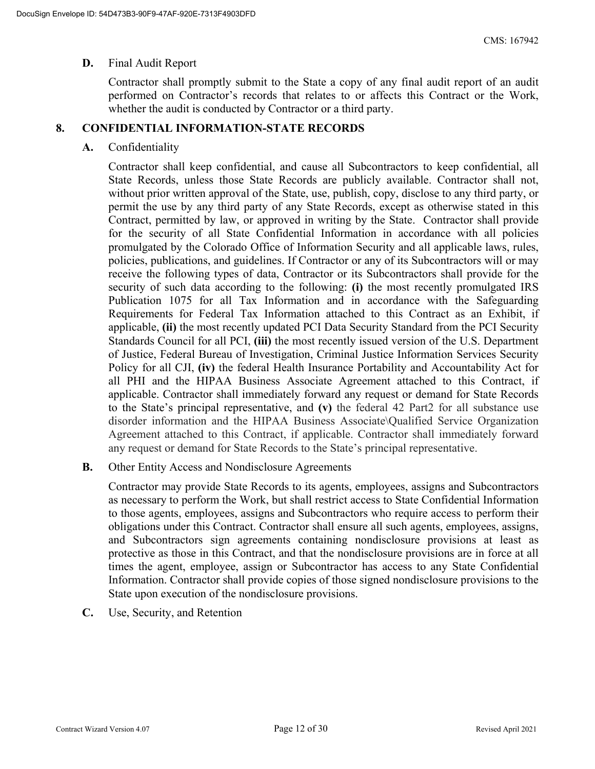**D.** Final Audit Report

Contractor shall promptly submit to the State a copy of any final audit report of an audit performed on Contractor's records that relates to or affects this Contract or the Work, whether the audit is conducted by Contractor or a third party.

## 8. CONFIDENTIAL INFORMATION-STATE RECORDS

**A.** Confidentiality

Contractor shall keep confidential, and cause all Subcontractors to keep confidential, all State Records, unless those State Records are publicly available. Contractor shall not, without prior written approval of the State, use, publish, copy, disclose to any third party, or permit the use by any third party of any State Records, except as otherwise stated in this Contract, permitted by law, or approved in writing by the State. Contractor shall provide for the security of all State Confidential Information in accordance with all policies promulgated by the Colorado Office of Information Security and all applicable laws, rules, policies, publications, and guidelines. If Contractor or any of its Subcontractors will or may receive the following types of data, Contractor or its Subcontractors shall provide for the security of such data according to the following: **(i)** the most recently promulgated IRS Publication 1075 for all Tax Information and in accordance with the Safeguarding Requirements for Federal Tax Information attached to this Contract as an Exhibit, if applicable, **(ii)** the most recently updated PCI Data Security Standard from the PCI Security Standards Council for all PCI, **(iii)** the most recently issued version of the U.S. Department of Justice, Federal Bureau of Investigation, Criminal Justice Information Services Security Policy for all CJI, **(iv)** the federal Health Insurance Portability and Accountability Act for all PHI and the HIPAA Business Associate Agreement attached to this Contract, if applicable. Contractor shall immediately forward any request or demand for State Records to the State's principal representative, and **(v)** the federal 42 Part2 for all substance use disorder information and the HIPAA Business Associate\Qualified Service Organization Agreement attached to this Contract, if applicable. Contractor shall immediately forward any request or demand for State Records to the State's principal representative.

**B.** Other Entity Access and Nondisclosure Agreements

Contractor may provide State Records to its agents, employees, assigns and Subcontractors as necessary to perform the Work, but shall restrict access to State Confidential Information to those agents, employees, assigns and Subcontractors who require access to perform their obligations under this Contract. Contractor shall ensure all such agents, employees, assigns, and Subcontractors sign agreements containing nondisclosure provisions at least as protective as those in this Contract, and that the nondisclosure provisions are in force at all times the agent, employee, assign or Subcontractor has access to any State Confidential Information. Contractor shall provide copies of those signed nondisclosure provisions to the State upon execution of the nondisclosure provisions.

**C.** Use, Security, and Retention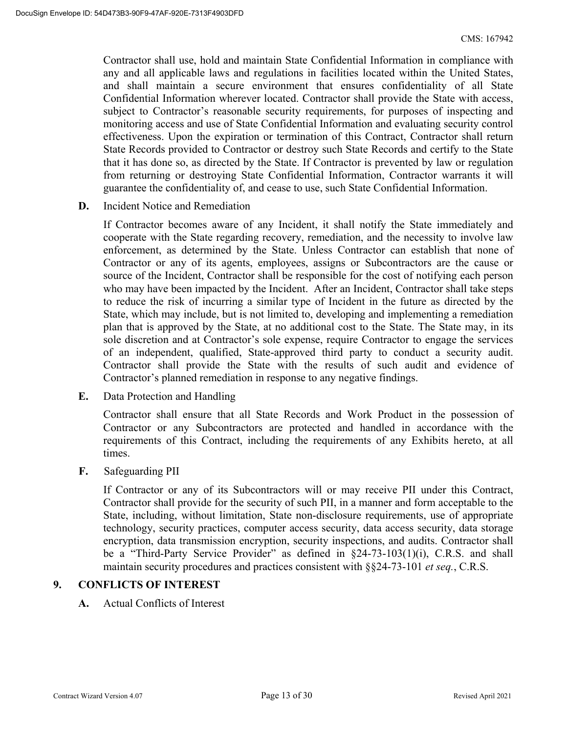Contractor shall use, hold and maintain State Confidential Information in compliance with any and all applicable laws and regulations in facilities located within the United States, and shall maintain a secure environment that ensures confidentiality of all State Confidential Information wherever located. Contractor shall provide the State with access, subject to Contractor's reasonable security requirements, for purposes of inspecting and monitoring access and use of State Confidential Information and evaluating security control effectiveness. Upon the expiration or termination of this Contract, Contractor shall return State Records provided to Contractor or destroy such State Records and certify to the State that it has done so, as directed by the State. If Contractor is prevented by law or regulation from returning or destroying State Confidential Information, Contractor warrants it will guarantee the confidentiality of, and cease to use, such State Confidential Information.

**D.** Incident Notice and Remediation

If Contractor becomes aware of any Incident, it shall notify the State immediately and cooperate with the State regarding recovery, remediation, and the necessity to involve law enforcement, as determined by the State. Unless Contractor can establish that none of Contractor or any of its agents, employees, assigns or Subcontractors are the cause or source of the Incident, Contractor shall be responsible for the cost of notifying each person who may have been impacted by the Incident. After an Incident, Contractor shall take steps to reduce the risk of incurring a similar type of Incident in the future as directed by the State, which may include, but is not limited to, developing and implementing a remediation plan that is approved by the State, at no additional cost to the State. The State may, in its sole discretion and at Contractor's sole expense, require Contractor to engage the services of an independent, qualified, State-approved third party to conduct a security audit. Contractor shall provide the State with the results of such audit and evidence of Contractor's planned remediation in response to any negative findings.

**E.** Data Protection and Handling

Contractor shall ensure that all State Records and Work Product in the possession of Contractor or any Subcontractors are protected and handled in accordance with the requirements of this Contract, including the requirements of any Exhibits hereto, at all times.

**F.** Safeguarding PII

If Contractor or any of its Subcontractors will or may receive PII under this Contract, Contractor shall provide for the security of such PII, in a manner and form acceptable to the State, including, without limitation, State non-disclosure requirements, use of appropriate technology, security practices, computer access security, data access security, data storage encryption, data transmission encryption, security inspections, and audits. Contractor shall be a "Third-Party Service Provider" as defined in §24-73-103(1)(i), C.R.S. and shall maintain security procedures and practices consistent with §§24-73-101 *et seq.*, C.R.S.

## 9. CONFLICTS OF INTEREST

**A.** Actual Conflicts of Interest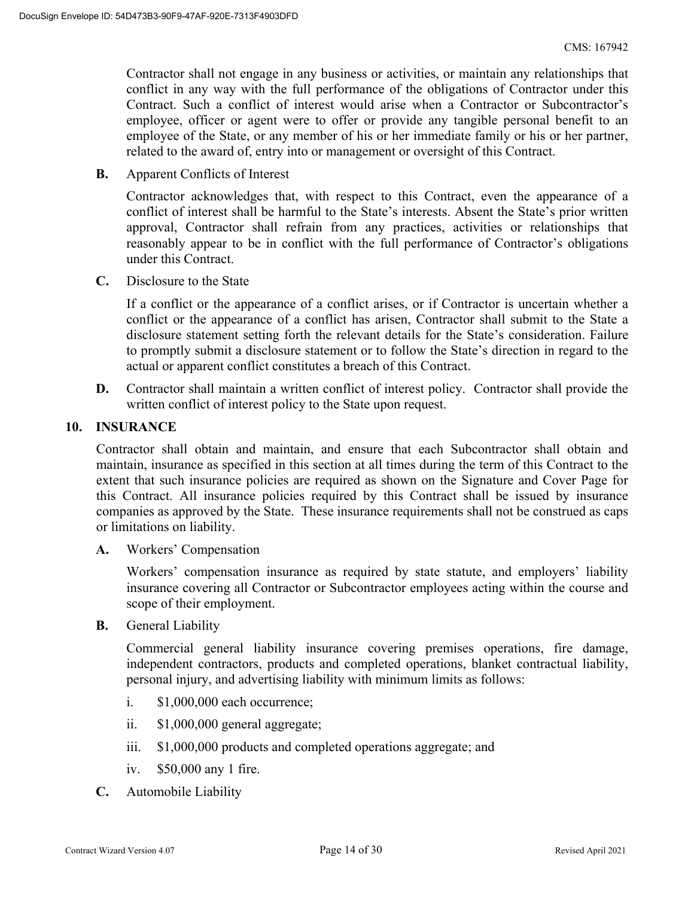Contractor shall not engage in any business or activities, or maintain any relationships that conflict in any way with the full performance of the obligations of Contractor under this Contract. Such a conflict of interest would arise when a Contractor or Subcontractor's employee, officer or agent were to offer or provide any tangible personal benefit to an employee of the State, or any member of his or her immediate family or his or her partner, related to the award of, entry into or management or oversight of this Contract.

**B.** Apparent Conflicts of Interest

Contractor acknowledges that, with respect to this Contract, even the appearance of a conflict of interest shall be harmful to the State's interests. Absent the State's prior written approval, Contractor shall refrain from any practices, activities or relationships that reasonably appear to be in conflict with the full performance of Contractor's obligations under this Contract.

**C.** Disclosure to the State

If a conflict or the appearance of a conflict arises, or if Contractor is uncertain whether a conflict or the appearance of a conflict has arisen, Contractor shall submit to the State a disclosure statement setting forth the relevant details for the State's consideration. Failure to promptly submit a disclosure statement or to follow the State's direction in regard to the actual or apparent conflict constitutes a breach of this Contract.

**D.** Contractor shall maintain a written conflict of interest policy. Contractor shall provide the written conflict of interest policy to the State upon request.

## 10. INSURANCE

Contractor shall obtain and maintain, and ensure that each Subcontractor shall obtain and maintain, insurance as specified in this section at all times during the term of this Contract to the extent that such insurance policies are required as shown on the Signature and Cover Page for this Contract. All insurance policies required by this Contract shall be issued by insurance companies as approved by the State. These insurance requirements shall not be construed as caps or limitations on liability.

**A.** Workers' Compensation

Workers' compensation insurance as required by state statute, and employers' liability insurance covering all Contractor or Subcontractor employees acting within the course and scope of their employment.

**B.** General Liability

Commercial general liability insurance covering premises operations, fire damage, independent contractors, products and completed operations, blanket contractual liability, personal injury, and advertising liability with minimum limits as follows:

i. $1,000,000 each occurrence;

ii. $1,000,000 general aggregate;

iii. $1,000,000 products and completed operations aggregate; and

iv. $50,000 any 1 fire.

**C.** Automobile Liability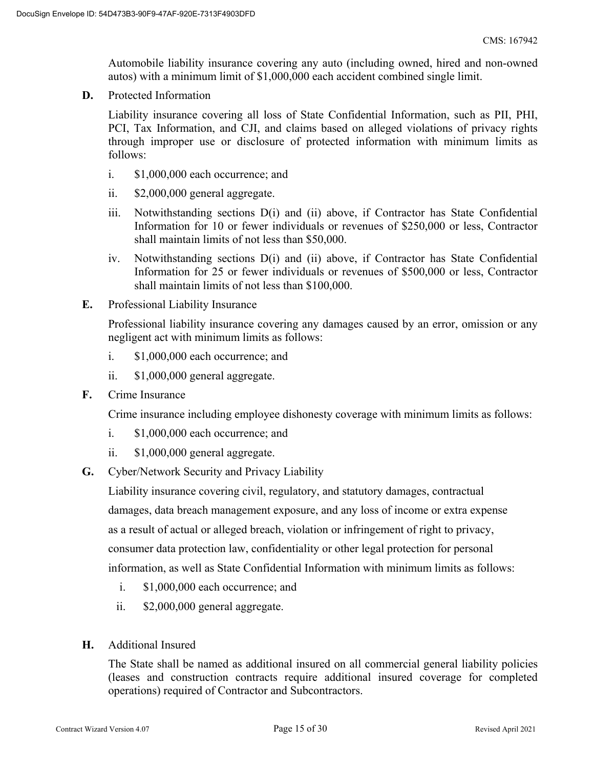Automobile liability insurance covering any auto (including owned, hired and non-owned autos) with a minimum limit of $1,000,000 each accident combined single limit.

**D.** Protected Information

Liability insurance covering all loss of State Confidential Information, such as PII, PHI, PCI, Tax Information, and CJI, and claims based on alleged violations of privacy rights through improper use or disclosure of protected information with minimum limits as follows:

i. $1,000,000 each occurrence; and

ii. $2,000,000 general aggregate.

iii. Notwithstanding sections D(i) and (ii) above, if Contractor has State Confidential Information for 10 or fewer individuals or revenues of $250,000 or less, Contractor shall maintain limits of not less than $50,000.

iv. Notwithstanding sections D(i) and (ii) above, if Contractor has State Confidential Information for 25 or fewer individuals or revenues of $500,000 or less, Contractor shall maintain limits of not less than $100,000.

**E.** Professional Liability Insurance

Professional liability insurance covering any damages caused by an error, omission or any negligent act with minimum limits as follows:

i. $1,000,000 each occurrence; and

ii. $1,000,000 general aggregate.

**F.** Crime Insurance

Crime insurance including employee dishonesty coverage with minimum limits as follows:

i. $1,000,000 each occurrence; and

ii. $1,000,000 general aggregate.

**G.** Cyber/Network Security and Privacy Liability

Liability insurance covering civil, regulatory, and statutory damages, contractual damages, data breach management exposure, and any loss of income or extra expense as a result of actual or alleged breach, violation or infringement of right to privacy, consumer data protection law, confidentiality or other legal protection for personal information, as well as State Confidential Information with minimum limits as follows:

i. $1,000,000 each occurrence; and

ii. $2,000,000 general aggregate.

**H.** Additional Insured

The State shall be named as additional insured on all commercial general liability policies (leases and construction contracts require additional insured coverage for completed operations) required of Contractor and Subcontractors.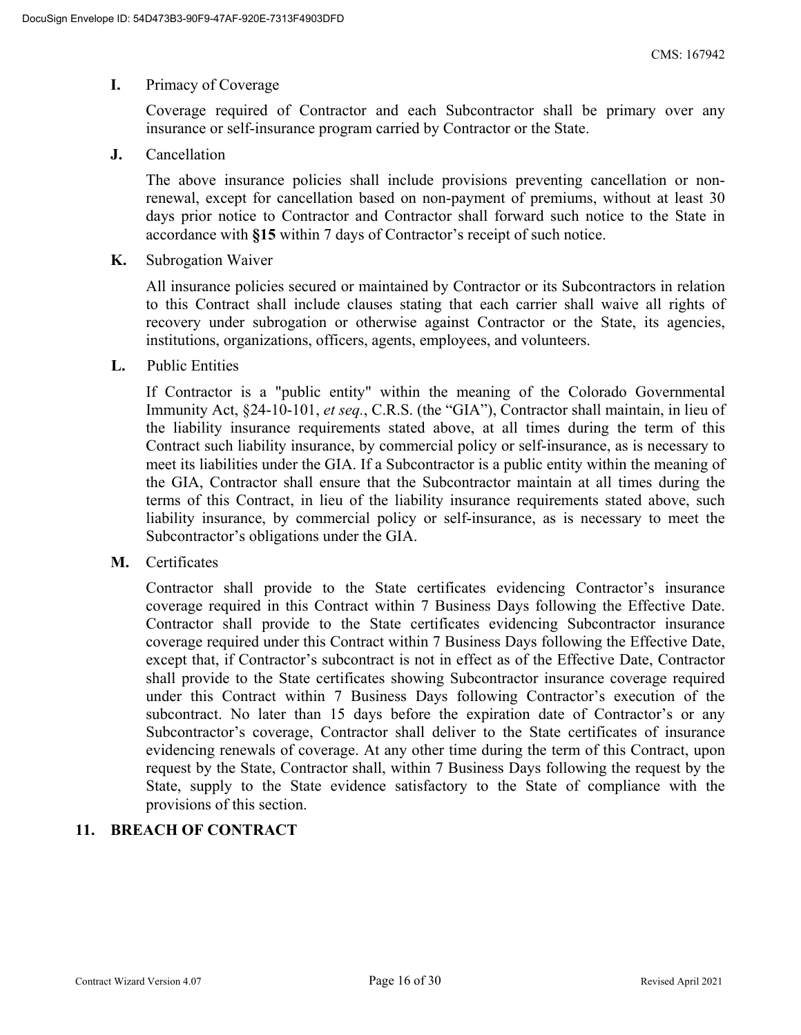**I.** Primacy of Coverage

Coverage required of Contractor and each Subcontractor shall be primary over any insurance or self-insurance program carried by Contractor or the State.

**J.** Cancellation

The above insurance policies shall include provisions preventing cancellation or non-renewal, except for cancellation based on non-payment of premiums, without at least 30 days prior notice to Contractor and Contractor shall forward such notice to the State in accordance with **§15** within 7 days of Contractor's receipt of such notice.

**K.** Subrogation Waiver

All insurance policies secured or maintained by Contractor or its Subcontractors in relation to this Contract shall include clauses stating that each carrier shall waive all rights of recovery under subrogation or otherwise against Contractor or the State, its agencies, institutions, organizations, officers, agents, employees, and volunteers.

**L.** Public Entities

If Contractor is a "public entity" within the meaning of the Colorado Governmental Immunity Act, §24-10-101, *et seq.*, C.R.S. (the "GIA"), Contractor shall maintain, in lieu of the liability insurance requirements stated above, at all times during the term of this Contract such liability insurance, by commercial policy or self-insurance, as is necessary to meet its liabilities under the GIA. If a Subcontractor is a public entity within the meaning of the GIA, Contractor shall ensure that the Subcontractor maintain at all times during the terms of this Contract, in lieu of the liability insurance requirements stated above, such liability insurance, by commercial policy or self-insurance, as is necessary to meet the Subcontractor's obligations under the GIA.

**M.** Certificates

Contractor shall provide to the State certificates evidencing Contractor's insurance coverage required in this Contract within 7 Business Days following the Effective Date. Contractor shall provide to the State certificates evidencing Subcontractor insurance coverage required under this Contract within 7 Business Days following the Effective Date, except that, if Contractor's subcontract is not in effect as of the Effective Date, Contractor shall provide to the State certificates showing Subcontractor insurance coverage required under this Contract within 7 Business Days following Contractor's execution of the subcontract. No later than 15 days before the expiration date of Contractor's or any Subcontractor's coverage, Contractor shall deliver to the State certificates of insurance evidencing renewals of coverage. At any other time during the term of this Contract, upon request by the State, Contractor shall, within 7 Business Days following the request by the State, supply to the State evidence satisfactory to the State of compliance with the provisions of this section.

## 11. BREACH OF CONTRACT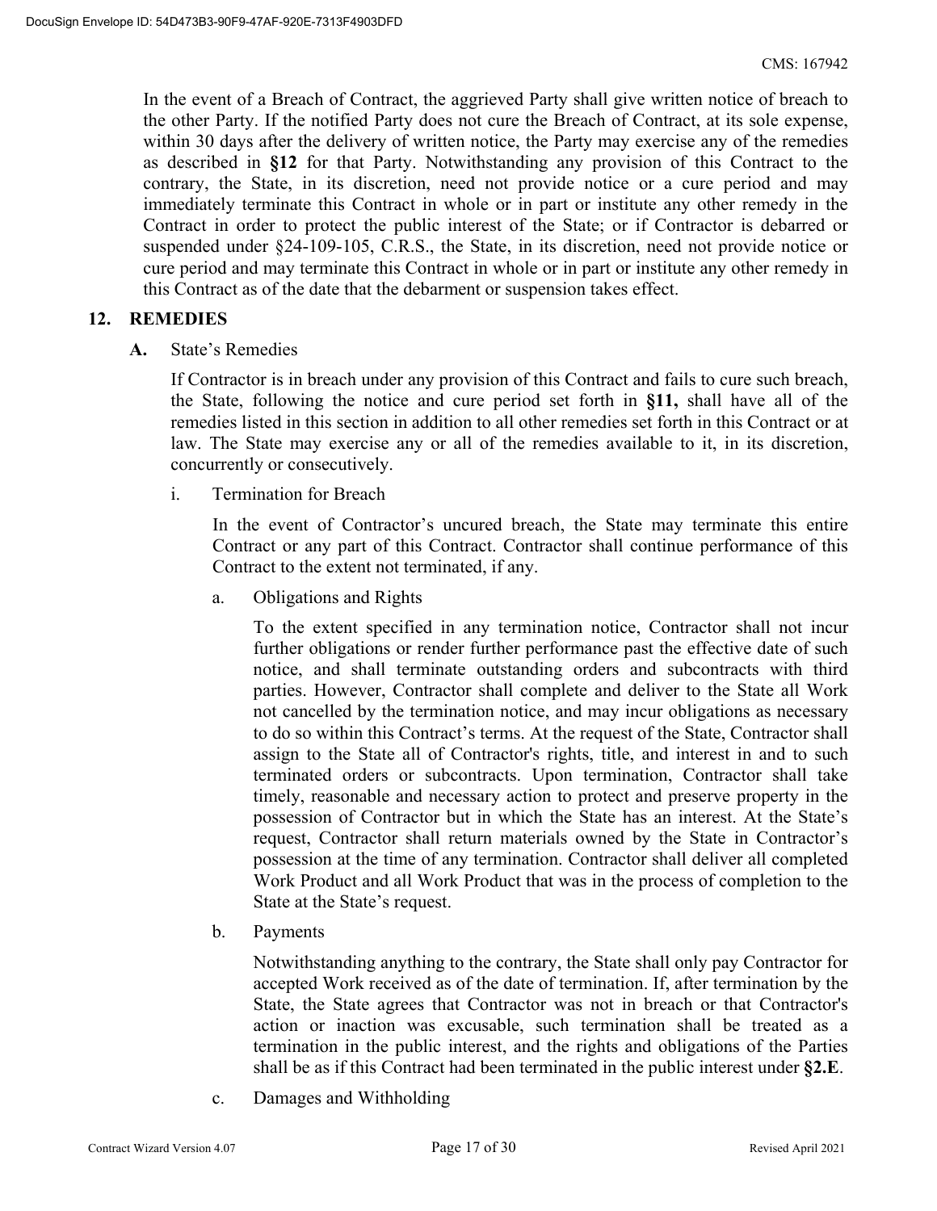In the event of a Breach of Contract, the aggrieved Party shall give written notice of breach to the other Party. If the notified Party does not cure the Breach of Contract, at its sole expense, within 30 days after the delivery of written notice, the Party may exercise any of the remedies as described in **§12** for that Party. Notwithstanding any provision of this Contract to the contrary, the State, in its discretion, need not provide notice or a cure period and may immediately terminate this Contract in whole or in part or institute any other remedy in the Contract in order to protect the public interest of the State; or if Contractor is debarred or suspended under §24-109-105, C.R.S., the State, in its discretion, need not provide notice or cure period and may terminate this Contract in whole or in part or institute any other remedy in this Contract as of the date that the debarment or suspension takes effect.

## 12. REMEDIES

**A.** State's Remedies

If Contractor is in breach under any provision of this Contract and fails to cure such breach, the State, following the notice and cure period set forth in **§11,** shall have all of the remedies listed in this section in addition to all other remedies set forth in this Contract or at law. The State may exercise any or all of the remedies available to it, in its discretion, concurrently or consecutively.

i. Termination for Breach

In the event of Contractor's uncured breach, the State may terminate this entire Contract or any part of this Contract. Contractor shall continue performance of this Contract to the extent not terminated, if any.

a. Obligations and Rights

To the extent specified in any termination notice, Contractor shall not incur further obligations or render further performance past the effective date of such notice, and shall terminate outstanding orders and subcontracts with third parties. However, Contractor shall complete and deliver to the State all Work not cancelled by the termination notice, and may incur obligations as necessary to do so within this Contract's terms. At the request of the State, Contractor shall assign to the State all of Contractor's rights, title, and interest in and to such terminated orders or subcontracts. Upon termination, Contractor shall take timely, reasonable and necessary action to protect and preserve property in the possession of Contractor but in which the State has an interest. At the State's request, Contractor shall return materials owned by the State in Contractor's possession at the time of any termination. Contractor shall deliver all completed Work Product and all Work Product that was in the process of completion to the State at the State's request.

b. Payments

Notwithstanding anything to the contrary, the State shall only pay Contractor for accepted Work received as of the date of termination. If, after termination by the State, the State agrees that Contractor was not in breach or that Contractor's action or inaction was excusable, such termination shall be treated as a termination in the public interest, and the rights and obligations of the Parties shall be as if this Contract had been terminated in the public interest under **§2.E**.

c. Damages and Withholding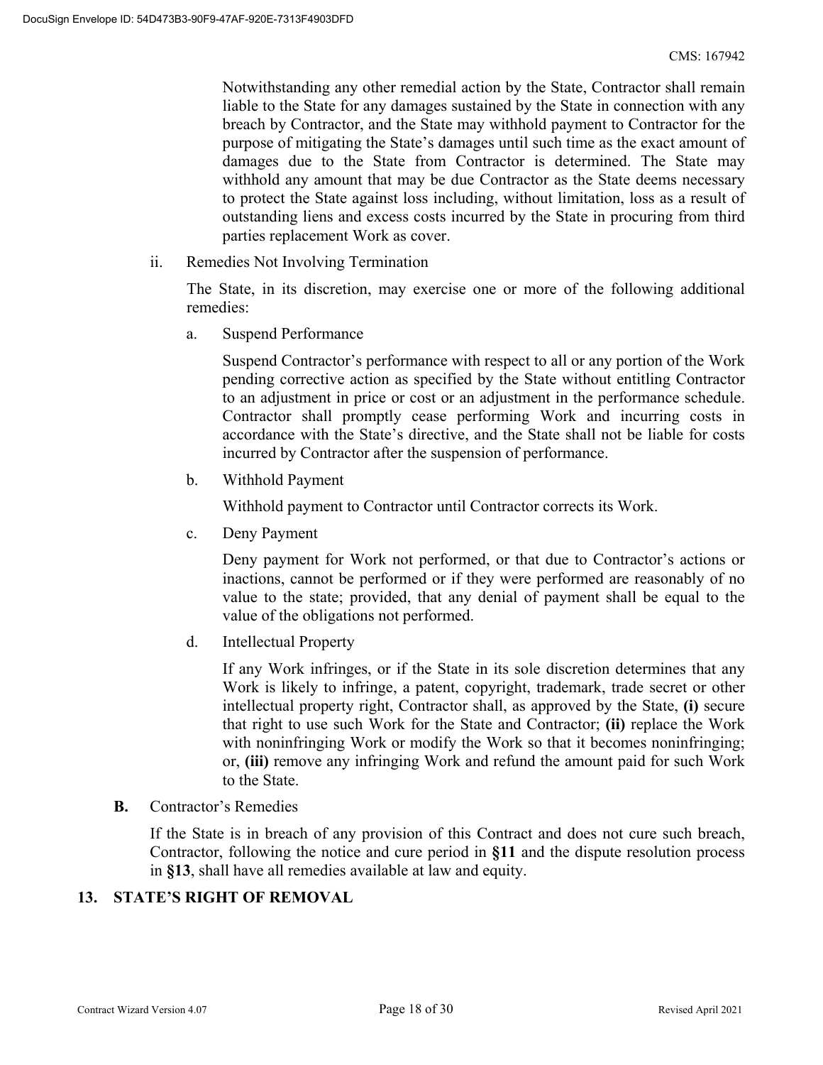Notwithstanding any other remedial action by the State, Contractor shall remain liable to the State for any damages sustained by the State in connection with any breach by Contractor, and the State may withhold payment to Contractor for the purpose of mitigating the State's damages until such time as the exact amount of damages due to the State from Contractor is determined. The State may withhold any amount that may be due Contractor as the State deems necessary to protect the State against loss including, without limitation, loss as a result of outstanding liens and excess costs incurred by the State in procuring from third parties replacement Work as cover.

ii. Remedies Not Involving Termination

The State, in its discretion, may exercise one or more of the following additional remedies:

a. Suspend Performance

Suspend Contractor's performance with respect to all or any portion of the Work pending corrective action as specified by the State without entitling Contractor to an adjustment in price or cost or an adjustment in the performance schedule. Contractor shall promptly cease performing Work and incurring costs in accordance with the State's directive, and the State shall not be liable for costs incurred by Contractor after the suspension of performance.

b. Withhold Payment

Withhold payment to Contractor until Contractor corrects its Work.

c. Deny Payment

Deny payment for Work not performed, or that due to Contractor's actions or inactions, cannot be performed or if they were performed are reasonably of no value to the state; provided, that any denial of payment shall be equal to the value of the obligations not performed.

d. Intellectual Property

If any Work infringes, or if the State in its sole discretion determines that any Work is likely to infringe, a patent, copyright, trademark, trade secret or other intellectual property right, Contractor shall, as approved by the State, **(i)** secure that right to use such Work for the State and Contractor; **(ii)** replace the Work with noninfringing Work or modify the Work so that it becomes noninfringing; or, **(iii)** remove any infringing Work and refund the amount paid for such Work to the State.

**B.** Contractor's Remedies

If the State is in breach of any provision of this Contract and does not cure such breach, Contractor, following the notice and cure period in **§11** and the dispute resolution process in **§13**, shall have all remedies available at law and equity.

## 13. STATE'S RIGHT OF REMOVAL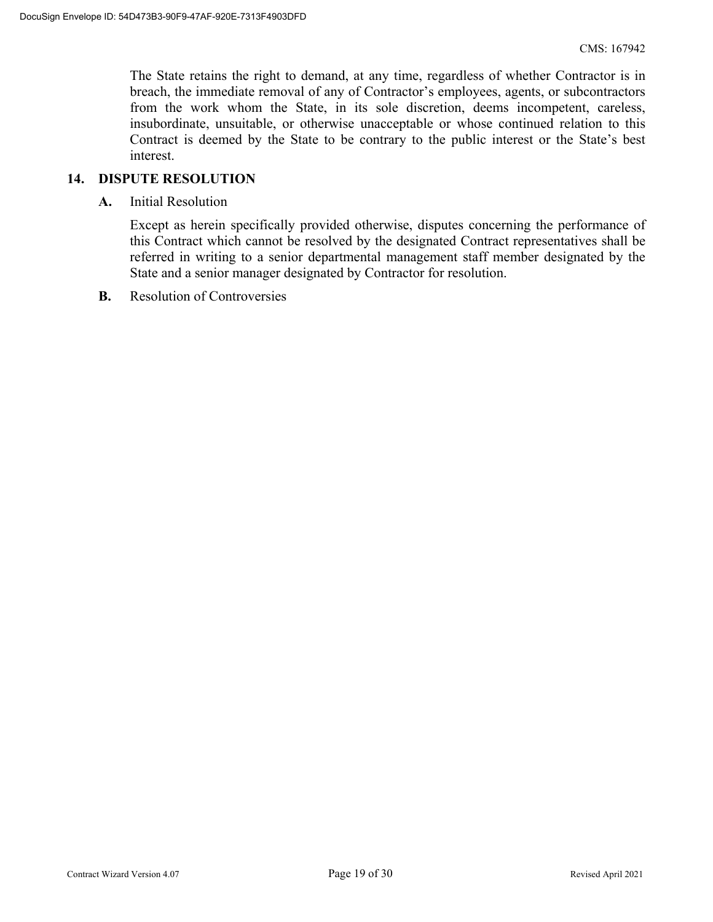The State retains the right to demand, at any time, regardless of whether Contractor is in breach, the immediate removal of any of Contractor's employees, agents, or subcontractors from the work whom the State, in its sole discretion, deems incompetent, careless, insubordinate, unsuitable, or otherwise unacceptable or whose continued relation to this Contract is deemed by the State to be contrary to the public interest or the State's best interest.

## 14. DISPUTE RESOLUTION

**A.** Initial Resolution

Except as herein specifically provided otherwise, disputes concerning the performance of this Contract which cannot be resolved by the designated Contract representatives shall be referred in writing to a senior departmental management staff member designated by the State and a senior manager designated by Contractor for resolution.

**B.** Resolution of Controversies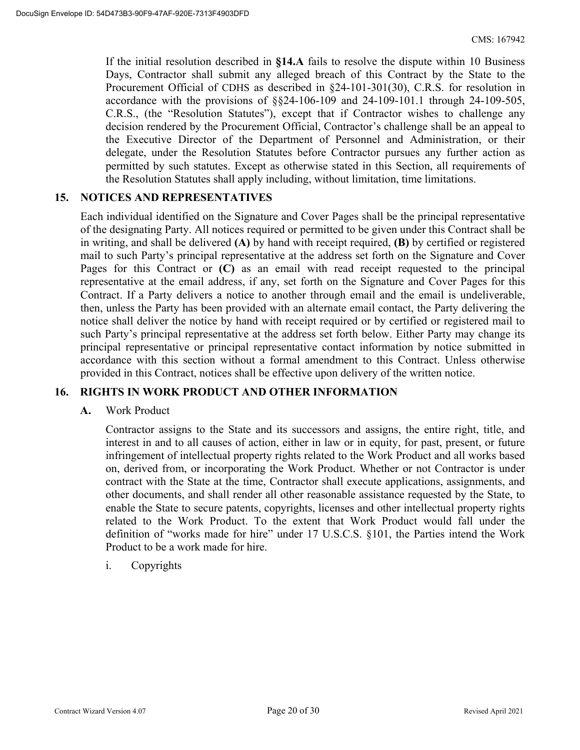If the initial resolution described in **§14.A** fails to resolve the dispute within 10 Business Days, Contractor shall submit any alleged breach of this Contract by the State to the Procurement Official of CDHS as described in §24-101-301(30), C.R.S. for resolution in accordance with the provisions of §§24-106-109 and 24-109-101.1 through 24-109-505, C.R.S., (the "Resolution Statutes"), except that if Contractor wishes to challenge any decision rendered by the Procurement Official, Contractor's challenge shall be an appeal to the Executive Director of the Department of Personnel and Administration, or their delegate, under the Resolution Statutes before Contractor pursues any further action as permitted by such statutes. Except as otherwise stated in this Section, all requirements of the Resolution Statutes shall apply including, without limitation, time limitations.

## 15. NOTICES AND REPRESENTATIVES

Each individual identified on the Signature and Cover Pages shall be the principal representative of the designating Party. All notices required or permitted to be given under this Contract shall be in writing, and shall be delivered **(A)** by hand with receipt required, **(B)** by certified or registered mail to such Party's principal representative at the address set forth on the Signature and Cover Pages for this Contract or **(C)** as an email with read receipt requested to the principal representative at the email address, if any, set forth on the Signature and Cover Pages for this Contract. If a Party delivers a notice to another through email and the email is undeliverable, then, unless the Party has been provided with an alternate email contact, the Party delivering the notice shall deliver the notice by hand with receipt required or by certified or registered mail to such Party's principal representative at the address set forth below. Either Party may change its principal representative or principal representative contact information by notice submitted in accordance with this section without a formal amendment to this Contract. Unless otherwise provided in this Contract, notices shall be effective upon delivery of the written notice.

## 16. RIGHTS IN WORK PRODUCT AND OTHER INFORMATION

**A.** Work Product

Contractor assigns to the State and its successors and assigns, the entire right, title, and interest in and to all causes of action, either in law or in equity, for past, present, or future infringement of intellectual property rights related to the Work Product and all works based on, derived from, or incorporating the Work Product. Whether or not Contractor is under contract with the State at the time, Contractor shall execute applications, assignments, and other documents, and shall render all other reasonable assistance requested by the State, to enable the State to secure patents, copyrights, licenses and other intellectual property rights related to the Work Product. To the extent that Work Product would fall under the definition of "works made for hire" under 17 U.S.C.S. §101, the Parties intend the Work Product to be a work made for hire.

i. Copyrights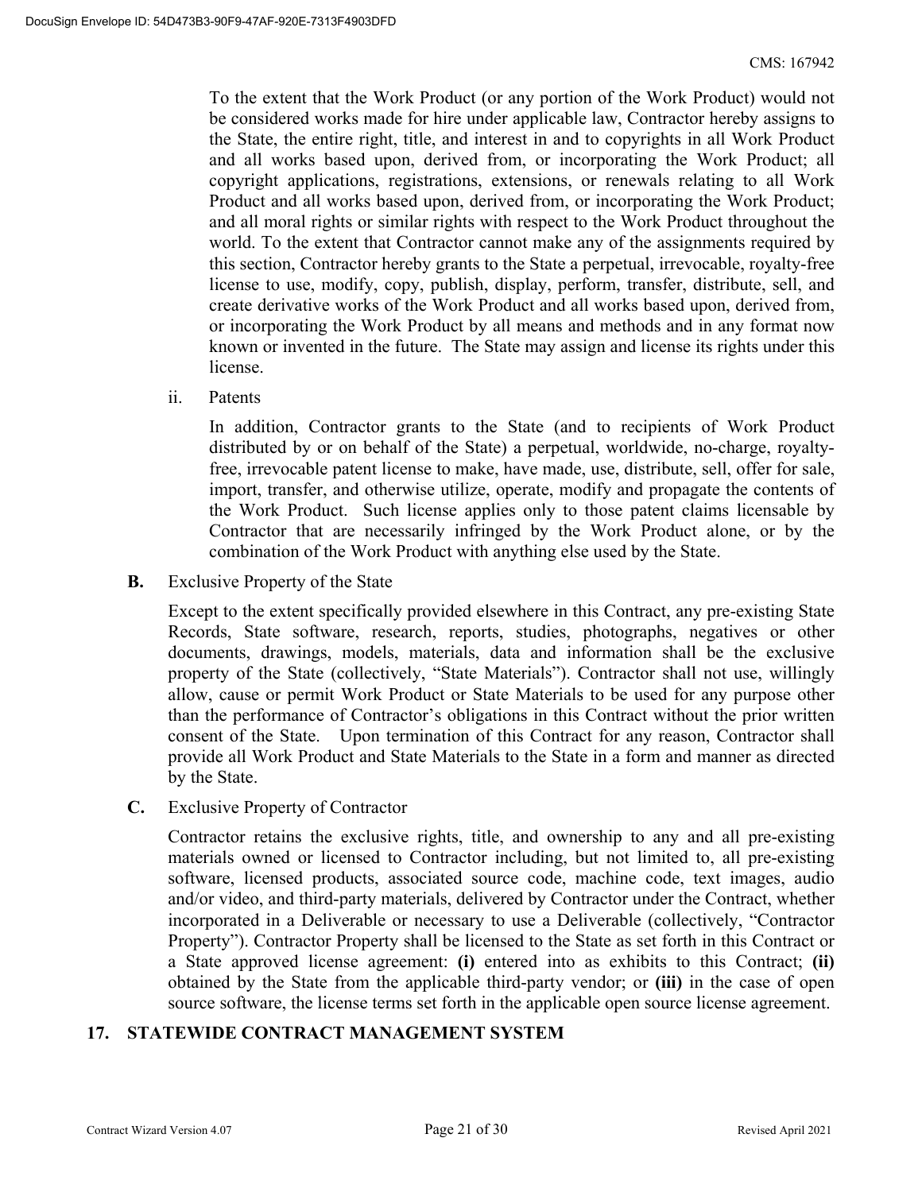To the extent that the Work Product (or any portion of the Work Product) would not be considered works made for hire under applicable law, Contractor hereby assigns to the State, the entire right, title, and interest in and to copyrights in all Work Product and all works based upon, derived from, or incorporating the Work Product; all copyright applications, registrations, extensions, or renewals relating to all Work Product and all works based upon, derived from, or incorporating the Work Product; and all moral rights or similar rights with respect to the Work Product throughout the world. To the extent that Contractor cannot make any of the assignments required by this section, Contractor hereby grants to the State a perpetual, irrevocable, royalty-free license to use, modify, copy, publish, display, perform, transfer, distribute, sell, and create derivative works of the Work Product and all works based upon, derived from, or incorporating the Work Product by all means and methods and in any format now known or invented in the future. The State may assign and license its rights under this license.

ii. Patents

In addition, Contractor grants to the State (and to recipients of Work Product distributed by or on behalf of the State) a perpetual, worldwide, no-charge, royalty-free, irrevocable patent license to make, have made, use, distribute, sell, offer for sale, import, transfer, and otherwise utilize, operate, modify and propagate the contents of the Work Product. Such license applies only to those patent claims licensable by Contractor that are necessarily infringed by the Work Product alone, or by the combination of the Work Product with anything else used by the State.

**B.** Exclusive Property of the State

Except to the extent specifically provided elsewhere in this Contract, any pre-existing State Records, State software, research, reports, studies, photographs, negatives or other documents, drawings, models, materials, data and information shall be the exclusive property of the State (collectively, "State Materials"). Contractor shall not use, willingly allow, cause or permit Work Product or State Materials to be used for any purpose other than the performance of Contractor's obligations in this Contract without the prior written consent of the State. Upon termination of this Contract for any reason, Contractor shall provide all Work Product and State Materials to the State in a form and manner as directed by the State.

**C.** Exclusive Property of Contractor

Contractor retains the exclusive rights, title, and ownership to any and all pre-existing materials owned or licensed to Contractor including, but not limited to, all pre-existing software, licensed products, associated source code, machine code, text images, audio and/or video, and third-party materials, delivered by Contractor under the Contract, whether incorporated in a Deliverable or necessary to use a Deliverable (collectively, "Contractor Property"). Contractor Property shall be licensed to the State as set forth in this Contract or a State approved license agreement: **(i)** entered into as exhibits to this Contract; **(ii)** obtained by the State from the applicable third-party vendor; or **(iii)** in the case of open source software, the license terms set forth in the applicable open source license agreement.

## 17. STATEWIDE CONTRACT MANAGEMENT SYSTEM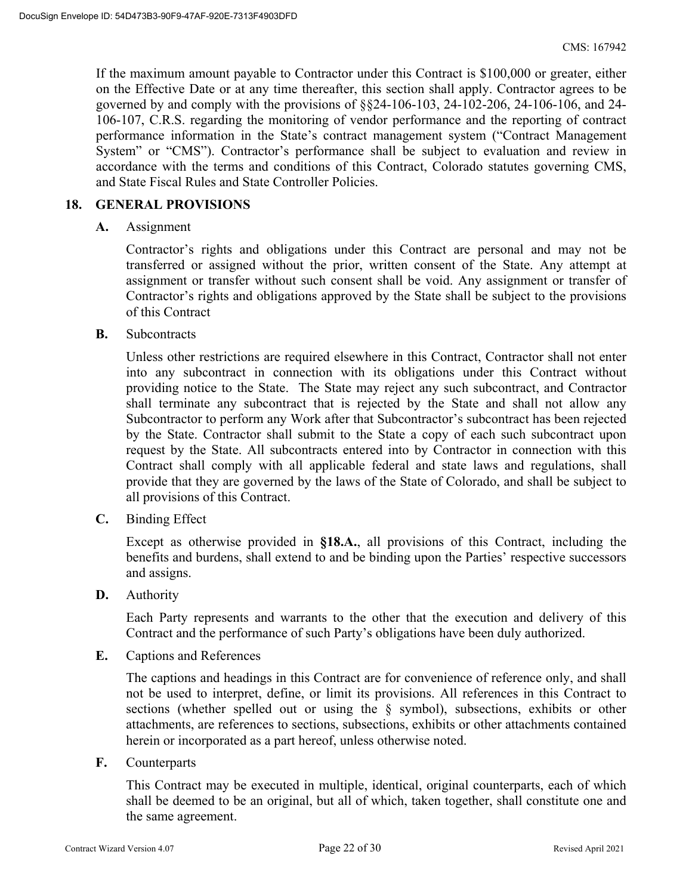If the maximum amount payable to Contractor under this Contract is $100,000 or greater, either on the Effective Date or at any time thereafter, this section shall apply. Contractor agrees to be governed by and comply with the provisions of §§24-106-103, 24-102-206, 24-106-106, and 24-106-107, C.R.S. regarding the monitoring of vendor performance and the reporting of contract performance information in the State's contract management system ("Contract Management System" or "CMS"). Contractor's performance shall be subject to evaluation and review in accordance with the terms and conditions of this Contract, Colorado statutes governing CMS, and State Fiscal Rules and State Controller Policies.

## 18. GENERAL PROVISIONS

**A.** Assignment

Contractor's rights and obligations under this Contract are personal and may not be transferred or assigned without the prior, written consent of the State. Any attempt at assignment or transfer without such consent shall be void. Any assignment or transfer of Contractor's rights and obligations approved by the State shall be subject to the provisions of this Contract

**B.** Subcontracts

Unless other restrictions are required elsewhere in this Contract, Contractor shall not enter into any subcontract in connection with its obligations under this Contract without providing notice to the State. The State may reject any such subcontract, and Contractor shall terminate any subcontract that is rejected by the State and shall not allow any Subcontractor to perform any Work after that Subcontractor's subcontract has been rejected by the State. Contractor shall submit to the State a copy of each such subcontract upon request by the State. All subcontracts entered into by Contractor in connection with this Contract shall comply with all applicable federal and state laws and regulations, shall provide that they are governed by the laws of the State of Colorado, and shall be subject to all provisions of this Contract.

**C.** Binding Effect

Except as otherwise provided in **§18.A.**, all provisions of this Contract, including the benefits and burdens, shall extend to and be binding upon the Parties' respective successors and assigns.

**D.** Authority

Each Party represents and warrants to the other that the execution and delivery of this Contract and the performance of such Party's obligations have been duly authorized.

**E.** Captions and References

The captions and headings in this Contract are for convenience of reference only, and shall not be used to interpret, define, or limit its provisions. All references in this Contract to sections (whether spelled out or using the § symbol), subsections, exhibits or other attachments, are references to sections, subsections, exhibits or other attachments contained herein or incorporated as a part hereof, unless otherwise noted.

**F.** Counterparts

This Contract may be executed in multiple, identical, original counterparts, each of which shall be deemed to be an original, but all of which, taken together, shall constitute one and the same agreement.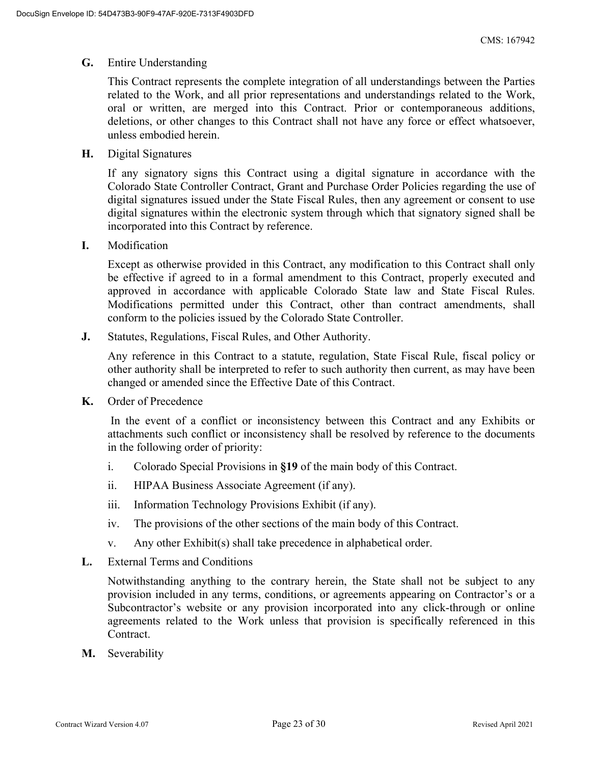**G.** Entire Understanding

This Contract represents the complete integration of all understandings between the Parties related to the Work, and all prior representations and understandings related to the Work, oral or written, are merged into this Contract. Prior or contemporaneous additions, deletions, or other changes to this Contract shall not have any force or effect whatsoever, unless embodied herein.

**H.** Digital Signatures

If any signatory signs this Contract using a digital signature in accordance with the Colorado State Controller Contract, Grant and Purchase Order Policies regarding the use of digital signatures issued under the State Fiscal Rules, then any agreement or consent to use digital signatures within the electronic system through which that signatory signed shall be incorporated into this Contract by reference.

**I.** Modification

Except as otherwise provided in this Contract, any modification to this Contract shall only be effective if agreed to in a formal amendment to this Contract, properly executed and approved in accordance with applicable Colorado State law and State Fiscal Rules. Modifications permitted under this Contract, other than contract amendments, shall conform to the policies issued by the Colorado State Controller.

**J.** Statutes, Regulations, Fiscal Rules, and Other Authority.

Any reference in this Contract to a statute, regulation, State Fiscal Rule, fiscal policy or other authority shall be interpreted to refer to such authority then current, as may have been changed or amended since the Effective Date of this Contract.

**K.** Order of Precedence

In the event of a conflict or inconsistency between this Contract and any Exhibits or attachments such conflict or inconsistency shall be resolved by reference to the documents in the following order of priority:

i. Colorado Special Provisions in **§19** of the main body of this Contract.

ii. HIPAA Business Associate Agreement (if any).

iii. Information Technology Provisions Exhibit (if any).

iv. The provisions of the other sections of the main body of this Contract.

v. Any other Exhibit(s) shall take precedence in alphabetical order.

**L.** External Terms and Conditions

Notwithstanding anything to the contrary herein, the State shall not be subject to any provision included in any terms, conditions, or agreements appearing on Contractor's or a Subcontractor's website or any provision incorporated into any click-through or online agreements related to the Work unless that provision is specifically referenced in this Contract.

**M.** Severability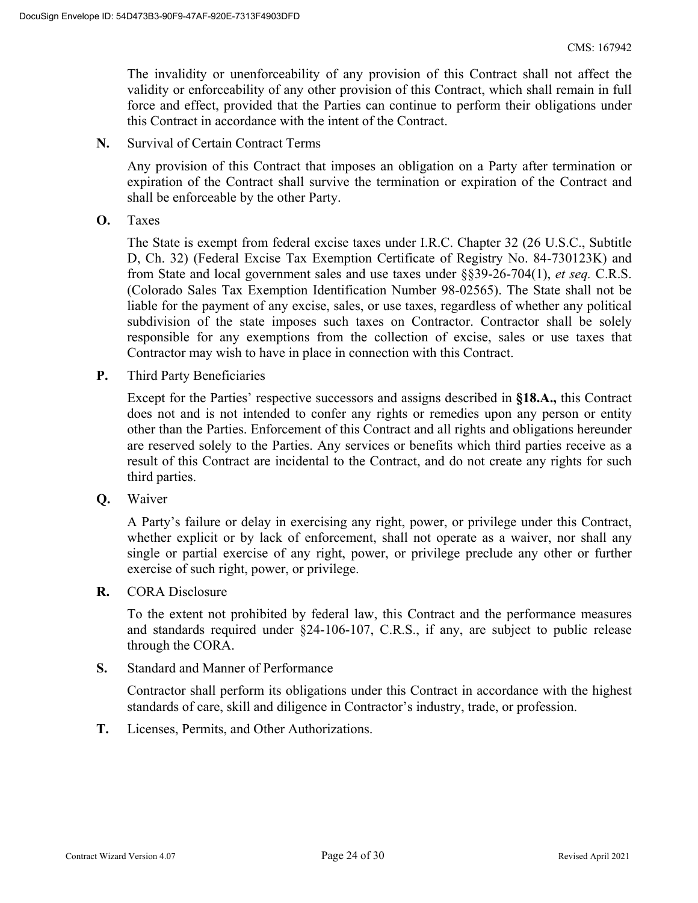The invalidity or unenforceability of any provision of this Contract shall not affect the validity or enforceability of any other provision of this Contract, which shall remain in full force and effect, provided that the Parties can continue to perform their obligations under this Contract in accordance with the intent of the Contract.

**N.** Survival of Certain Contract Terms

Any provision of this Contract that imposes an obligation on a Party after termination or expiration of the Contract shall survive the termination or expiration of the Contract and shall be enforceable by the other Party.

**O.** Taxes

The State is exempt from federal excise taxes under I.R.C. Chapter 32 (26 U.S.C., Subtitle D, Ch. 32) (Federal Excise Tax Exemption Certificate of Registry No. 84-730123K) and from State and local government sales and use taxes under §§39-26-704(1), *et seq.* C.R.S. (Colorado Sales Tax Exemption Identification Number 98-02565). The State shall not be liable for the payment of any excise, sales, or use taxes, regardless of whether any political subdivision of the state imposes such taxes on Contractor. Contractor shall be solely responsible for any exemptions from the collection of excise, sales or use taxes that Contractor may wish to have in place in connection with this Contract.

**P.** Third Party Beneficiaries

Except for the Parties' respective successors and assigns described in **§18.A.,** this Contract does not and is not intended to confer any rights or remedies upon any person or entity other than the Parties. Enforcement of this Contract and all rights and obligations hereunder are reserved solely to the Parties. Any services or benefits which third parties receive as a result of this Contract are incidental to the Contract, and do not create any rights for such third parties.

**Q.** Waiver

A Party's failure or delay in exercising any right, power, or privilege under this Contract, whether explicit or by lack of enforcement, shall not operate as a waiver, nor shall any single or partial exercise of any right, power, or privilege preclude any other or further exercise of such right, power, or privilege.

**R.** CORA Disclosure

To the extent not prohibited by federal law, this Contract and the performance measures and standards required under §24-106-107, C.R.S., if any, are subject to public release through the CORA.

**S.** Standard and Manner of Performance

Contractor shall perform its obligations under this Contract in accordance with the highest standards of care, skill and diligence in Contractor's industry, trade, or profession.

**T.** Licenses, Permits, and Other Authorizations.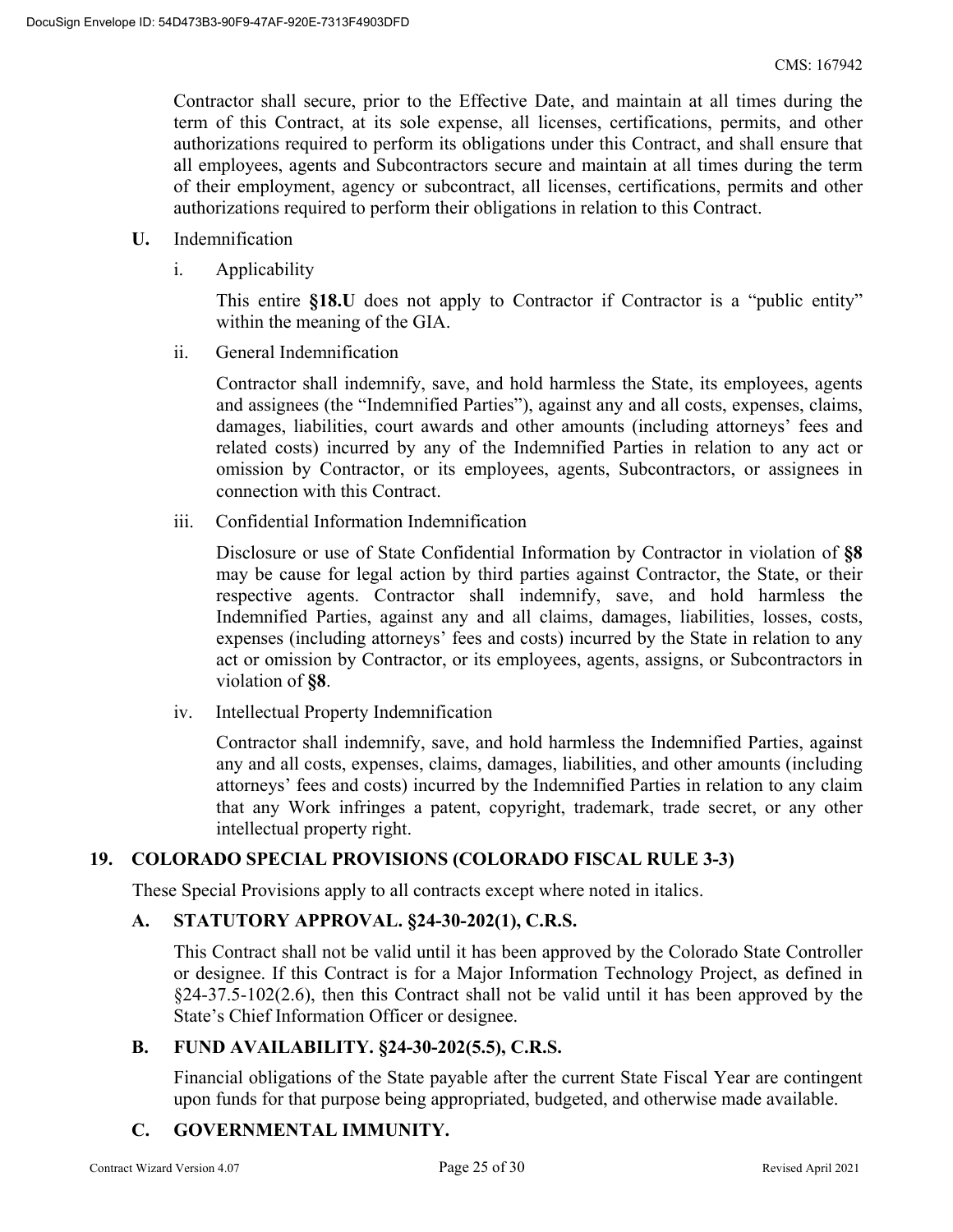Contractor shall secure, prior to the Effective Date, and maintain at all times during the term of this Contract, at its sole expense, all licenses, certifications, permits, and other authorizations required to perform its obligations under this Contract, and shall ensure that all employees, agents and Subcontractors secure and maintain at all times during the term of their employment, agency or subcontract, all licenses, certifications, permits and other authorizations required to perform their obligations in relation to this Contract.

**U.** Indemnification

i. Applicability

This entire **§18.U** does not apply to Contractor if Contractor is a "public entity" within the meaning of the GIA.

ii. General Indemnification

Contractor shall indemnify, save, and hold harmless the State, its employees, agents and assignees (the "Indemnified Parties"), against any and all costs, expenses, claims, damages, liabilities, court awards and other amounts (including attorneys' fees and related costs) incurred by any of the Indemnified Parties in relation to any act or omission by Contractor, or its employees, agents, Subcontractors, or assignees in connection with this Contract.

iii. Confidential Information Indemnification

Disclosure or use of State Confidential Information by Contractor in violation of **§8** may be cause for legal action by third parties against Contractor, the State, or their respective agents. Contractor shall indemnify, save, and hold harmless the Indemnified Parties, against any and all claims, damages, liabilities, losses, costs, expenses (including attorneys' fees and costs) incurred by the State in relation to any act or omission by Contractor, or its employees, agents, assigns, or Subcontractors in violation of **§8**.

iv. Intellectual Property Indemnification

Contractor shall indemnify, save, and hold harmless the Indemnified Parties, against any and all costs, expenses, claims, damages, liabilities, and other amounts (including attorneys' fees and costs) incurred by the Indemnified Parties in relation to any claim that any Work infringes a patent, copyright, trademark, trade secret, or any other intellectual property right.

## 19. COLORADO SPECIAL PROVISIONS (COLORADO FISCAL RULE 3-3)

These Special Provisions apply to all contracts except where noted in italics.

### A. STATUTORY APPROVAL. §24-30-202(1), C.R.S.

This Contract shall not be valid until it has been approved by the Colorado State Controller or designee. If this Contract is for a Major Information Technology Project, as defined in §24-37.5-102(2.6), then this Contract shall not be valid until it has been approved by the State's Chief Information Officer or designee.

### B. FUND AVAILABILITY. §24-30-202(5.5), C.R.S.

Financial obligations of the State payable after the current State Fiscal Year are contingent upon funds for that purpose being appropriated, budgeted, and otherwise made available.

### C. GOVERNMENTAL IMMUNITY.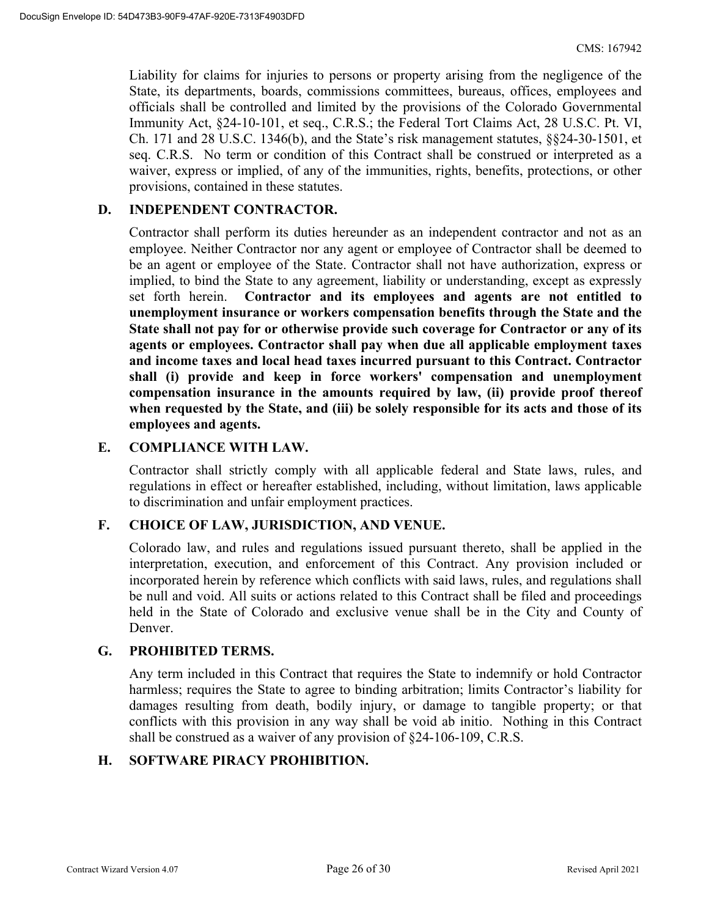Liability for claims for injuries to persons or property arising from the negligence of the State, its departments, boards, commissions committees, bureaus, offices, employees and officials shall be controlled and limited by the provisions of the Colorado Governmental Immunity Act, §24-10-101, et seq., C.R.S.; the Federal Tort Claims Act, 28 U.S.C. Pt. VI, Ch. 171 and 28 U.S.C. 1346(b), and the State's risk management statutes, §§24-30-1501, et seq. C.R.S. No term or condition of this Contract shall be construed or interpreted as a waiver, express or implied, of any of the immunities, rights, benefits, protections, or other provisions, contained in these statutes.

## D. INDEPENDENT CONTRACTOR.

Contractor shall perform its duties hereunder as an independent contractor and not as an employee. Neither Contractor nor any agent or employee of Contractor shall be deemed to be an agent or employee of the State. Contractor shall not have authorization, express or implied, to bind the State to any agreement, liability or understanding, except as expressly set forth herein. **Contractor and its employees and agents are not entitled to unemployment insurance or workers compensation benefits through the State and the State shall not pay for or otherwise provide such coverage for Contractor or any of its agents or employees. Contractor shall pay when due all applicable employment taxes and income taxes and local head taxes incurred pursuant to this Contract. Contractor shall (i) provide and keep in force workers' compensation and unemployment compensation insurance in the amounts required by law, (ii) provide proof thereof when requested by the State, and (iii) be solely responsible for its acts and those of its employees and agents.**

## E. COMPLIANCE WITH LAW.

Contractor shall strictly comply with all applicable federal and State laws, rules, and regulations in effect or hereafter established, including, without limitation, laws applicable to discrimination and unfair employment practices.

## F. CHOICE OF LAW, JURISDICTION, AND VENUE.

Colorado law, and rules and regulations issued pursuant thereto, shall be applied in the interpretation, execution, and enforcement of this Contract. Any provision included or incorporated herein by reference which conflicts with said laws, rules, and regulations shall be null and void. All suits or actions related to this Contract shall be filed and proceedings held in the State of Colorado and exclusive venue shall be in the City and County of Denver.

## G. PROHIBITED TERMS.

Any term included in this Contract that requires the State to indemnify or hold Contractor harmless; requires the State to agree to binding arbitration; limits Contractor's liability for damages resulting from death, bodily injury, or damage to tangible property; or that conflicts with this provision in any way shall be void ab initio. Nothing in this Contract shall be construed as a waiver of any provision of §24-106-109, C.R.S.

## H. SOFTWARE PIRACY PROHIBITION.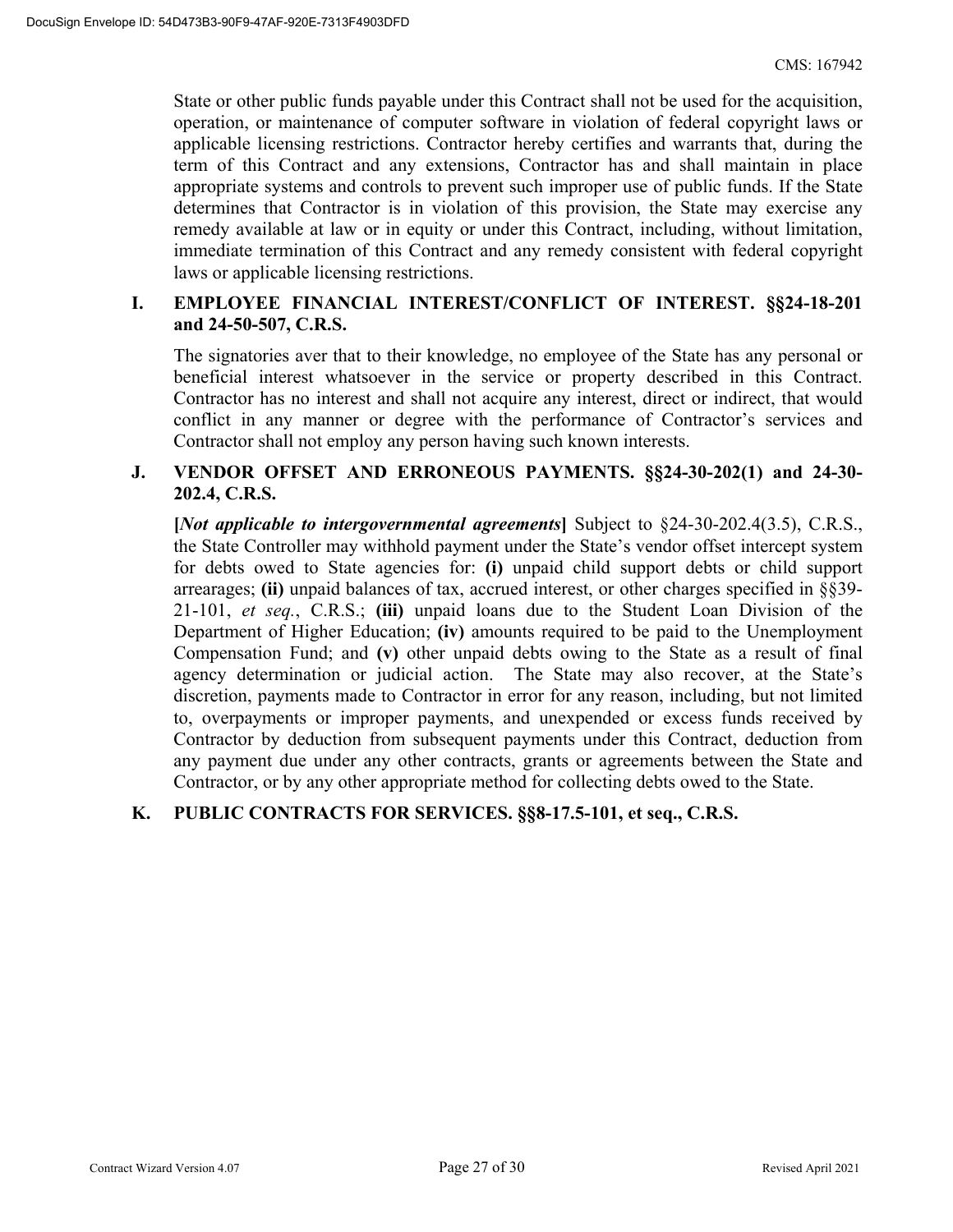State or other public funds payable under this Contract shall not be used for the acquisition, operation, or maintenance of computer software in violation of federal copyright laws or applicable licensing restrictions. Contractor hereby certifies and warrants that, during the term of this Contract and any extensions, Contractor has and shall maintain in place appropriate systems and controls to prevent such improper use of public funds. If the State determines that Contractor is in violation of this provision, the State may exercise any remedy available at law or in equity or under this Contract, including, without limitation, immediate termination of this Contract and any remedy consistent with federal copyright laws or applicable licensing restrictions.

**I. EMPLOYEE FINANCIAL INTEREST/CONFLICT OF INTEREST. §§24-18-201 and 24-50-507, C.R.S.**

The signatories aver that to their knowledge, no employee of the State has any personal or beneficial interest whatsoever in the service or property described in this Contract. Contractor has no interest and shall not acquire any interest, direct or indirect, that would conflict in any manner or degree with the performance of Contractor's services and Contractor shall not employ any person having such known interests.

**J. VENDOR OFFSET AND ERRONEOUS PAYMENTS. §§24-30-202(1) and 24-30-202.4, C.R.S.**

**[*Not applicable to intergovernmental agreements*]** Subject to §24-30-202.4(3.5), C.R.S., the State Controller may withhold payment under the State's vendor offset intercept system for debts owed to State agencies for: **(i)** unpaid child support debts or child support arrearages; **(ii)** unpaid balances of tax, accrued interest, or other charges specified in §§39-21-101, *et seq.*, C.R.S.; **(iii)** unpaid loans due to the Student Loan Division of the Department of Higher Education; **(iv)** amounts required to be paid to the Unemployment Compensation Fund; and **(v)** other unpaid debts owing to the State as a result of final agency determination or judicial action. The State may also recover, at the State's discretion, payments made to Contractor in error for any reason, including, but not limited to, overpayments or improper payments, and unexpended or excess funds received by Contractor by deduction from subsequent payments under this Contract, deduction from any payment due under any other contracts, grants or agreements between the State and Contractor, or by any other appropriate method for collecting debts owed to the State.

**K. PUBLIC CONTRACTS FOR SERVICES. §§8-17.5-101, et seq., C.R.S.**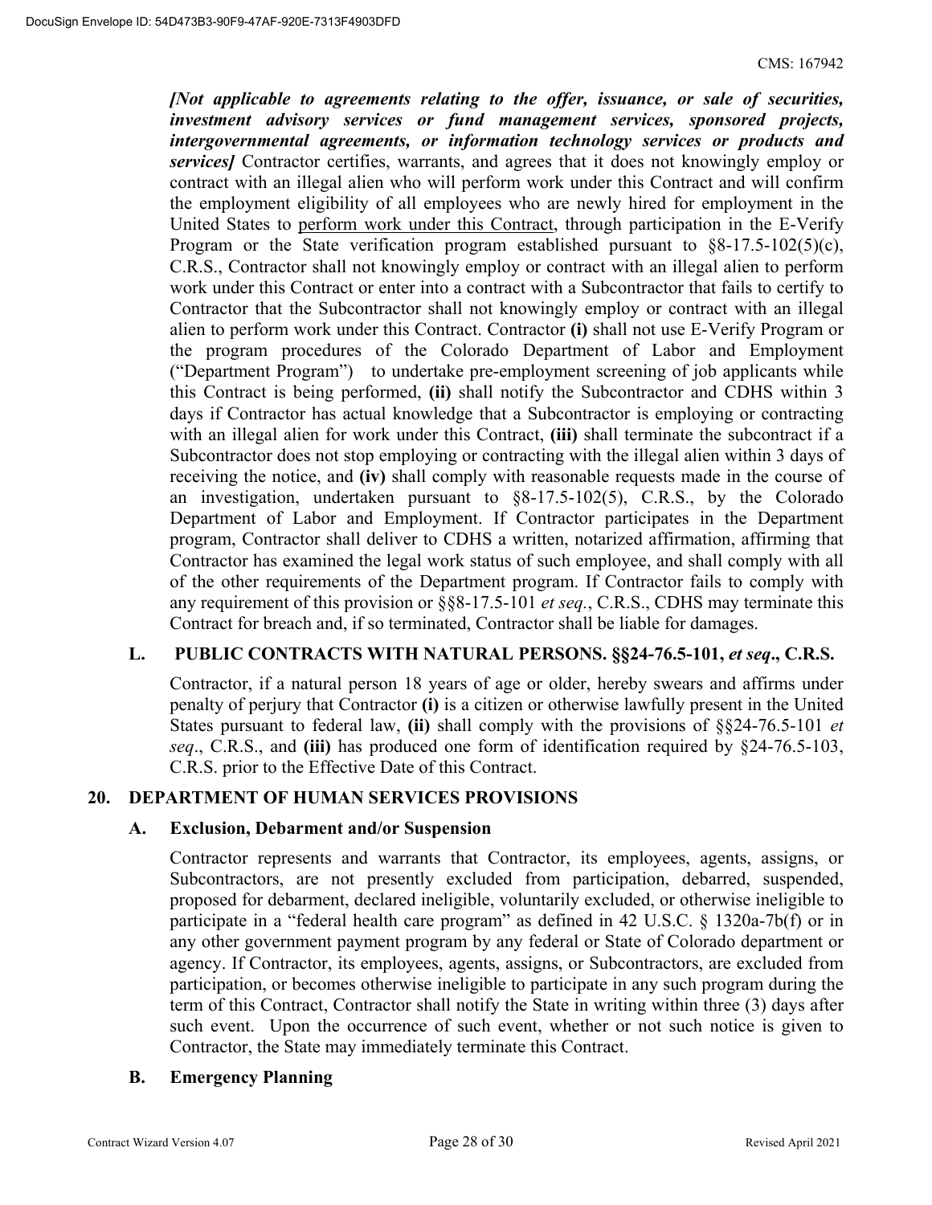***[Not applicable to agreements relating to the offer, issuance, or sale of securities, investment advisory services or fund management services, sponsored projects, intergovernmental agreements, or information technology services or products and services]*** Contractor certifies, warrants, and agrees that it does not knowingly employ or contract with an illegal alien who will perform work under this Contract and will confirm the employment eligibility of all employees who are newly hired for employment in the United States to perform work under this Contract, through participation in the E-Verify Program or the State verification program established pursuant to §8-17.5-102(5)(c), C.R.S., Contractor shall not knowingly employ or contract with an illegal alien to perform work under this Contract or enter into a contract with a Subcontractor that fails to certify to Contractor that the Subcontractor shall not knowingly employ or contract with an illegal alien to perform work under this Contract. Contractor **(i)** shall not use E-Verify Program or the program procedures of the Colorado Department of Labor and Employment ("Department Program") to undertake pre-employment screening of job applicants while this Contract is being performed, **(ii)** shall notify the Subcontractor and CDHS within 3 days if Contractor has actual knowledge that a Subcontractor is employing or contracting with an illegal alien for work under this Contract, **(iii)** shall terminate the subcontract if a Subcontractor does not stop employing or contracting with the illegal alien within 3 days of receiving the notice, and **(iv)** shall comply with reasonable requests made in the course of an investigation, undertaken pursuant to §8-17.5-102(5), C.R.S., by the Colorado Department of Labor and Employment. If Contractor participates in the Department program, Contractor shall deliver to CDHS a written, notarized affirmation, affirming that Contractor has examined the legal work status of such employee, and shall comply with all of the other requirements of the Department program. If Contractor fails to comply with any requirement of this provision or §§8-17.5-101 *et seq.*, C.R.S., CDHS may terminate this Contract for breach and, if so terminated, Contractor shall be liable for damages.

**L. PUBLIC CONTRACTS WITH NATURAL PERSONS. §§24-76.5-101, *et seq*., C.R.S.**

Contractor, if a natural person 18 years of age or older, hereby swears and affirms under penalty of perjury that Contractor **(i)** is a citizen or otherwise lawfully present in the United States pursuant to federal law, **(ii)** shall comply with the provisions of §§24-76.5-101 *et seq*., C.R.S., and **(iii)** has produced one form of identification required by §24-76.5-103, C.R.S. prior to the Effective Date of this Contract.

## 20. DEPARTMENT OF HUMAN SERVICES PROVISIONS

**A. Exclusion, Debarment and/or Suspension**

Contractor represents and warrants that Contractor, its employees, agents, assigns, or Subcontractors, are not presently excluded from participation, debarred, suspended, proposed for debarment, declared ineligible, voluntarily excluded, or otherwise ineligible to participate in a "federal health care program" as defined in 42 U.S.C. § 1320a-7b(f) or in any other government payment program by any federal or State of Colorado department or agency. If Contractor, its employees, agents, assigns, or Subcontractors, are excluded from participation, or becomes otherwise ineligible to participate in any such program during the term of this Contract, Contractor shall notify the State in writing within three (3) days after such event. Upon the occurrence of such event, whether or not such notice is given to Contractor, the State may immediately terminate this Contract.

**B. Emergency Planning**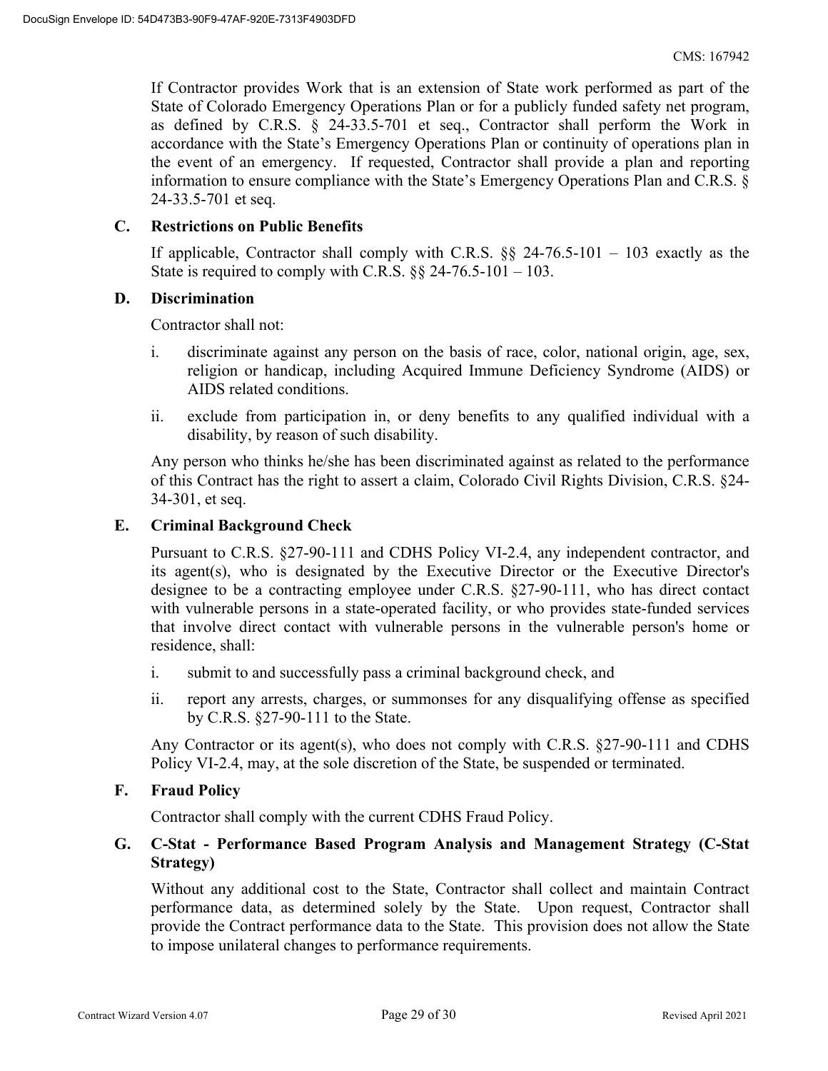If Contractor provides Work that is an extension of State work performed as part of the State of Colorado Emergency Operations Plan or for a publicly funded safety net program, as defined by C.R.S. § 24-33.5-701 et seq., Contractor shall perform the Work in accordance with the State's Emergency Operations Plan or continuity of operations plan in the event of an emergency. If requested, Contractor shall provide a plan and reporting information to ensure compliance with the State's Emergency Operations Plan and C.R.S. § 24-33.5-701 et seq.

**C. Restrictions on Public Benefits**

If applicable, Contractor shall comply with C.R.S. §§ 24-76.5-101 – 103 exactly as the State is required to comply with C.R.S. §§ 24-76.5-101 – 103.

**D. Discrimination**

Contractor shall not:

i. discriminate against any person on the basis of race, color, national origin, age, sex, religion or handicap, including Acquired Immune Deficiency Syndrome (AIDS) or AIDS related conditions.

ii. exclude from participation in, or deny benefits to any qualified individual with a disability, by reason of such disability.

Any person who thinks he/she has been discriminated against as related to the performance of this Contract has the right to assert a claim, Colorado Civil Rights Division, C.R.S. §24-34-301, et seq.

**E. Criminal Background Check**

Pursuant to C.R.S. §27-90-111 and CDHS Policy VI-2.4, any independent contractor, and its agent(s), who is designated by the Executive Director or the Executive Director's designee to be a contracting employee under C.R.S. §27-90-111, who has direct contact with vulnerable persons in a state-operated facility, or who provides state-funded services that involve direct contact with vulnerable persons in the vulnerable person's home or residence, shall:

i. submit to and successfully pass a criminal background check, and

ii. report any arrests, charges, or summonses for any disqualifying offense as specified by C.R.S. §27-90-111 to the State.

Any Contractor or its agent(s), who does not comply with C.R.S. §27-90-111 and CDHS Policy VI-2.4, may, at the sole discretion of the State, be suspended or terminated.

**F. Fraud Policy**

Contractor shall comply with the current CDHS Fraud Policy.

**G. C-Stat - Performance Based Program Analysis and Management Strategy (C-Stat Strategy)**

Without any additional cost to the State, Contractor shall collect and maintain Contract performance data, as determined solely by the State. Upon request, Contractor shall provide the Contract performance data to the State. This provision does not allow the State to impose unilateral changes to performance requirements.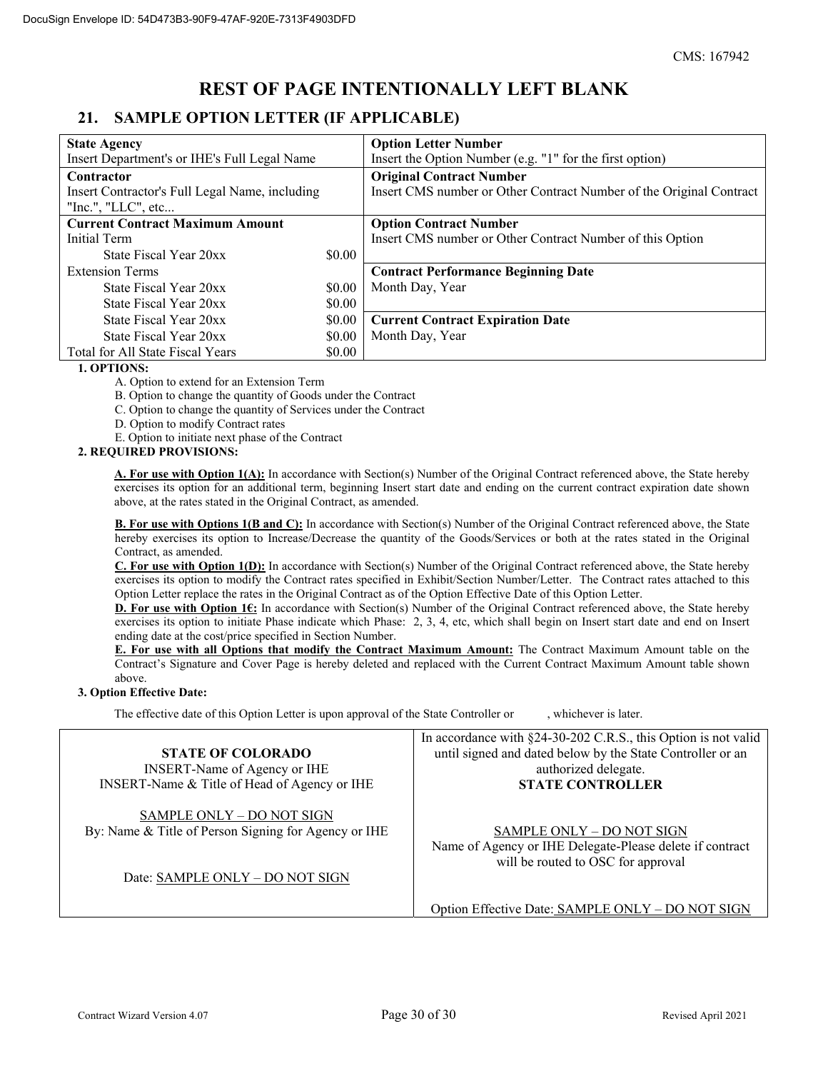CMS: 167942

# REST OF PAGE INTENTIONALLY LEFT BLANK

## 21. SAMPLE OPTION LETTER (IF APPLICABLE)

| | | |
|---|---|---|
| **State Agency**<br>Insert Department's or IHE's Full Legal Name | | **Option Letter Number**<br>Insert the Option Number (e.g. "1" for the first option) |
| **Contractor**<br>Insert Contractor's Full Legal Name, including "Inc.", "LLC", etc... | | **Original Contract Number**<br>Insert CMS number or Other Contract Number of the Original Contract |
| **Current Contract Maximum Amount** | | **Option Contract Number**<br>Insert CMS number or Other Contract Number of this Option |
| Initial Term | | |
| State Fiscal Year 20xx | $0.00 | |
| Extension Terms | | **Contract Performance Beginning Date**<br>Month Day, Year |
| State Fiscal Year 20xx | $0.00 | |
| State Fiscal Year 20xx | $0.00 | |
| State Fiscal Year 20xx | $0.00 | **Current Contract Expiration Date**<br>Month Day, Year |
| State Fiscal Year 20xx | $0.00 | |
| Total for All State Fiscal Years | $0.00 | |

**1. OPTIONS:**

A. Option to extend for an Extension Term

B. Option to change the quantity of Goods under the Contract

C. Option to change the quantity of Services under the Contract

D. Option to modify Contract rates

E. Option to initiate next phase of the Contract

**2. REQUIRED PROVISIONS:**

**A. For use with Option 1(A):** In accordance with Section(s) Number of the Original Contract referenced above, the State hereby exercises its option for an additional term, beginning Insert start date and ending on the current contract expiration date shown above, at the rates stated in the Original Contract, as amended.

**B. For use with Options 1(B and C):** In accordance with Section(s) Number of the Original Contract referenced above, the State hereby exercises its option to Increase/Decrease the quantity of the Goods/Services or both at the rates stated in the Original Contract, as amended.

**C. For use with Option 1(D):** In accordance with Section(s) Number of the Original Contract referenced above, the State hereby exercises its option to modify the Contract rates specified in Exhibit/Section Number/Letter. The Contract rates attached to this Option Letter replace the rates in the Original Contract as of the Option Effective Date of this Option Letter.

**D. For use with Option 1€:** In accordance with Section(s) Number of the Original Contract referenced above, the State hereby exercises its option to initiate Phase indicate which Phase: 2, 3, 4, etc, which shall begin on Insert start date and end on Insert ending date at the cost/price specified in Section Number.

**E. For use with all Options that modify the Contract Maximum Amount:** The Contract Maximum Amount table on the Contract's Signature and Cover Page is hereby deleted and replaced with the Current Contract Maximum Amount table shown above.

**3. Option Effective Date:**

The effective date of this Option Letter is upon approval of the State Controller or , whichever is later.

| | |
|---|---|
| **STATE OF COLORADO**<br>INSERT-Name of Agency or IHE<br>INSERT-Name & Title of Head of Agency or IHE<br><br>SAMPLE ONLY – DO NOT SIGN<br>By: Name & Title of Person Signing for Agency or IHE<br><br>Date: SAMPLE ONLY – DO NOT SIGN | In accordance with §24-30-202 C.R.S., this Option is not valid until signed and dated below by the State Controller or an authorized delegate.<br>**STATE CONTROLLER**<br><br>SAMPLE ONLY – DO NOT SIGN<br>Name of Agency or IHE Delegate-Please delete if contract will be routed to OSC for approval<br><br>Option Effective Date: SAMPLE ONLY – DO NOT SIGN |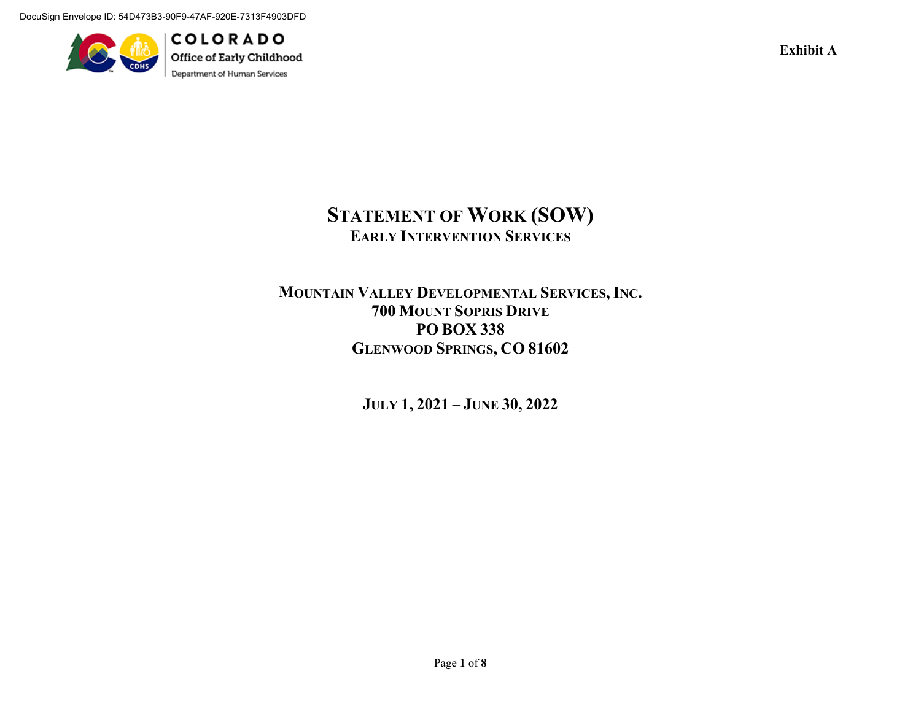DocuSign Envelope ID: 54D473B3-90F9-47AF-920E-7313F4903DFD

COLORADO
Office of Early Childhood
Department of Human Services

**Exhibit A**

# STATEMENT OF WORK (SOW)
## EARLY INTERVENTION SERVICES

**MOUNTAIN VALLEY DEVELOPMENTAL SERVICES, INC.**
**700 MOUNT SOPRIS DRIVE**
**PO BOX 338**
**GLENWOOD SPRINGS, CO 81602**

**JULY 1, 2021 – JUNE 30, 2022**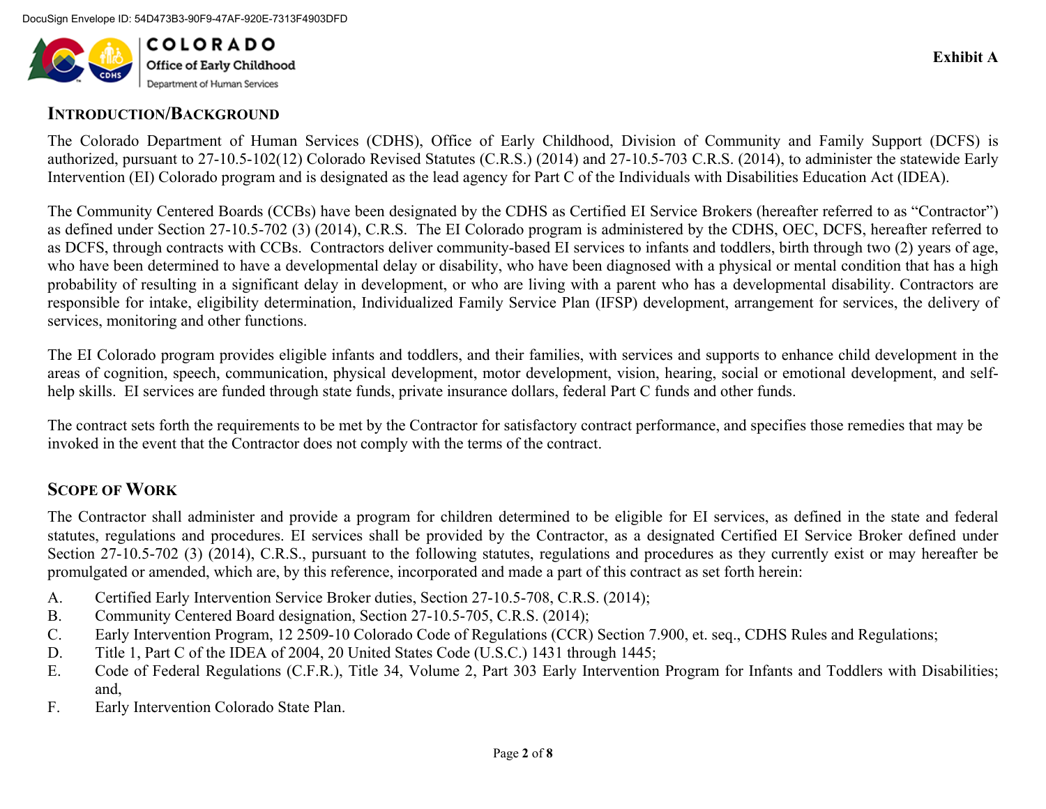DocuSign Envelope ID: 54D473B3-90F9-47AF-920E-7313F4903DFD

COLORADO
Office of Early Childhood
Department of Human Services

**Exhibit A**

## Introduction/Background

The Colorado Department of Human Services (CDHS), Office of Early Childhood, Division of Community and Family Support (DCFS) is authorized, pursuant to 27-10.5-102(12) Colorado Revised Statutes (C.R.S.) (2014) and 27-10.5-703 C.R.S. (2014), to administer the statewide Early Intervention (EI) Colorado program and is designated as the lead agency for Part C of the Individuals with Disabilities Education Act (IDEA).

The Community Centered Boards (CCBs) have been designated by the CDHS as Certified EI Service Brokers (hereafter referred to as "Contractor") as defined under Section 27-10.5-702 (3) (2014), C.R.S. The EI Colorado program is administered by the CDHS, OEC, DCFS, hereafter referred to as DCFS, through contracts with CCBs. Contractors deliver community-based EI services to infants and toddlers, birth through two (2) years of age, who have been determined to have a developmental delay or disability, who have been diagnosed with a physical or mental condition that has a high probability of resulting in a significant delay in development, or who are living with a parent who has a developmental disability. Contractors are responsible for intake, eligibility determination, Individualized Family Service Plan (IFSP) development, arrangement for services, the delivery of services, monitoring and other functions.

The EI Colorado program provides eligible infants and toddlers, and their families, with services and supports to enhance child development in the areas of cognition, speech, communication, physical development, motor development, vision, hearing, social or emotional development, and self-help skills. EI services are funded through state funds, private insurance dollars, federal Part C funds and other funds.

The contract sets forth the requirements to be met by the Contractor for satisfactory contract performance, and specifies those remedies that may be invoked in the event that the Contractor does not comply with the terms of the contract.

## Scope of Work

The Contractor shall administer and provide a program for children determined to be eligible for EI services, as defined in the state and federal statutes, regulations and procedures. EI services shall be provided by the Contractor, as a designated Certified EI Service Broker defined under Section 27-10.5-702 (3) (2014), C.R.S., pursuant to the following statutes, regulations and procedures as they currently exist or may hereafter be promulgated or amended, which are, by this reference, incorporated and made a part of this contract as set forth herein:

A. Certified Early Intervention Service Broker duties, Section 27-10.5-708, C.R.S. (2014);
B. Community Centered Board designation, Section 27-10.5-705, C.R.S. (2014);
C. Early Intervention Program, 12 2509-10 Colorado Code of Regulations (CCR) Section 7.900, et. seq., CDHS Rules and Regulations;
D. Title 1, Part C of the IDEA of 2004, 20 United States Code (U.S.C.) 1431 through 1445;
E. Code of Federal Regulations (C.F.R.), Title 34, Volume 2, Part 303 Early Intervention Program for Infants and Toddlers with Disabilities; and,
F. Early Intervention Colorado State Plan.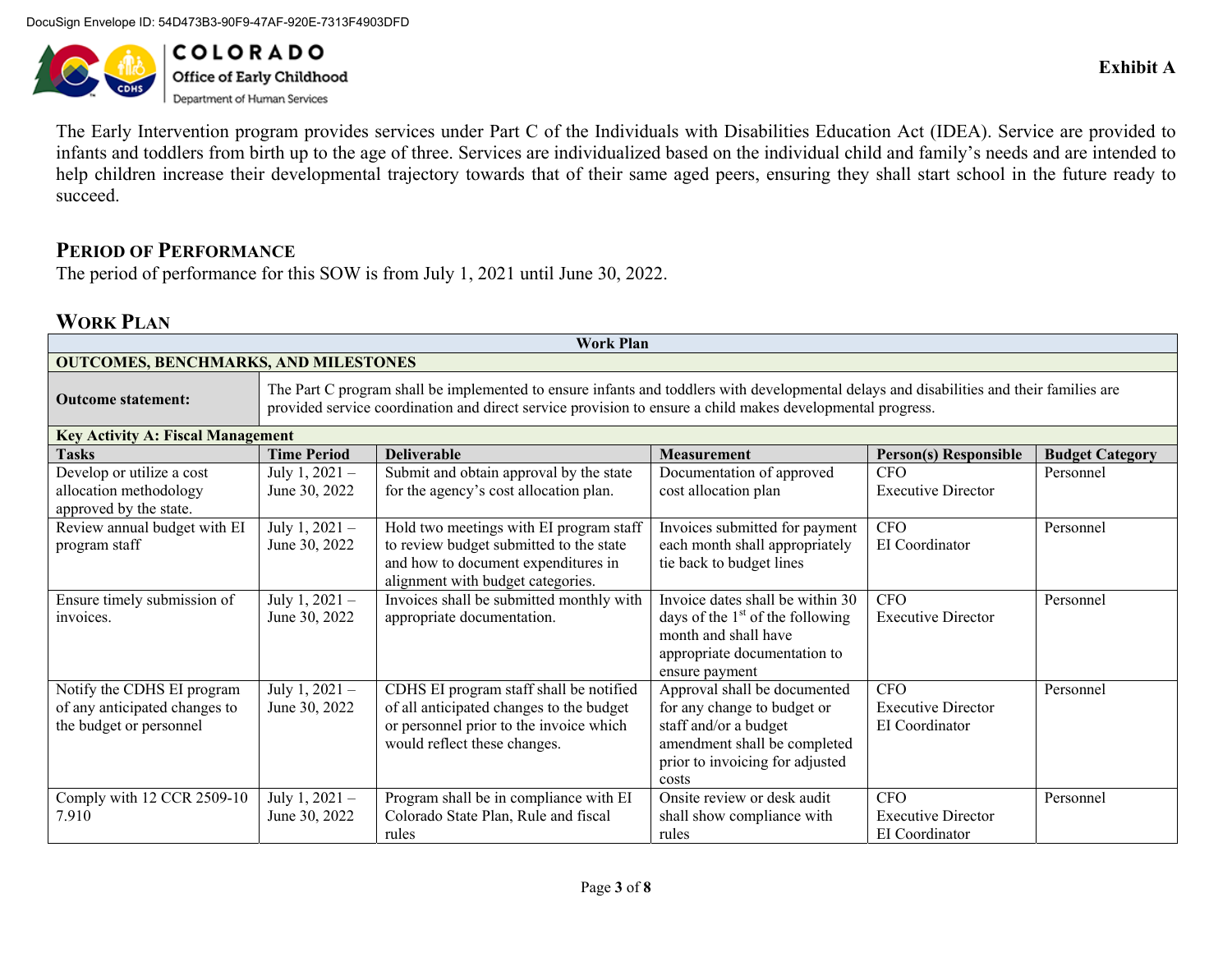DocuSign Envelope ID: 54D473B3-90F9-47AF-920E-7313F4903DFD

COLORADO
Office of Early Childhood
Department of Human Services

**Exhibit A**

The Early Intervention program provides services under Part C of the Individuals with Disabilities Education Act (IDEA). Service are provided to infants and toddlers from birth up to the age of three. Services are individualized based on the individual child and family's needs and are intended to help children increase their developmental trajectory towards that of their same aged peers, ensuring they shall start school in the future ready to succeed.

## PERIOD OF PERFORMANCE

The period of performance for this SOW is from July 1, 2021 until June 30, 2022.

## WORK PLAN

| **Work Plan** | | | | | |
|---|---|---|---|---|---|
| **OUTCOMES, BENCHMARKS, AND MILESTONES** | | | | | |
| **Outcome statement:** | The Part C program shall be implemented to ensure infants and toddlers with developmental delays and disabilities and their families are provided service coordination and direct service provision to ensure a child makes developmental progress. | | | | |
| **Key Activity A: Fiscal Management** | | | | | |
| **Tasks** | **Time Period** | **Deliverable** | **Measurement** | **Person(s) Responsible** | **Budget Category** |
| Develop or utilize a cost allocation methodology approved by the state. | July 1, 2021 – June 30, 2022 | Submit and obtain approval by the state for the agency's cost allocation plan. | Documentation of approved cost allocation plan | CFO<br>Executive Director | Personnel |
| Review annual budget with EI program staff | July 1, 2021 – June 30, 2022 | Hold two meetings with EI program staff to review budget submitted to the state and how to document expenditures in alignment with budget categories. | Invoices submitted for payment each month shall appropriately tie back to budget lines | CFO<br>EI Coordinator | Personnel |
| Ensure timely submission of invoices. | July 1, 2021 – June 30, 2022 | Invoices shall be submitted monthly with appropriate documentation. | Invoice dates shall be within 30 days of the 1st of the following month and shall have appropriate documentation to ensure payment | CFO<br>Executive Director | Personnel |
| Notify the CDHS EI program of any anticipated changes to the budget or personnel | July 1, 2021 – June 30, 2022 | CDHS EI program staff shall be notified of all anticipated changes to the budget or personnel prior to the invoice which would reflect these changes. | Approval shall be documented for any change to budget or staff and/or a budget amendment shall be completed prior to invoicing for adjusted costs | CFO<br>Executive Director<br>EI Coordinator | Personnel |
| Comply with 12 CCR 2509-10 7.910 | July 1, 2021 – June 30, 2022 | Program shall be in compliance with EI Colorado State Plan, Rule and fiscal rules | Onsite review or desk audit shall show compliance with rules | CFO<br>Executive Director<br>EI Coordinator | Personnel |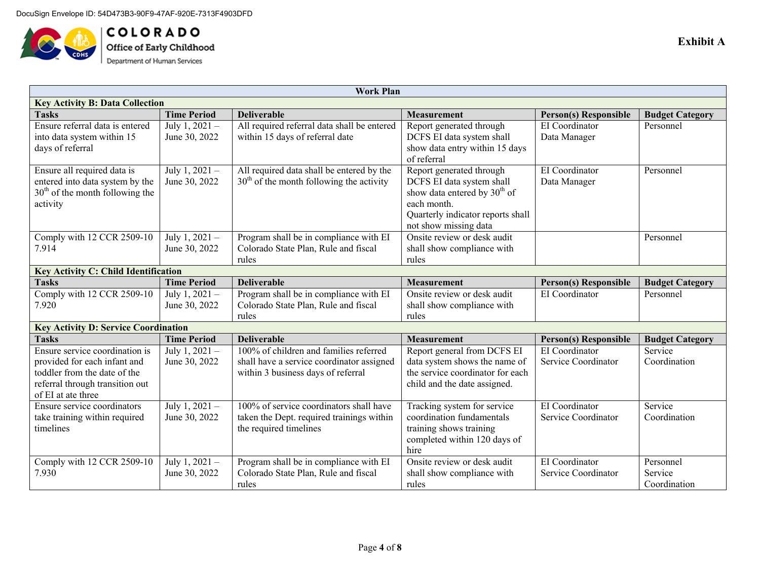DocuSign Envelope ID: 54D473B3-90F9-47AF-920E-7313F4903DFD

COLORADO
Office of Early Childhood
Department of Human Services

**Exhibit A**

| Work Plan | | | | | |
|---|---|---|---|---|---|
| **Key Activity B: Data Collection** | | | | | |
| **Tasks** | **Time Period** | **Deliverable** | **Measurement** | **Person(s) Responsible** | **Budget Category** |
| Ensure referral data is entered into data system within 15 days of referral | July 1, 2021 – June 30, 2022 | All required referral data shall be entered within 15 days of referral date | Report generated through DCFS EI data system shall show data entry within 15 days of referral | EI Coordinator<br>Data Manager | Personnel |
| Ensure all required data is entered into data system by the 30th of the month following the activity | July 1, 2021 – June 30, 2022 | All required data shall be entered by the 30th of the month following the activity | Report generated through DCFS EI data system shall show data entered by 30th of each month.<br>Quarterly indicator reports shall not show missing data | EI Coordinator<br>Data Manager | Personnel |
| Comply with 12 CCR 2509-10 7.914 | July 1, 2021 – June 30, 2022 | Program shall be in compliance with EI Colorado State Plan, Rule and fiscal rules | Onsite review or desk audit shall show compliance with rules | | Personnel |
| **Key Activity C: Child Identification** | | | | | |
| **Tasks** | **Time Period** | **Deliverable** | **Measurement** | **Person(s) Responsible** | **Budget Category** |
| Comply with 12 CCR 2509-10 7.920 | July 1, 2021 – June 30, 2022 | Program shall be in compliance with EI Colorado State Plan, Rule and fiscal rules | Onsite review or desk audit shall show compliance with rules | EI Coordinator | Personnel |
| **Key Activity D: Service Coordination** | | | | | |
| **Tasks** | **Time Period** | **Deliverable** | **Measurement** | **Person(s) Responsible** | **Budget Category** |
| Ensure service coordination is provided for each infant and toddler from the date of the referral through transition out of EI at ate three | July 1, 2021 – June 30, 2022 | 100% of children and families referred shall have a service coordinator assigned within 3 business days of referral | Report general from DCFS EI data system shows the name of the service coordinator for each child and the date assigned. | EI Coordinator<br>Service Coordinator | Service Coordination |
| Ensure service coordinators take training within required timelines | July 1, 2021 – June 30, 2022 | 100% of service coordinators shall have taken the Dept. required trainings within the required timelines | Tracking system for service coordination fundamentals training shows training completed within 120 days of hire | EI Coordinator<br>Service Coordinator | Service Coordination |
| Comply with 12 CCR 2509-10 7.930 | July 1, 2021 – June 30, 2022 | Program shall be in compliance with EI Colorado State Plan, Rule and fiscal rules | Onsite review or desk audit shall show compliance with rules | EI Coordinator<br>Service Coordinator | Personnel<br>Service Coordination |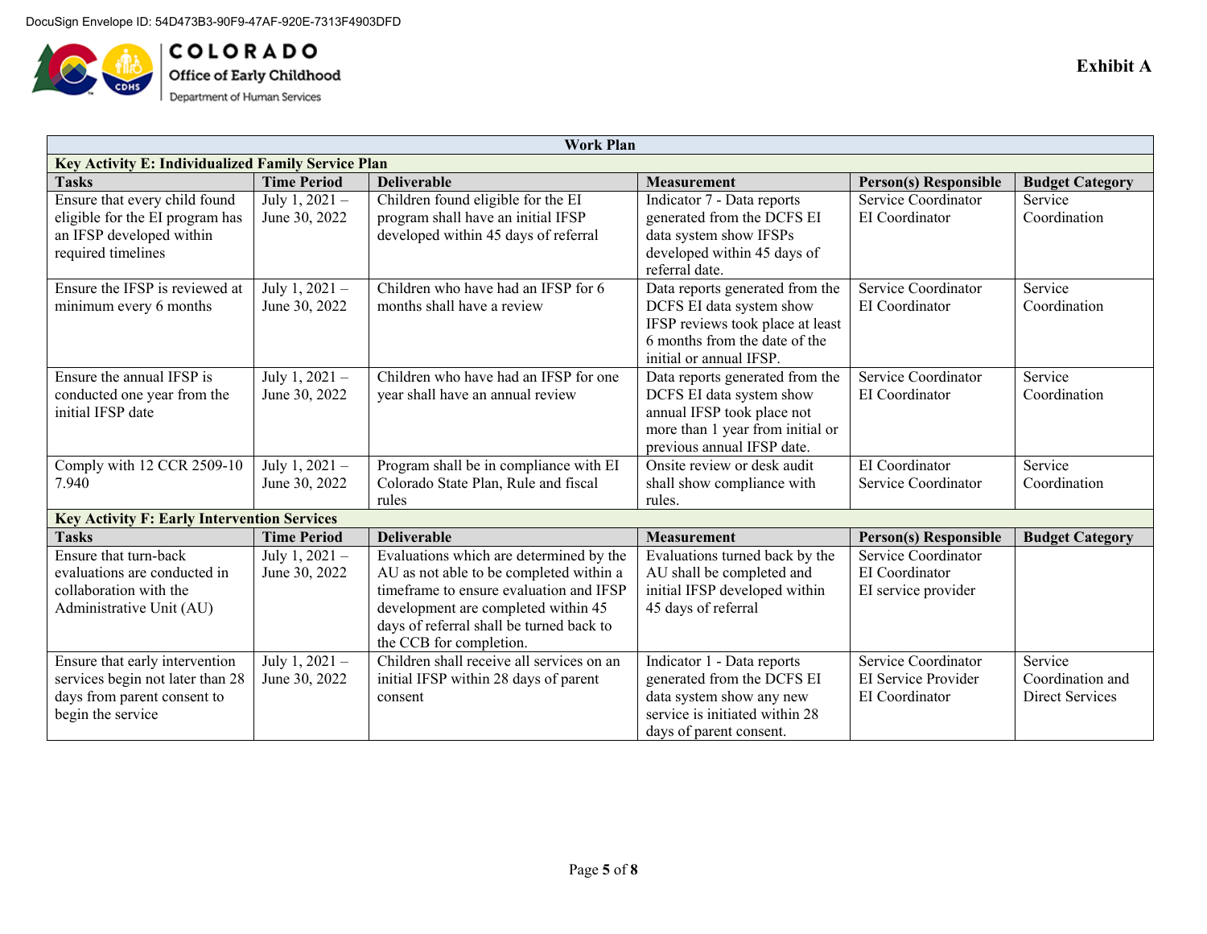DocuSign Envelope ID: 54D473B3-90F9-47AF-920E-7313F4903DFD

COLORADO
Office of Early Childhood
Department of Human Services

**Exhibit A**

| Work Plan | | | | | |
|---|---|---|---|---|---|
| **Key Activity E: Individualized Family Service Plan** | | | | | |
| **Tasks** | **Time Period** | **Deliverable** | **Measurement** | **Person(s) Responsible** | **Budget Category** |
| Ensure that every child found eligible for the EI program has an IFSP developed within required timelines | July 1, 2021 – June 30, 2022 | Children found eligible for the EI program shall have an initial IFSP developed within 45 days of referral | Indicator 7 - Data reports generated from the DCFS EI data system show IFSPs developed within 45 days of referral date. | Service Coordinator<br>EI Coordinator | Service Coordination |
| Ensure the IFSP is reviewed at minimum every 6 months | July 1, 2021 – June 30, 2022 | Children who have had an IFSP for 6 months shall have a review | Data reports generated from the DCFS EI data system show IFSP reviews took place at least 6 months from the date of the initial or annual IFSP. | Service Coordinator<br>EI Coordinator | Service Coordination |
| Ensure the annual IFSP is conducted one year from the initial IFSP date | July 1, 2021 – June 30, 2022 | Children who have had an IFSP for one year shall have an annual review | Data reports generated from the DCFS EI data system show annual IFSP took place not more than 1 year from initial or previous annual IFSP date. | Service Coordinator<br>EI Coordinator | Service Coordination |
| Comply with 12 CCR 2509-10 7.940 | July 1, 2021 – June 30, 2022 | Program shall be in compliance with EI Colorado State Plan, Rule and fiscal rules | Onsite review or desk audit shall show compliance with rules. | EI Coordinator<br>Service Coordinator | Service Coordination |
| **Key Activity F: Early Intervention Services** | | | | | |
| **Tasks** | **Time Period** | **Deliverable** | **Measurement** | **Person(s) Responsible** | **Budget Category** |
| Ensure that turn-back evaluations are conducted in collaboration with the Administrative Unit (AU) | July 1, 2021 – June 30, 2022 | Evaluations which are determined by the AU as not able to be completed within a timeframe to ensure evaluation and IFSP development are completed within 45 days of referral shall be turned back to the CCB for completion. | Evaluations turned back by the AU shall be completed and initial IFSP developed within 45 days of referral | Service Coordinator<br>EI Coordinator<br>EI service provider | |
| Ensure that early intervention services begin not later than 28 days from parent consent to begin the service | July 1, 2021 – June 30, 2022 | Children shall receive all services on an initial IFSP within 28 days of parent consent | Indicator 1 - Data reports generated from the DCFS EI data system show any new service is initiated within 28 days of parent consent. | Service Coordinator<br>EI Service Provider<br>EI Coordinator | Service Coordination and Direct Services |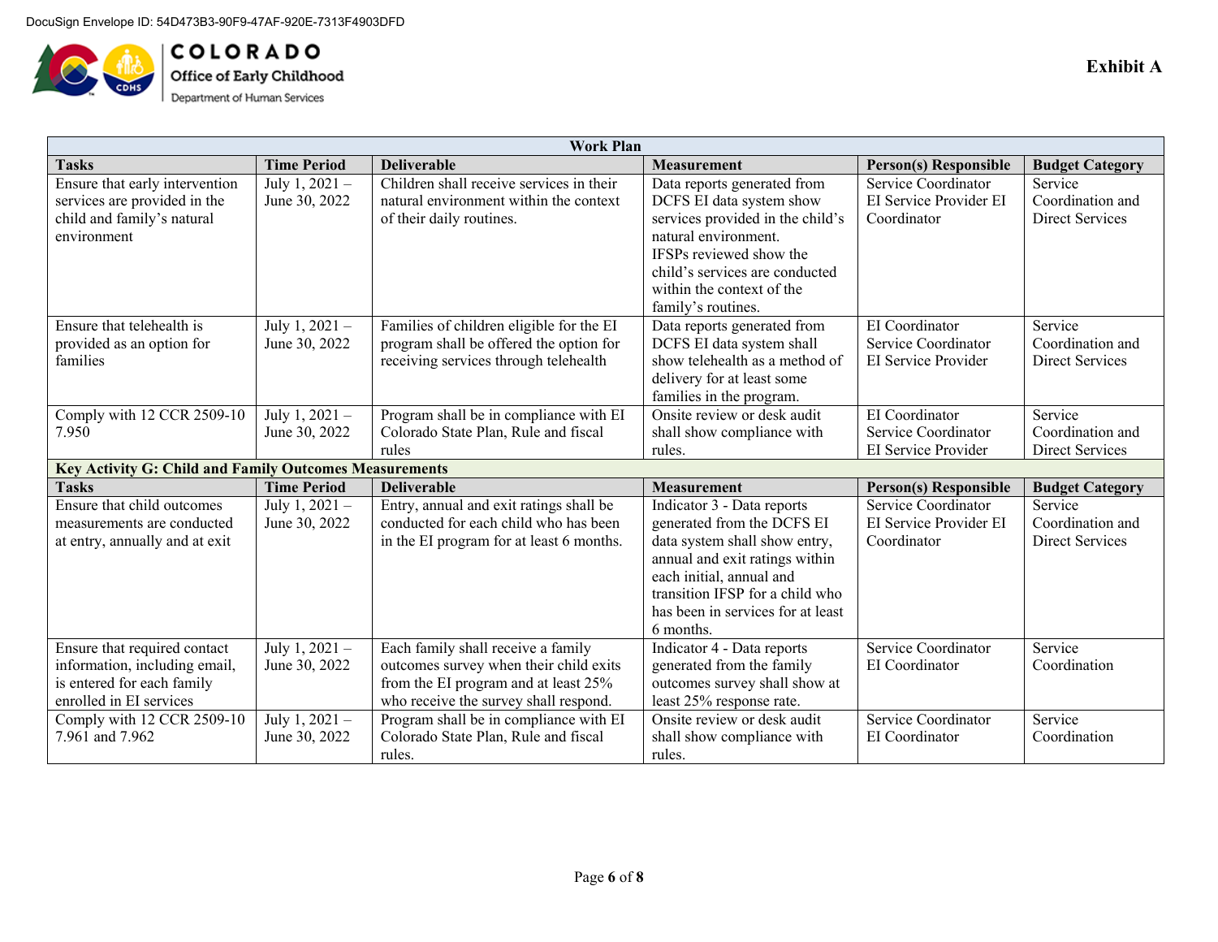DocuSign Envelope ID: 54D473B3-90F9-47AF-920E-7313F4903DFD

COLORADO
Office of Early Childhood
Department of Human Services

**Exhibit A**

| Work Plan | | | | | |
|---|---|---|---|---|---|
| **Tasks** | **Time Period** | **Deliverable** | **Measurement** | **Person(s) Responsible** | **Budget Category** |
| Ensure that early intervention services are provided in the child and family's natural environment | July 1, 2021 – June 30, 2022 | Children shall receive services in their natural environment within the context of their daily routines. | Data reports generated from DCFS EI data system show services provided in the child's natural environment. IFSPs reviewed show the child's services are conducted within the context of the family's routines. | Service Coordinator EI Service Provider EI Coordinator | Service Coordination and Direct Services |
| Ensure that telehealth is provided as an option for families | July 1, 2021 – June 30, 2022 | Families of children eligible for the EI program shall be offered the option for receiving services through telehealth | Data reports generated from DCFS EI data system shall show telehealth as a method of delivery for at least some families in the program. | EI Coordinator Service Coordinator EI Service Provider | Service Coordination and Direct Services |
| Comply with 12 CCR 2509-10 7.950 | July 1, 2021 – June 30, 2022 | Program shall be in compliance with EI Colorado State Plan, Rule and fiscal rules | Onsite review or desk audit shall show compliance with rules. | EI Coordinator Service Coordinator EI Service Provider | Service Coordination and Direct Services |
| **Key Activity G: Child and Family Outcomes Measurements** | | | | | |
| **Tasks** | **Time Period** | **Deliverable** | **Measurement** | **Person(s) Responsible** | **Budget Category** |
| Ensure that child outcomes measurements are conducted at entry, annually and at exit | July 1, 2021 – June 30, 2022 | Entry, annual and exit ratings shall be conducted for each child who has been in the EI program for at least 6 months. | Indicator 3 - Data reports generated from the DCFS EI data system shall show entry, annual and exit ratings within each initial, annual and transition IFSP for a child who has been in services for at least 6 months. | Service Coordinator EI Service Provider EI Coordinator | Service Coordination and Direct Services |
| Ensure that required contact information, including email, is entered for each family enrolled in EI services | July 1, 2021 – June 30, 2022 | Each family shall receive a family outcomes survey when their child exits from the EI program and at least 25% who receive the survey shall respond. | Indicator 4 - Data reports generated from the family outcomes survey shall show at least 25% response rate. | Service Coordinator EI Coordinator | Service Coordination |
| Comply with 12 CCR 2509-10 7.961 and 7.962 | July 1, 2021 – June 30, 2022 | Program shall be in compliance with EI Colorado State Plan, Rule and fiscal rules. | Onsite review or desk audit shall show compliance with rules. | Service Coordinator EI Coordinator | Service Coordination |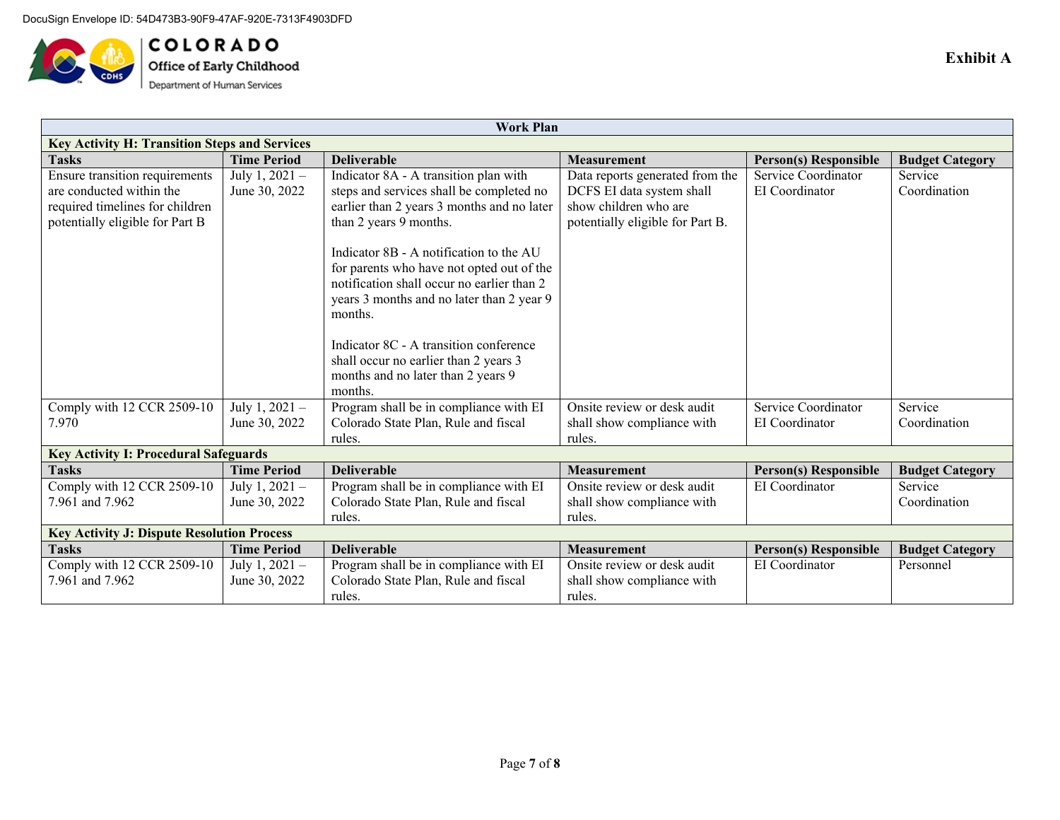Exhibit A

| Work Plan | | | | | |
|---|---|---|---|---|---|
| **Key Activity H: Transition Steps and Services** | | | | | |
| **Tasks** | **Time Period** | **Deliverable** | **Measurement** | **Person(s) Responsible** | **Budget Category** |
| Ensure transition requirements are conducted within the required timelines for children potentially eligible for Part B | July 1, 2021 – June 30, 2022 | Indicator 8A - A transition plan with steps and services shall be completed no earlier than 2 years 3 months and no later than 2 years 9 months.<br><br>Indicator 8B - A notification to the AU for parents who have not opted out of the notification shall occur no earlier than 2 years 3 months and no later than 2 year 9 months.<br><br>Indicator 8C - A transition conference shall occur no earlier than 2 years 3 months and no later than 2 years 9 months. | Data reports generated from the DCFS EI data system shall show children who are potentially eligible for Part B. | Service Coordinator<br>EI Coordinator | Service Coordination |
| Comply with 12 CCR 2509-10 7.970 | July 1, 2021 – June 30, 2022 | Program shall be in compliance with EI Colorado State Plan, Rule and fiscal rules. | Onsite review or desk audit shall show compliance with rules. | Service Coordinator<br>EI Coordinator | Service Coordination |
| **Key Activity I: Procedural Safeguards** | | | | | |
| **Tasks** | **Time Period** | **Deliverable** | **Measurement** | **Person(s) Responsible** | **Budget Category** |
| Comply with 12 CCR 2509-10 7.961 and 7.962 | July 1, 2021 – June 30, 2022 | Program shall be in compliance with EI Colorado State Plan, Rule and fiscal rules. | Onsite review or desk audit shall show compliance with rules. | EI Coordinator | Service Coordination |
| **Key Activity J: Dispute Resolution Process** | | | | | |
| **Tasks** | **Time Period** | **Deliverable** | **Measurement** | **Person(s) Responsible** | **Budget Category** |
| Comply with 12 CCR 2509-10 7.961 and 7.962 | July 1, 2021 – June 30, 2022 | Program shall be in compliance with EI Colorado State Plan, Rule and fiscal rules. | Onsite review or desk audit shall show compliance with rules. | EI Coordinator | Personnel |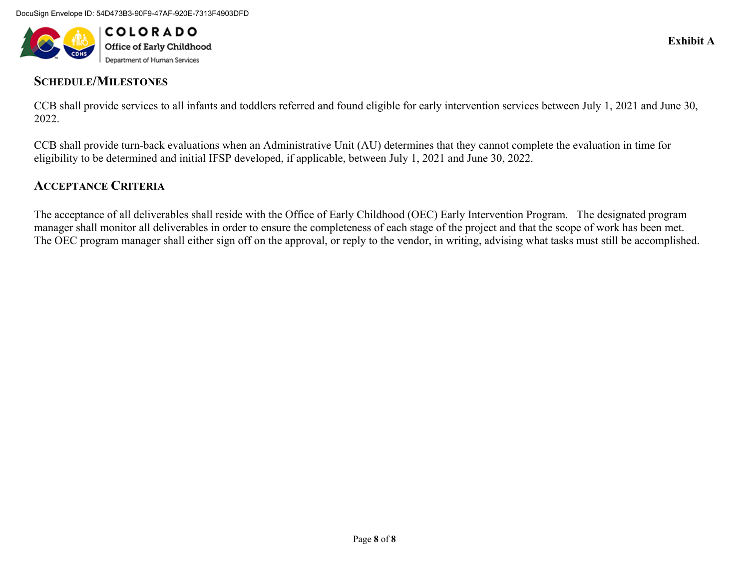## SCHEDULE/MILESTONES

CCB shall provide services to all infants and toddlers referred and found eligible for early intervention services between July 1, 2021 and June 30, 2022.

CCB shall provide turn-back evaluations when an Administrative Unit (AU) determines that they cannot complete the evaluation in time for eligibility to be determined and initial IFSP developed, if applicable, between July 1, 2021 and June 30, 2022.

## ACCEPTANCE CRITERIA

The acceptance of all deliverables shall reside with the Office of Early Childhood (OEC) Early Intervention Program. The designated program manager shall monitor all deliverables in order to ensure the completeness of each stage of the project and that the scope of work has been met. The OEC program manager shall either sign off on the approval, or reply to the vendor, in writing, advising what tasks must still be accomplished.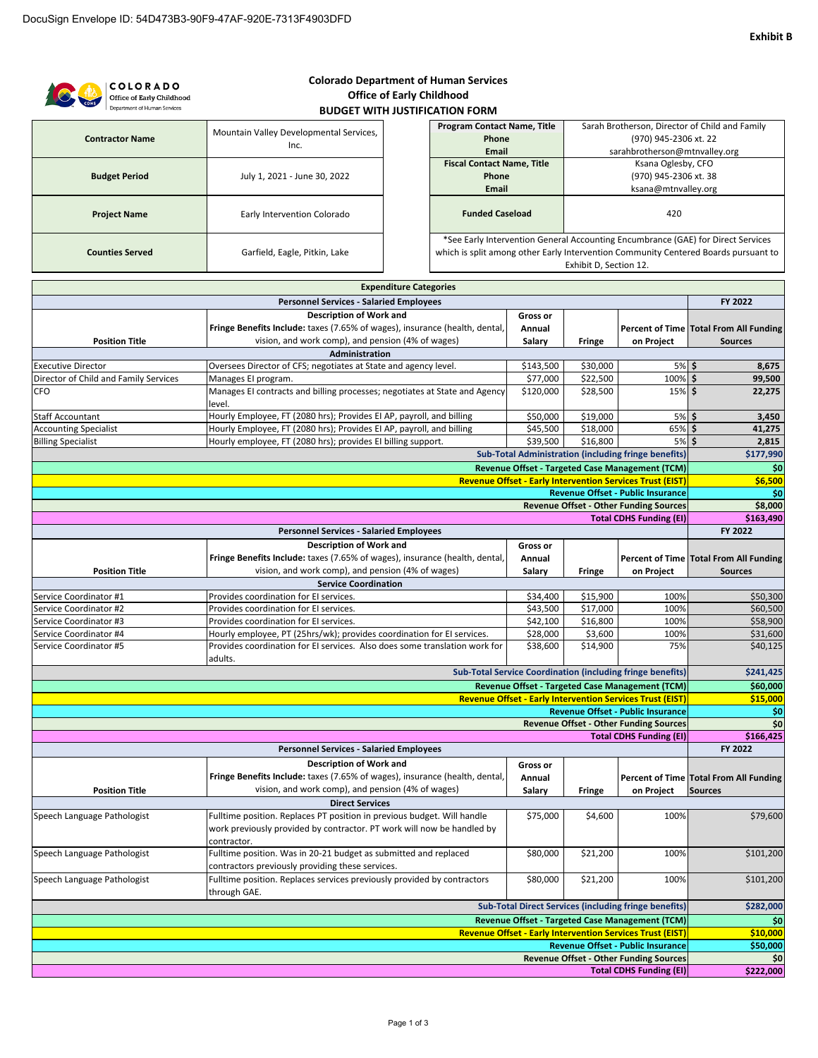DocuSign Envelope ID: 54D473B3-90F9-47AF-920E-7313F4903DFD

**Exhibit B**

# Colorado Department of Human Services
## Office of Early Childhood
### BUDGET WITH JUSTIFICATION FORM

| | |
|---|---|
| **Contractor Name** | Mountain Valley Developmental Services, Inc. |
| **Budget Period** | July 1, 2021 - June 30, 2022 |
| **Project Name** | Early Intervention Colorado |
| **Counties Served** | Garfield, Eagle, Pitkin, Lake |

| | |
|---|---|
| **Program Contact Name, Title** | Sarah Brotherson, Director of Child and Family |
| **Phone** | (970) 945-2306 xt. 22 |
| **Email** | sarahbrotherson@mtnvalley.org |
| **Fiscal Contact Name, Title** | Ksana Oglesby, CFO |
| **Phone** | (970) 945-2306 xt. 38 |
| **Email** | ksana@mtnvalley.org |
| **Funded Caseload** | 420 |

*See Early Intervention General Accounting Encumbrance (GAE) for Direct Services which is split among other Early Intervention Community Centered Boards pursuant to Exhibit D, Section 12.

## Expenditure Categories

### Personnel Services - Salaried Employees — Administration (FY 2022)

| Position Title | Description of Work and Fringe Benefits Include: taxes (7.65% of wages), insurance (health, dental, vision, and work comp), and pension (4% of wages) | Gross or Annual Salary | Fringe | Percent of Time on Project | Total From All Funding Sources |
|---|---|---|---|---|---|
| Executive Director | Oversees Director of CFS; negotiates at State and agency level. | $143,500 | $30,000 | 5% | $ 8,675 |
| Director of Child and Family Services | Manages EI program. | $77,000 | $22,500 | 100% | $ 99,500 |
| CFO | Manages EI contracts and billing processes; negotiates at State and Agency level. | $120,000 | $28,500 | 15% | $ 22,275 |
| Staff Accountant | Hourly Employee, FT (2080 hrs); Provides EI AP, payroll, and billing | $50,000 | $19,000 | 5% | $ 3,450 |
| Accounting Specialist | Hourly Employee, FT (2080 hrs); Provides EI AP, payroll, and billing | $45,500 | $18,000 | 65% | $ 41,275 |
| Billing Specialist | Hourly employee, FT (2080 hrs); provides EI billing support. | $39,500 | $16,800 | 5% | $ 2,815 |
| | | | | **Sub-Total Administration (including fringe benefits)** | **$177,990** |
| | | | | **Revenue Offset - Targeted Case Management (TCM)** | **$0** |
| | | | | **Revenue Offset - Early Intervention Services Trust (EIST)** | **$6,500** |
| | | | | **Revenue Offset - Public Insurance** | **$0** |
| | | | | **Revenue Offset - Other Funding Sources** | **$8,000** |
| | | | | **Total CDHS Funding (EI)** | **$163,490** |

### Personnel Services - Salaried Employees — Service Coordination (FY 2022)

| Position Title | Description of Work and Fringe Benefits Include: taxes (7.65% of wages), insurance (health, dental, vision, and work comp), and pension (4% of wages) | Gross or Annual Salary | Fringe | Percent of Time on Project | Total From All Funding Sources |
|---|---|---|---|---|---|
| Service Coordinator #1 | Provides coordination for EI services. | $34,400 | $15,900 | 100% | $50,300 |
| Service Coordinator #2 | Provides coordination for EI services. | $43,500 | $17,000 | 100% | $60,500 |
| Service Coordinator #3 | Provides coordination for EI services. | $42,100 | $16,800 | 100% | $58,900 |
| Service Coordinator #4 | Hourly employee, PT (25hrs/wk); provides coordination for EI services. | $28,000 | $3,600 | 100% | $31,600 |
| Service Coordinator #5 | Provides coordination for EI services. Also does some translation work for adults. | $38,600 | $14,900 | 75% | $40,125 |
| | | | | **Sub-Total Service Coordination (including fringe benefits)** | **$241,425** |
| | | | | **Revenue Offset - Targeted Case Management (TCM)** | **$60,000** |
| | | | | **Revenue Offset - Early Intervention Services Trust (EIST)** | **$15,000** |
| | | | | **Revenue Offset - Public Insurance** | **$0** |
| | | | | **Revenue Offset - Other Funding Sources** | **$0** |
| | | | | **Total CDHS Funding (EI)** | **$166,425** |

### Personnel Services - Salaried Employees — Direct Services (FY 2022)

| Position Title | Description of Work and Fringe Benefits Include: taxes (7.65% of wages), insurance (health, dental, vision, and work comp), and pension (4% of wages) | Gross or Annual Salary | Fringe | Percent of Time on Project | Total From All Funding Sources |
|---|---|---|---|---|---|
| Speech Language Pathologist | Fulltime position. Replaces PT position in previous budget. Will handle work previously provided by contractor. PT work will now be handled by contractor. | $75,000 | $4,600 | 100% | $79,600 |
| Speech Language Pathologist | Fulltime position. Was in 20-21 budget as submitted and replaced contractors previously providing these services. | $80,000 | $21,200 | 100% | $101,200 |
| Speech Language Pathologist | Fulltime position. Replaces services previously provided by contractors through GAE. | $80,000 | $21,200 | 100% | $101,200 |
| | | | | **Sub-Total Direct Services (including fringe benefits)** | **$282,000** |
| | | | | **Revenue Offset - Targeted Case Management (TCM)** | **$0** |
| | | | | **Revenue Offset - Early Intervention Services Trust (EIST)** | **$10,000** |
| | | | | **Revenue Offset - Public Insurance** | **$50,000** |
| | | | | **Revenue Offset - Other Funding Sources** | **$0** |
| | | | | **Total CDHS Funding (EI)** | **$222,000** |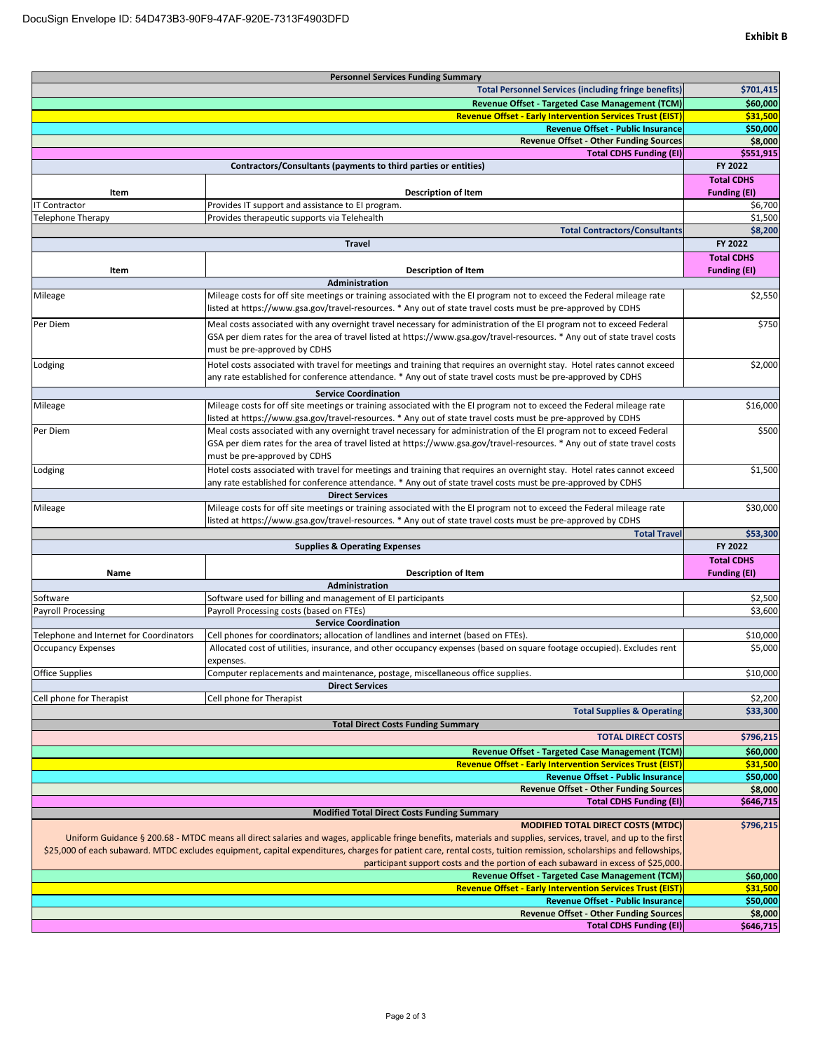DocuSign Envelope ID: 54D473B3-90F9-47AF-920E-7313F4903DFD

**Exhibit B**

| Personnel Services Funding Summary | |
|---|---|
| **Total Personnel Services (including fringe benefits)** | **$701,415** |
| **Revenue Offset - Targeted Case Management (TCM)** | **$60,000** |
| **Revenue Offset - Early Intervention Services Trust (EIST)** | **$31,500** |
| **Revenue Offset - Public Insurance** | **$50,000** |
| **Revenue Offset - Other Funding Sources** | **$8,000** |
| **Total CDHS Funding (EI)** | **$551,915** |

| Contractors/Consultants (payments to third parties or entities) | | FY 2022 |
|---|---|---|
| **Item** | **Description of Item** | **Total CDHS Funding (EI)** |
| IT Contractor | Provides IT support and assistance to EI program. | $6,700 |
| Telephone Therapy | Provides therapeutic supports via Telehealth | $1,500 |
| | **Total Contractors/Consultants** | **$8,200** |

| Travel | | FY 2022 |
|---|---|---|
| **Item** | **Description of Item** | **Total CDHS Funding (EI)** |
| | **Administration** | |
| Mileage | Mileage costs for off site meetings or training associated with the EI program not to exceed the Federal mileage rate listed at https://www.gsa.gov/travel-resources. * Any out of state travel costs must be pre-approved by CDHS | $2,550 |
| Per Diem | Meal costs associated with any overnight travel necessary for administration of the EI program not to exceed Federal GSA per diem rates for the area of travel listed at https://www.gsa.gov/travel-resources. * Any out of state travel costs must be pre-approved by CDHS | $750 |
| Lodging | Hotel costs associated with travel for meetings and training that requires an overnight stay. Hotel rates cannot exceed any rate established for conference attendance. * Any out of state travel costs must be pre-approved by CDHS | $2,000 |
| | **Service Coordination** | |
| Mileage | Mileage costs for off site meetings or training associated with the EI program not to exceed the Federal mileage rate listed at https://www.gsa.gov/travel-resources. * Any out of state travel costs must be pre-approved by CDHS | $16,000 |
| Per Diem | Meal costs associated with any overnight travel necessary for administration of the EI program not to exceed Federal GSA per diem rates for the area of travel listed at https://www.gsa.gov/travel-resources. * Any out of state travel costs must be pre-approved by CDHS | $500 |
| Lodging | Hotel costs associated with travel for meetings and training that requires an overnight stay. Hotel rates cannot exceed any rate established for conference attendance. * Any out of state travel costs must be pre-approved by CDHS | $1,500 |
| | **Direct Services** | |
| Mileage | Mileage costs for off site meetings or training associated with the EI program not to exceed the Federal mileage rate listed at https://www.gsa.gov/travel-resources. * Any out of state travel costs must be pre-approved by CDHS | $30,000 |
| | **Total Travel** | **$53,300** |

| Supplies & Operating Expenses | | FY 2022 |
|---|---|---|
| **Name** | **Description of Item** | **Total CDHS Funding (EI)** |
| | **Administration** | |
| Software | Software used for billing and management of EI participants | $2,500 |
| Payroll Processing | Payroll Processing costs (based on FTEs) | $3,600 |
| | **Service Coordination** | |
| Telephone and Internet for Coordinators | Cell phones for coordinators; allocation of landlines and internet (based on FTEs). | $10,000 |
| Occupancy Expenses | Allocated cost of utilities, insurance, and other occupancy expenses (based on square footage occupied). Excludes rent expenses. | $5,000 |
| Office Supplies | Computer replacements and maintenance, postage, miscellaneous office supplies. | $10,000 |
| | **Direct Services** | |
| Cell phone for Therapist | Cell phone for Therapist | $2,200 |
| | **Total Supplies & Operating** | **$33,300** |

| Total Direct Costs Funding Summary | |
|---|---|
| **TOTAL DIRECT COSTS** | **$796,215** |
| **Revenue Offset - Targeted Case Management (TCM)** | **$60,000** |
| **Revenue Offset - Early Intervention Services Trust (EIST)** | **$31,500** |
| **Revenue Offset - Public Insurance** | **$50,000** |
| **Revenue Offset - Other Funding Sources** | **$8,000** |
| **Total CDHS Funding (EI)** | **$646,715** |

| Modified Total Direct Costs Funding Summary | |
|---|---|
| **MODIFIED TOTAL DIRECT COSTS (MTDC)** | **$796,215** |
| Uniform Guidance § 200.68 - MTDC means all direct salaries and wages, applicable fringe benefits, materials and supplies, services, travel, and up to the first $25,000 of each subaward. MTDC excludes equipment, capital expenditures, charges for patient care, rental costs, tuition remission, scholarships and fellowships, participant support costs and the portion of each subaward in excess of $25,000. | |
| **Revenue Offset - Targeted Case Management (TCM)** | **$60,000** |
| **Revenue Offset - Early Intervention Services Trust (EIST)** | **$31,500** |
| **Revenue Offset - Public Insurance** | **$50,000** |
| **Revenue Offset - Other Funding Sources** | **$8,000** |
| **Total CDHS Funding (EI)** | **$646,715** |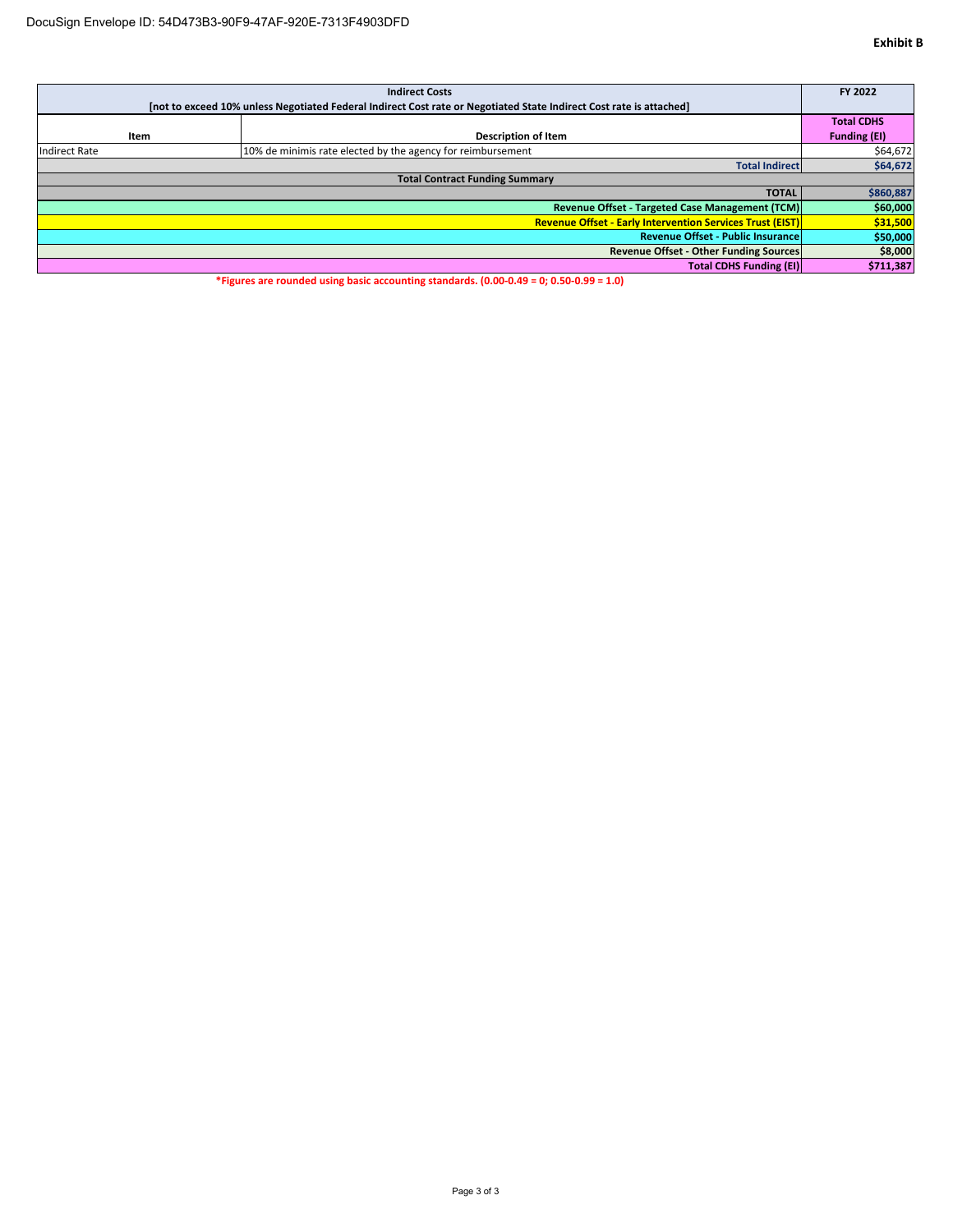DocuSign Envelope ID: 54D473B3-90F9-47AF-920E-7313F4903DFD

**Exhibit B**

| Indirect Costs<br>[not to exceed 10% unless Negotiated Federal Indirect Cost rate or Negotiated State Indirect Cost rate is attached] | | FY 2022 |
|---|---|---|
| **Item** | **Description of Item** | **Total CDHS Funding (EI)** |
| Indirect Rate | 10% de minimis rate elected by the agency for reimbursement | $64,672 |
| | **Total Indirect** | **$64,672** |
| **Total Contract Funding Summary** | | |
| | **TOTAL** | **$860,887** |
| | **Revenue Offset - Targeted Case Management (TCM)** | **$60,000** |
| | **Revenue Offset - Early Intervention Services Trust (EIST)** | **$31,500** |
| | **Revenue Offset - Public Insurance** | **$50,000** |
| | **Revenue Offset - Other Funding Sources** | **$8,000** |
| | **Total CDHS Funding (EI)** | **$711,387** |

**\*Figures are rounded using basic accounting standards. (0.00-0.49 = 0; 0.50-0.99 = 1.0)**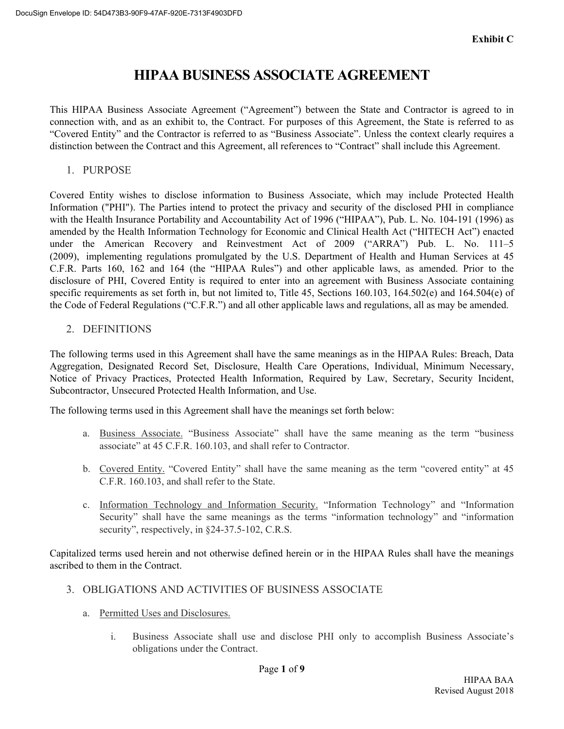**Exhibit C**

# HIPAA BUSINESS ASSOCIATE AGREEMENT

This HIPAA Business Associate Agreement ("Agreement") between the State and Contractor is agreed to in connection with, and as an exhibit to, the Contract. For purposes of this Agreement, the State is referred to as "Covered Entity" and the Contractor is referred to as "Business Associate". Unless the context clearly requires a distinction between the Contract and this Agreement, all references to "Contract" shall include this Agreement.

## 1. PURPOSE

Covered Entity wishes to disclose information to Business Associate, which may include Protected Health Information ("PHI"). The Parties intend to protect the privacy and security of the disclosed PHI in compliance with the Health Insurance Portability and Accountability Act of 1996 ("HIPAA"), Pub. L. No. 104-191 (1996) as amended by the Health Information Technology for Economic and Clinical Health Act ("HITECH Act") enacted under the American Recovery and Reinvestment Act of 2009 ("ARRA") Pub. L. No. 111–5 (2009), implementing regulations promulgated by the U.S. Department of Health and Human Services at 45 C.F.R. Parts 160, 162 and 164 (the "HIPAA Rules") and other applicable laws, as amended. Prior to the disclosure of PHI, Covered Entity is required to enter into an agreement with Business Associate containing specific requirements as set forth in, but not limited to, Title 45, Sections 160.103, 164.502(e) and 164.504(e) of the Code of Federal Regulations ("C.F.R.") and all other applicable laws and regulations, all as may be amended.

## 2. DEFINITIONS

The following terms used in this Agreement shall have the same meanings as in the HIPAA Rules: Breach, Data Aggregation, Designated Record Set, Disclosure, Health Care Operations, Individual, Minimum Necessary, Notice of Privacy Practices, Protected Health Information, Required by Law, Secretary, Security Incident, Subcontractor, Unsecured Protected Health Information, and Use.

The following terms used in this Agreement shall have the meanings set forth below:

a. Business Associate. "Business Associate" shall have the same meaning as the term "business associate" at 45 C.F.R. 160.103, and shall refer to Contractor.

b. Covered Entity. "Covered Entity" shall have the same meaning as the term "covered entity" at 45 C.F.R. 160.103, and shall refer to the State.

c. Information Technology and Information Security. "Information Technology" and "Information Security" shall have the same meanings as the terms "information technology" and "information security", respectively, in §24-37.5-102, C.R.S.

Capitalized terms used herein and not otherwise defined herein or in the HIPAA Rules shall have the meanings ascribed to them in the Contract.

## 3. OBLIGATIONS AND ACTIVITIES OF BUSINESS ASSOCIATE

a. Permitted Uses and Disclosures.

i. Business Associate shall use and disclose PHI only to accomplish Business Associate's obligations under the Contract.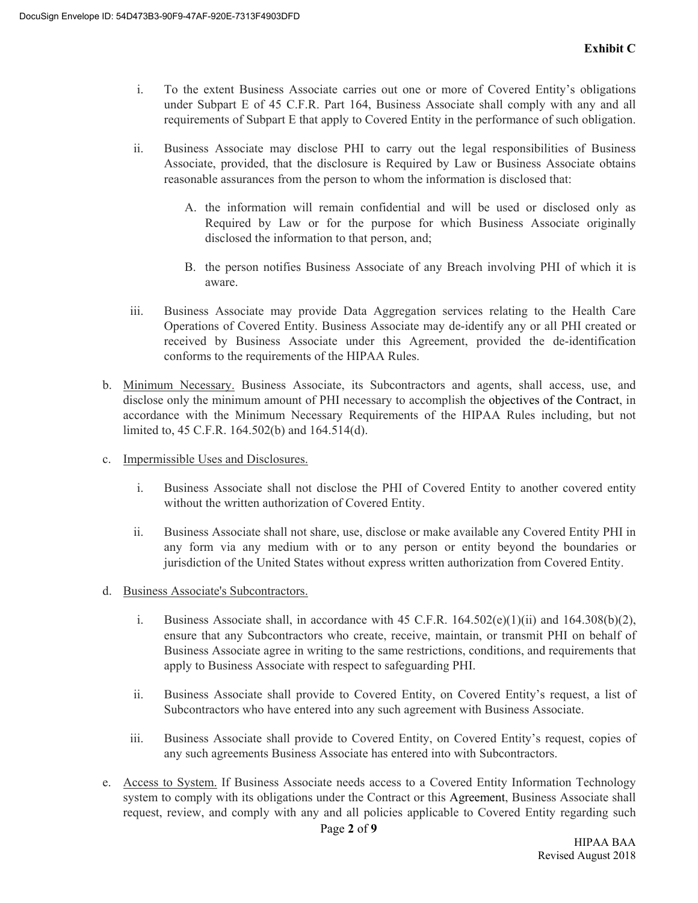**Exhibit C**

i. To the extent Business Associate carries out one or more of Covered Entity's obligations under Subpart E of 45 C.F.R. Part 164, Business Associate shall comply with any and all requirements of Subpart E that apply to Covered Entity in the performance of such obligation.

ii. Business Associate may disclose PHI to carry out the legal responsibilities of Business Associate, provided, that the disclosure is Required by Law or Business Associate obtains reasonable assurances from the person to whom the information is disclosed that:

   A. the information will remain confidential and will be used or disclosed only as Required by Law or for the purpose for which Business Associate originally disclosed the information to that person, and;

   B. the person notifies Business Associate of any Breach involving PHI of which it is aware.

iii. Business Associate may provide Data Aggregation services relating to the Health Care Operations of Covered Entity. Business Associate may de-identify any or all PHI created or received by Business Associate under this Agreement, provided the de-identification conforms to the requirements of the HIPAA Rules.

b. Minimum Necessary. Business Associate, its Subcontractors and agents, shall access, use, and disclose only the minimum amount of PHI necessary to accomplish the objectives of the Contract, in accordance with the Minimum Necessary Requirements of the HIPAA Rules including, but not limited to, 45 C.F.R. 164.502(b) and 164.514(d).

c. Impermissible Uses and Disclosures.

   i. Business Associate shall not disclose the PHI of Covered Entity to another covered entity without the written authorization of Covered Entity.

   ii. Business Associate shall not share, use, disclose or make available any Covered Entity PHI in any form via any medium with or to any person or entity beyond the boundaries or jurisdiction of the United States without express written authorization from Covered Entity.

d. Business Associate's Subcontractors.

   i. Business Associate shall, in accordance with 45 C.F.R. 164.502(e)(1)(ii) and 164.308(b)(2), ensure that any Subcontractors who create, receive, maintain, or transmit PHI on behalf of Business Associate agree in writing to the same restrictions, conditions, and requirements that apply to Business Associate with respect to safeguarding PHI.

   ii. Business Associate shall provide to Covered Entity, on Covered Entity's request, a list of Subcontractors who have entered into any such agreement with Business Associate.

   iii. Business Associate shall provide to Covered Entity, on Covered Entity's request, copies of any such agreements Business Associate has entered into with Subcontractors.

e. Access to System. If Business Associate needs access to a Covered Entity Information Technology system to comply with its obligations under the Contract or this Agreement, Business Associate shall request, review, and comply with any and all policies applicable to Covered Entity regarding such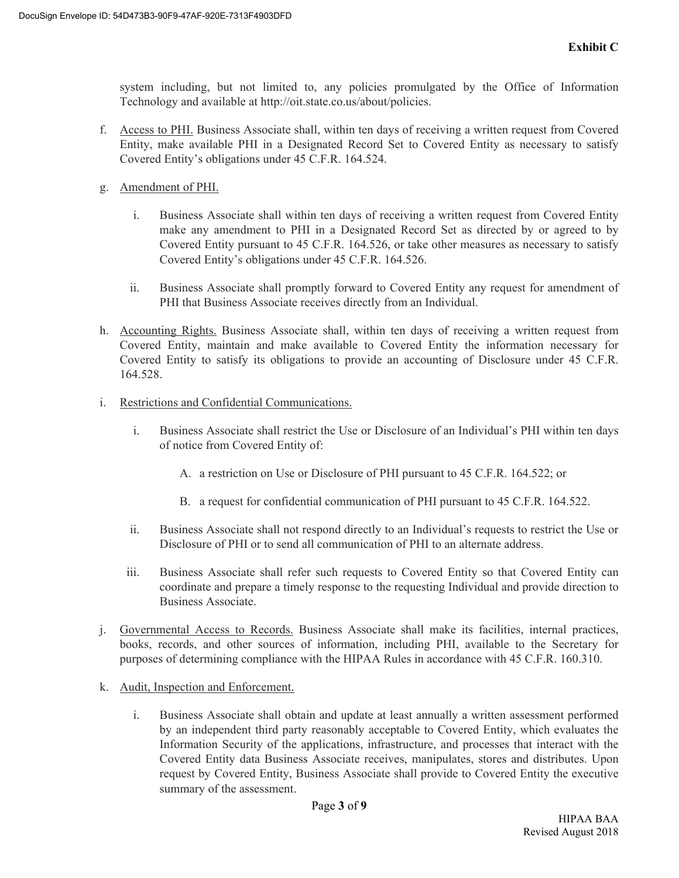**Exhibit C**

system including, but not limited to, any policies promulgated by the Office of Information Technology and available at http://oit.state.co.us/about/policies.

f. Access to PHI. Business Associate shall, within ten days of receiving a written request from Covered Entity, make available PHI in a Designated Record Set to Covered Entity as necessary to satisfy Covered Entity's obligations under 45 C.F.R. 164.524.

g. Amendment of PHI.

   i. Business Associate shall within ten days of receiving a written request from Covered Entity make any amendment to PHI in a Designated Record Set as directed by or agreed to by Covered Entity pursuant to 45 C.F.R. 164.526, or take other measures as necessary to satisfy Covered Entity's obligations under 45 C.F.R. 164.526.

   ii. Business Associate shall promptly forward to Covered Entity any request for amendment of PHI that Business Associate receives directly from an Individual.

h. Accounting Rights. Business Associate shall, within ten days of receiving a written request from Covered Entity, maintain and make available to Covered Entity the information necessary for Covered Entity to satisfy its obligations to provide an accounting of Disclosure under 45 C.F.R. 164.528.

i. Restrictions and Confidential Communications.

   i. Business Associate shall restrict the Use or Disclosure of an Individual's PHI within ten days of notice from Covered Entity of:

      A. a restriction on Use or Disclosure of PHI pursuant to 45 C.F.R. 164.522; or

      B. a request for confidential communication of PHI pursuant to 45 C.F.R. 164.522.

   ii. Business Associate shall not respond directly to an Individual's requests to restrict the Use or Disclosure of PHI or to send all communication of PHI to an alternate address.

   iii. Business Associate shall refer such requests to Covered Entity so that Covered Entity can coordinate and prepare a timely response to the requesting Individual and provide direction to Business Associate.

j. Governmental Access to Records. Business Associate shall make its facilities, internal practices, books, records, and other sources of information, including PHI, available to the Secretary for purposes of determining compliance with the HIPAA Rules in accordance with 45 C.F.R. 160.310.

k. Audit, Inspection and Enforcement.

   i. Business Associate shall obtain and update at least annually a written assessment performed by an independent third party reasonably acceptable to Covered Entity, which evaluates the Information Security of the applications, infrastructure, and processes that interact with the Covered Entity data Business Associate receives, manipulates, stores and distributes. Upon request by Covered Entity, Business Associate shall provide to Covered Entity the executive summary of the assessment.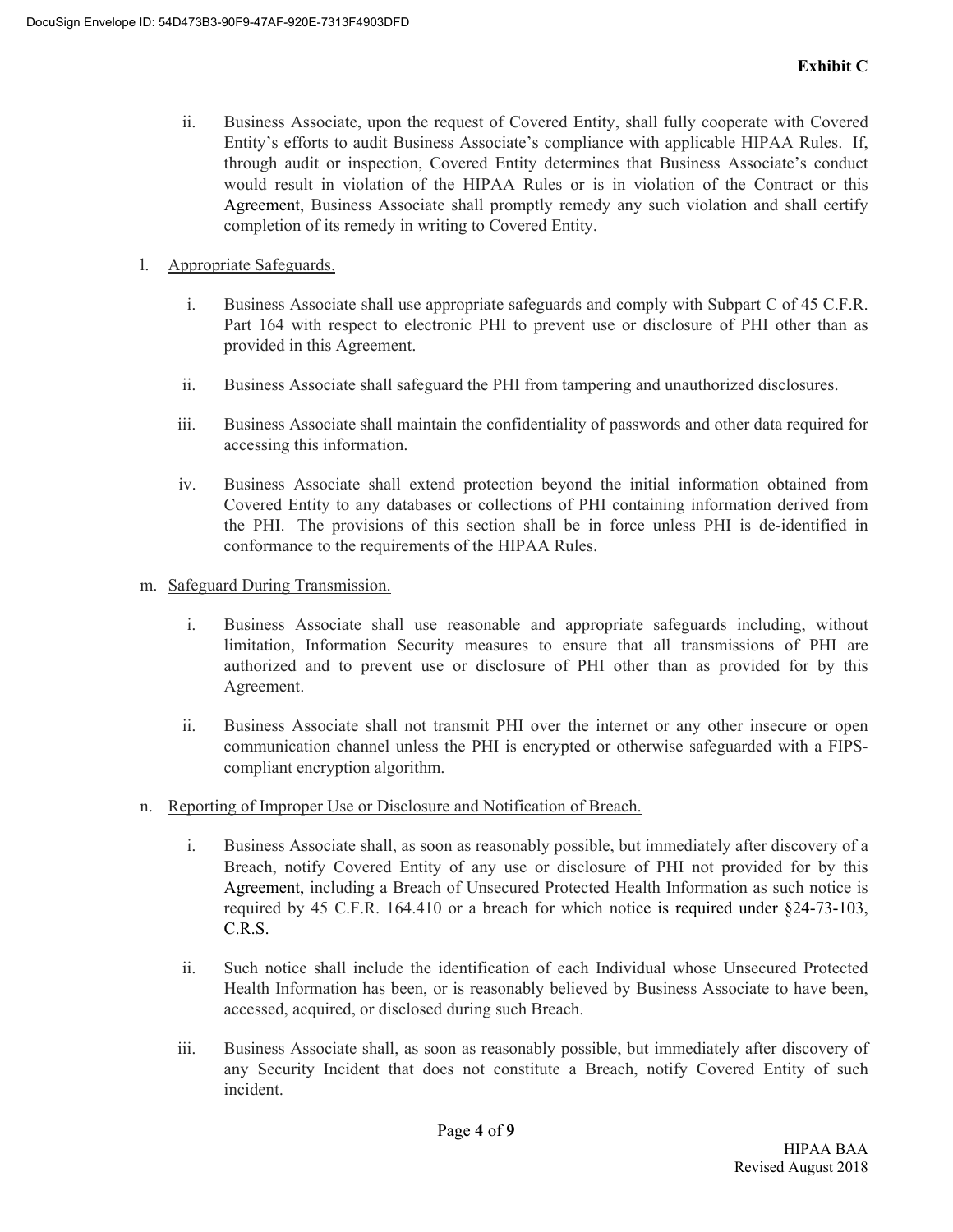**Exhibit C**

ii. Business Associate, upon the request of Covered Entity, shall fully cooperate with Covered Entity's efforts to audit Business Associate's compliance with applicable HIPAA Rules. If, through audit or inspection, Covered Entity determines that Business Associate's conduct would result in violation of the HIPAA Rules or is in violation of the Contract or this Agreement, Business Associate shall promptly remedy any such violation and shall certify completion of its remedy in writing to Covered Entity.

l. Appropriate Safeguards.

i. Business Associate shall use appropriate safeguards and comply with Subpart C of 45 C.F.R. Part 164 with respect to electronic PHI to prevent use or disclosure of PHI other than as provided in this Agreement.

ii. Business Associate shall safeguard the PHI from tampering and unauthorized disclosures.

iii. Business Associate shall maintain the confidentiality of passwords and other data required for accessing this information.

iv. Business Associate shall extend protection beyond the initial information obtained from Covered Entity to any databases or collections of PHI containing information derived from the PHI. The provisions of this section shall be in force unless PHI is de-identified in conformance to the requirements of the HIPAA Rules.

m. Safeguard During Transmission.

i. Business Associate shall use reasonable and appropriate safeguards including, without limitation, Information Security measures to ensure that all transmissions of PHI are authorized and to prevent use or disclosure of PHI other than as provided for by this Agreement.

ii. Business Associate shall not transmit PHI over the internet or any other insecure or open communication channel unless the PHI is encrypted or otherwise safeguarded with a FIPS-compliant encryption algorithm.

n. Reporting of Improper Use or Disclosure and Notification of Breach.

i. Business Associate shall, as soon as reasonably possible, but immediately after discovery of a Breach, notify Covered Entity of any use or disclosure of PHI not provided for by this Agreement, including a Breach of Unsecured Protected Health Information as such notice is required by 45 C.F.R. 164.410 or a breach for which notice is required under §24-73-103, C.R.S.

ii. Such notice shall include the identification of each Individual whose Unsecured Protected Health Information has been, or is reasonably believed by Business Associate to have been, accessed, acquired, or disclosed during such Breach.

iii. Business Associate shall, as soon as reasonably possible, but immediately after discovery of any Security Incident that does not constitute a Breach, notify Covered Entity of such incident.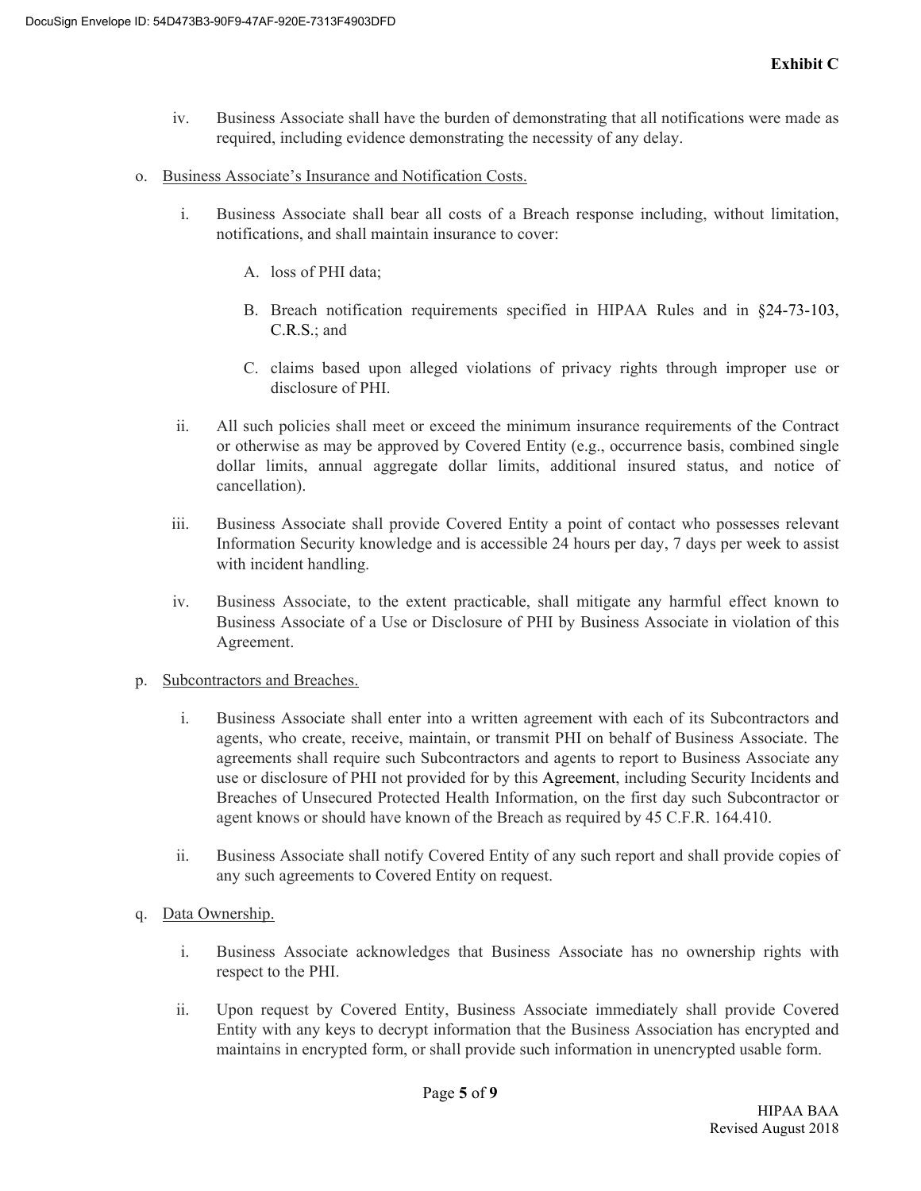**Exhibit C**

iv. Business Associate shall have the burden of demonstrating that all notifications were made as required, including evidence demonstrating the necessity of any delay.

o. <u>Business Associate's Insurance and Notification Costs.</u>

i. Business Associate shall bear all costs of a Breach response including, without limitation, notifications, and shall maintain insurance to cover:

A. loss of PHI data;

B. Breach notification requirements specified in HIPAA Rules and in §24-73-103, C.R.S.; and

C. claims based upon alleged violations of privacy rights through improper use or disclosure of PHI.

ii. All such policies shall meet or exceed the minimum insurance requirements of the Contract or otherwise as may be approved by Covered Entity (e.g., occurrence basis, combined single dollar limits, annual aggregate dollar limits, additional insured status, and notice of cancellation).

iii. Business Associate shall provide Covered Entity a point of contact who possesses relevant Information Security knowledge and is accessible 24 hours per day, 7 days per week to assist with incident handling.

iv. Business Associate, to the extent practicable, shall mitigate any harmful effect known to Business Associate of a Use or Disclosure of PHI by Business Associate in violation of this Agreement.

p. <u>Subcontractors and Breaches.</u>

i. Business Associate shall enter into a written agreement with each of its Subcontractors and agents, who create, receive, maintain, or transmit PHI on behalf of Business Associate. The agreements shall require such Subcontractors and agents to report to Business Associate any use or disclosure of PHI not provided for by this Agreement, including Security Incidents and Breaches of Unsecured Protected Health Information, on the first day such Subcontractor or agent knows or should have known of the Breach as required by 45 C.F.R. 164.410.

ii. Business Associate shall notify Covered Entity of any such report and shall provide copies of any such agreements to Covered Entity on request.

q. <u>Data Ownership.</u>

i. Business Associate acknowledges that Business Associate has no ownership rights with respect to the PHI.

ii. Upon request by Covered Entity, Business Associate immediately shall provide Covered Entity with any keys to decrypt information that the Business Association has encrypted and maintains in encrypted form, or shall provide such information in unencrypted usable form.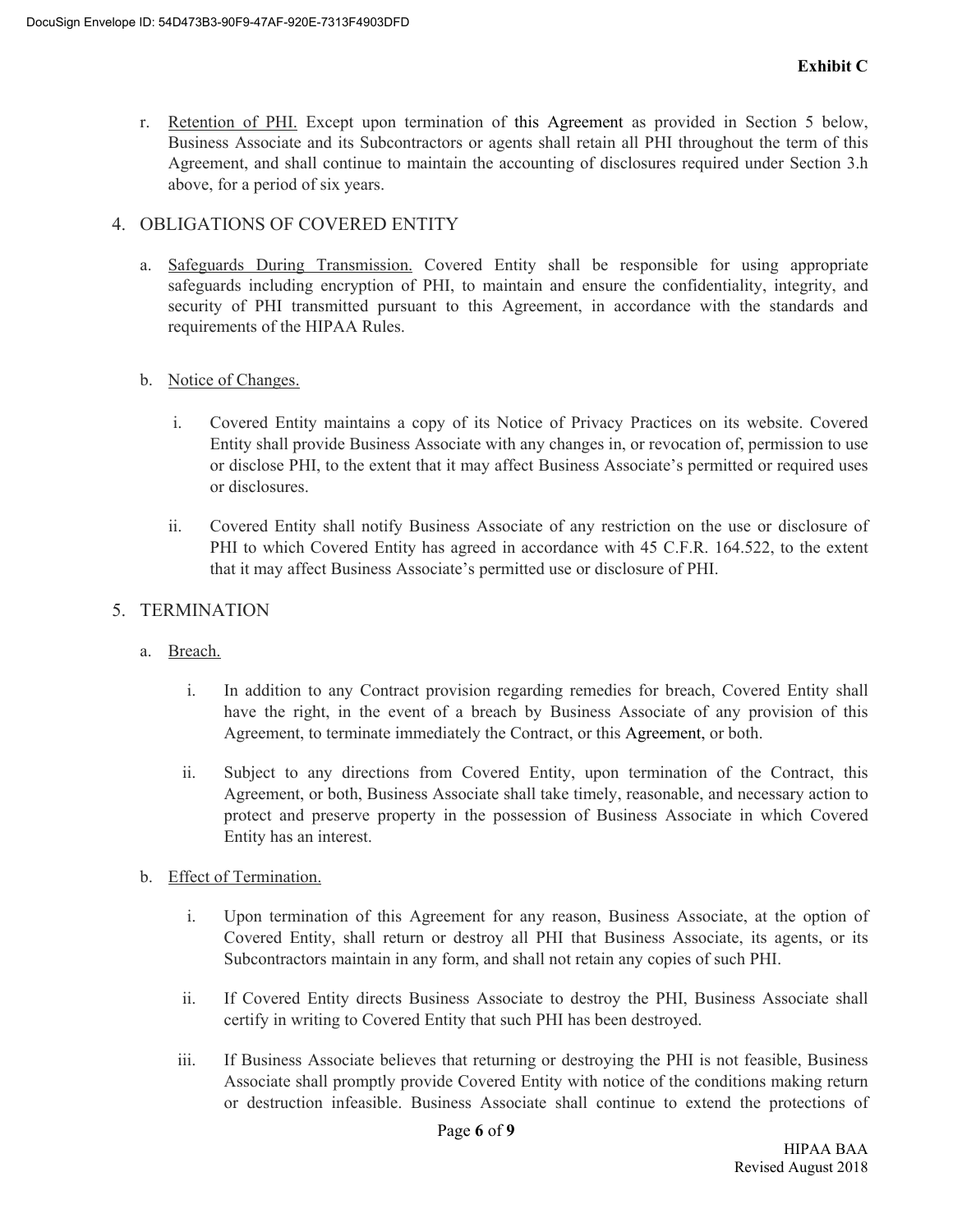**Exhibit C**

r. Retention of PHI. Except upon termination of this Agreement as provided in Section 5 below, Business Associate and its Subcontractors or agents shall retain all PHI throughout the term of this Agreement, and shall continue to maintain the accounting of disclosures required under Section 3.h above, for a period of six years.

4. OBLIGATIONS OF COVERED ENTITY

   a. Safeguards During Transmission. Covered Entity shall be responsible for using appropriate safeguards including encryption of PHI, to maintain and ensure the confidentiality, integrity, and security of PHI transmitted pursuant to this Agreement, in accordance with the standards and requirements of the HIPAA Rules.

   b. Notice of Changes.

      i. Covered Entity maintains a copy of its Notice of Privacy Practices on its website. Covered Entity shall provide Business Associate with any changes in, or revocation of, permission to use or disclose PHI, to the extent that it may affect Business Associate's permitted or required uses or disclosures.

      ii. Covered Entity shall notify Business Associate of any restriction on the use or disclosure of PHI to which Covered Entity has agreed in accordance with 45 C.F.R. 164.522, to the extent that it may affect Business Associate's permitted use or disclosure of PHI.

5. TERMINATION

   a. Breach.

      i. In addition to any Contract provision regarding remedies for breach, Covered Entity shall have the right, in the event of a breach by Business Associate of any provision of this Agreement, to terminate immediately the Contract, or this Agreement, or both.

      ii. Subject to any directions from Covered Entity, upon termination of the Contract, this Agreement, or both, Business Associate shall take timely, reasonable, and necessary action to protect and preserve property in the possession of Business Associate in which Covered Entity has an interest.

   b. Effect of Termination.

      i. Upon termination of this Agreement for any reason, Business Associate, at the option of Covered Entity, shall return or destroy all PHI that Business Associate, its agents, or its Subcontractors maintain in any form, and shall not retain any copies of such PHI.

      ii. If Covered Entity directs Business Associate to destroy the PHI, Business Associate shall certify in writing to Covered Entity that such PHI has been destroyed.

      iii. If Business Associate believes that returning or destroying the PHI is not feasible, Business Associate shall promptly provide Covered Entity with notice of the conditions making return or destruction infeasible. Business Associate shall continue to extend the protections of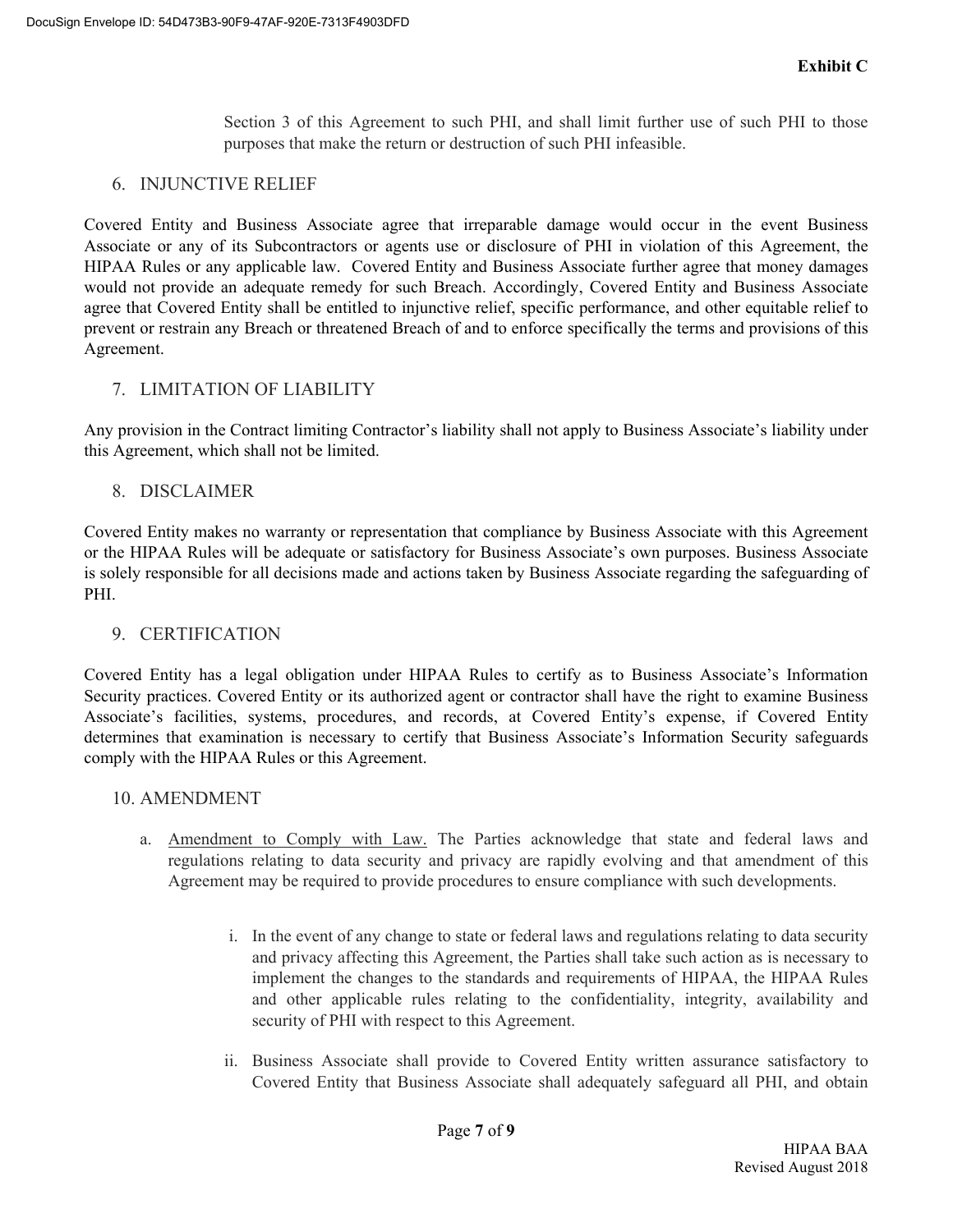Section 3 of this Agreement to such PHI, and shall limit further use of such PHI to those purposes that make the return or destruction of such PHI infeasible.

## 6. INJUNCTIVE RELIEF

Covered Entity and Business Associate agree that irreparable damage would occur in the event Business Associate or any of its Subcontractors or agents use or disclosure of PHI in violation of this Agreement, the HIPAA Rules or any applicable law. Covered Entity and Business Associate further agree that money damages would not provide an adequate remedy for such Breach. Accordingly, Covered Entity and Business Associate agree that Covered Entity shall be entitled to injunctive relief, specific performance, and other equitable relief to prevent or restrain any Breach or threatened Breach of and to enforce specifically the terms and provisions of this Agreement.

## 7. LIMITATION OF LIABILITY

Any provision in the Contract limiting Contractor's liability shall not apply to Business Associate's liability under this Agreement, which shall not be limited.

## 8. DISCLAIMER

Covered Entity makes no warranty or representation that compliance by Business Associate with this Agreement or the HIPAA Rules will be adequate or satisfactory for Business Associate's own purposes. Business Associate is solely responsible for all decisions made and actions taken by Business Associate regarding the safeguarding of PHI.

## 9. CERTIFICATION

Covered Entity has a legal obligation under HIPAA Rules to certify as to Business Associate's Information Security practices. Covered Entity or its authorized agent or contractor shall have the right to examine Business Associate's facilities, systems, procedures, and records, at Covered Entity's expense, if Covered Entity determines that examination is necessary to certify that Business Associate's Information Security safeguards comply with the HIPAA Rules or this Agreement.

## 10. AMENDMENT

a. Amendment to Comply with Law. The Parties acknowledge that state and federal laws and regulations relating to data security and privacy are rapidly evolving and that amendment of this Agreement may be required to provide procedures to ensure compliance with such developments.

   i. In the event of any change to state or federal laws and regulations relating to data security and privacy affecting this Agreement, the Parties shall take such action as is necessary to implement the changes to the standards and requirements of HIPAA, the HIPAA Rules and other applicable rules relating to the confidentiality, integrity, availability and security of PHI with respect to this Agreement.

   ii. Business Associate shall provide to Covered Entity written assurance satisfactory to Covered Entity that Business Associate shall adequately safeguard all PHI, and obtain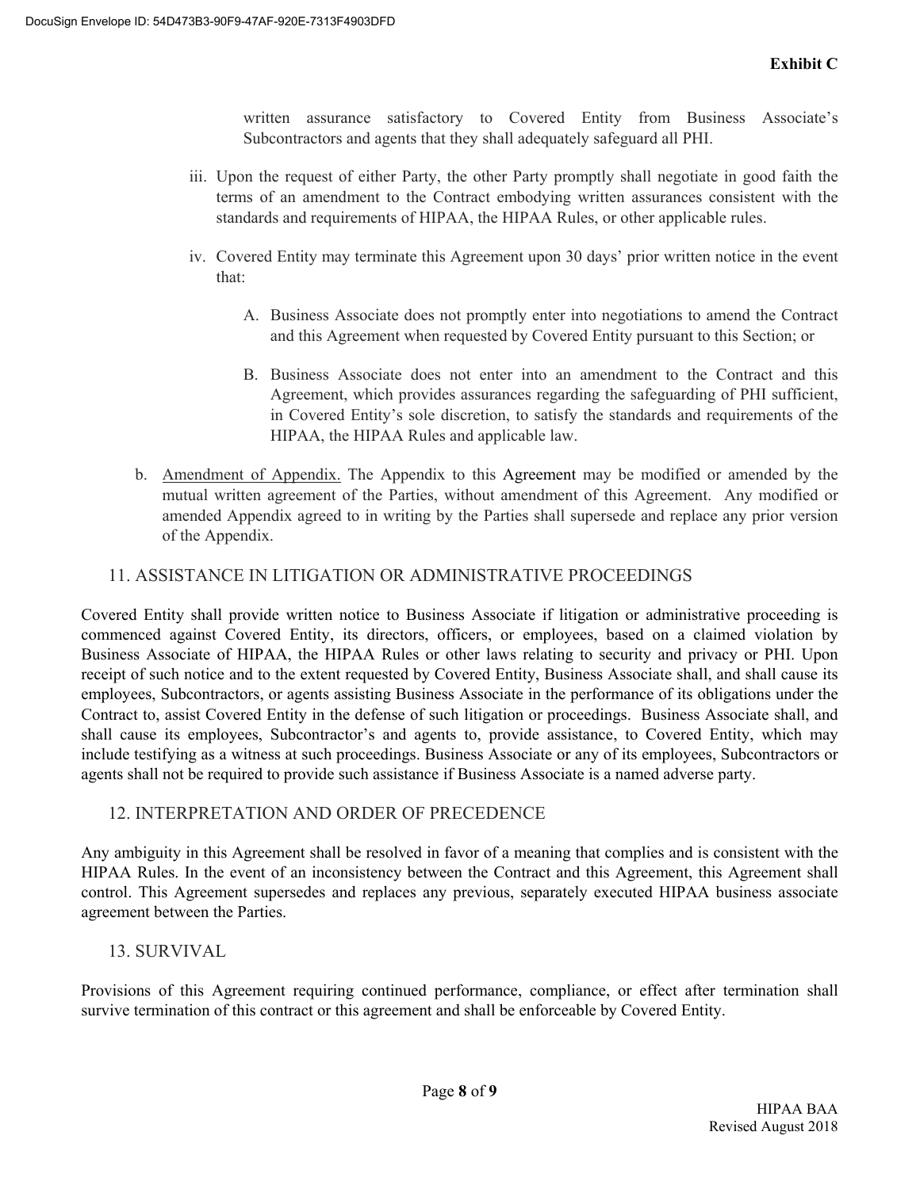**Exhibit C**

written assurance satisfactory to Covered Entity from Business Associate's Subcontractors and agents that they shall adequately safeguard all PHI.

iii. Upon the request of either Party, the other Party promptly shall negotiate in good faith the terms of an amendment to the Contract embodying written assurances consistent with the standards and requirements of HIPAA, the HIPAA Rules, or other applicable rules.

iv. Covered Entity may terminate this Agreement upon 30 days' prior written notice in the event that:

A. Business Associate does not promptly enter into negotiations to amend the Contract and this Agreement when requested by Covered Entity pursuant to this Section; or

B. Business Associate does not enter into an amendment to the Contract and this Agreement, which provides assurances regarding the safeguarding of PHI sufficient, in Covered Entity's sole discretion, to satisfy the standards and requirements of the HIPAA, the HIPAA Rules and applicable law.

b. Amendment of Appendix. The Appendix to this Agreement may be modified or amended by the mutual written agreement of the Parties, without amendment of this Agreement. Any modified or amended Appendix agreed to in writing by the Parties shall supersede and replace any prior version of the Appendix.

## 11. ASSISTANCE IN LITIGATION OR ADMINISTRATIVE PROCEEDINGS

Covered Entity shall provide written notice to Business Associate if litigation or administrative proceeding is commenced against Covered Entity, its directors, officers, or employees, based on a claimed violation by Business Associate of HIPAA, the HIPAA Rules or other laws relating to security and privacy or PHI. Upon receipt of such notice and to the extent requested by Covered Entity, Business Associate shall, and shall cause its employees, Subcontractors, or agents assisting Business Associate in the performance of its obligations under the Contract to, assist Covered Entity in the defense of such litigation or proceedings. Business Associate shall, and shall cause its employees, Subcontractor's and agents to, provide assistance, to Covered Entity, which may include testifying as a witness at such proceedings. Business Associate or any of its employees, Subcontractors or agents shall not be required to provide such assistance if Business Associate is a named adverse party.

## 12. INTERPRETATION AND ORDER OF PRECEDENCE

Any ambiguity in this Agreement shall be resolved in favor of a meaning that complies and is consistent with the HIPAA Rules. In the event of an inconsistency between the Contract and this Agreement, this Agreement shall control. This Agreement supersedes and replaces any previous, separately executed HIPAA business associate agreement between the Parties.

## 13. SURVIVAL

Provisions of this Agreement requiring continued performance, compliance, or effect after termination shall survive termination of this contract or this agreement and shall be enforceable by Covered Entity.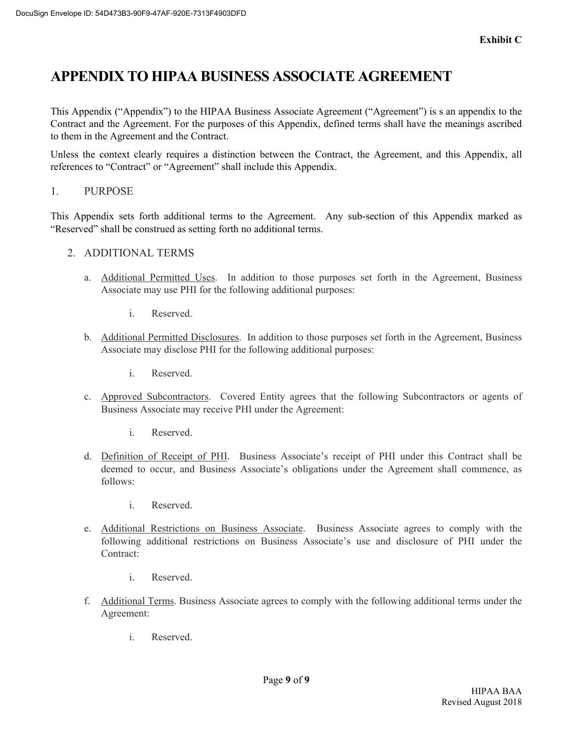Exhibit C

# APPENDIX TO HIPAA BUSINESS ASSOCIATE AGREEMENT

This Appendix ("Appendix") to the HIPAA Business Associate Agreement ("Agreement") is s an appendix to the Contract and the Agreement. For the purposes of this Appendix, defined terms shall have the meanings ascribed to them in the Agreement and the Contract.

Unless the context clearly requires a distinction between the Contract, the Agreement, and this Appendix, all references to "Contract" or "Agreement" shall include this Appendix.

1. PURPOSE

This Appendix sets forth additional terms to the Agreement. Any sub-section of this Appendix marked as "Reserved" shall be construed as setting forth no additional terms.

2. ADDITIONAL TERMS

   a. Additional Permitted Uses. In addition to those purposes set forth in the Agreement, Business Associate may use PHI for the following additional purposes:

      i. Reserved.

   b. Additional Permitted Disclosures. In addition to those purposes set forth in the Agreement, Business Associate may disclose PHI for the following additional purposes:

      i. Reserved.

   c. Approved Subcontractors. Covered Entity agrees that the following Subcontractors or agents of Business Associate may receive PHI under the Agreement:

      i. Reserved.

   d. Definition of Receipt of PHI. Business Associate's receipt of PHI under this Contract shall be deemed to occur, and Business Associate's obligations under the Agreement shall commence, as follows:

      i. Reserved.

   e. Additional Restrictions on Business Associate. Business Associate agrees to comply with the following additional restrictions on Business Associate's use and disclosure of PHI under the Contract:

      i. Reserved.

   f. Additional Terms. Business Associate agrees to comply with the following additional terms under the Agreement:

      i. Reserved.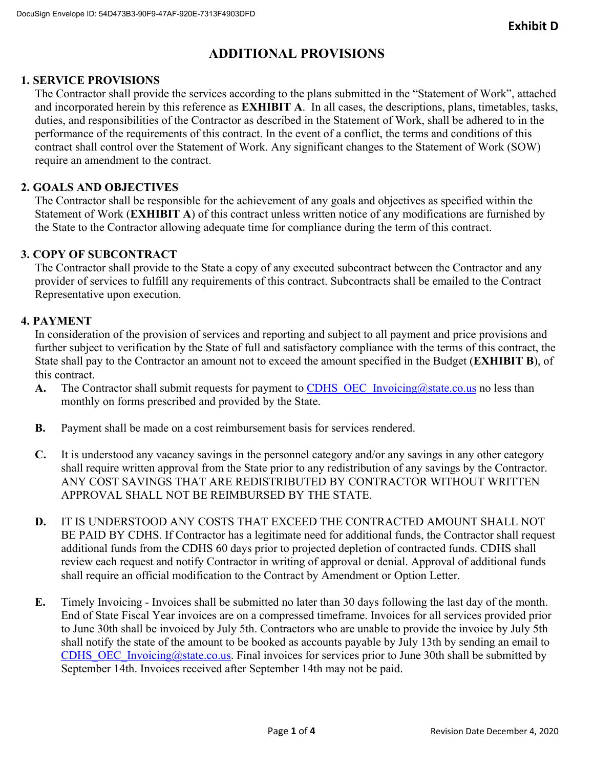Exhibit D

# ADDITIONAL PROVISIONS

## 1. SERVICE PROVISIONS

The Contractor shall provide the services according to the plans submitted in the "Statement of Work", attached and incorporated herein by this reference as **EXHIBIT A**. In all cases, the descriptions, plans, timetables, tasks, duties, and responsibilities of the Contractor as described in the Statement of Work, shall be adhered to in the performance of the requirements of this contract. In the event of a conflict, the terms and conditions of this contract shall control over the Statement of Work. Any significant changes to the Statement of Work (SOW) require an amendment to the contract.

## 2. GOALS AND OBJECTIVES

The Contractor shall be responsible for the achievement of any goals and objectives as specified within the Statement of Work (**EXHIBIT A**) of this contract unless written notice of any modifications are furnished by the State to the Contractor allowing adequate time for compliance during the term of this contract.

## 3. COPY OF SUBCONTRACT

The Contractor shall provide to the State a copy of any executed subcontract between the Contractor and any provider of services to fulfill any requirements of this contract. Subcontracts shall be emailed to the Contract Representative upon execution.

## 4. PAYMENT

In consideration of the provision of services and reporting and subject to all payment and price provisions and further subject to verification by the State of full and satisfactory compliance with the terms of this contract, the State shall pay to the Contractor an amount not to exceed the amount specified in the Budget (**EXHIBIT B**), of this contract.

**A.** The Contractor shall submit requests for payment to CDHS_OEC_Invoicing@state.co.us no less than monthly on forms prescribed and provided by the State.

**B.** Payment shall be made on a cost reimbursement basis for services rendered.

**C.** It is understood any vacancy savings in the personnel category and/or any savings in any other category shall require written approval from the State prior to any redistribution of any savings by the Contractor. ANY COST SAVINGS THAT ARE REDISTRIBUTED BY CONTRACTOR WITHOUT WRITTEN APPROVAL SHALL NOT BE REIMBURSED BY THE STATE.

**D.** IT IS UNDERSTOOD ANY COSTS THAT EXCEED THE CONTRACTED AMOUNT SHALL NOT BE PAID BY CDHS. If Contractor has a legitimate need for additional funds, the Contractor shall request additional funds from the CDHS 60 days prior to projected depletion of contracted funds. CDHS shall review each request and notify Contractor in writing of approval or denial. Approval of additional funds shall require an official modification to the Contract by Amendment or Option Letter.

**E.** Timely Invoicing - Invoices shall be submitted no later than 30 days following the last day of the month. End of State Fiscal Year invoices are on a compressed timeframe. Invoices for all services provided prior to June 30th shall be invoiced by July 5th. Contractors who are unable to provide the invoice by July 5th shall notify the state of the amount to be booked as accounts payable by July 13th by sending an email to CDHS_OEC_Invoicing@state.co.us. Final invoices for services prior to June 30th shall be submitted by September 14th. Invoices received after September 14th may not be paid.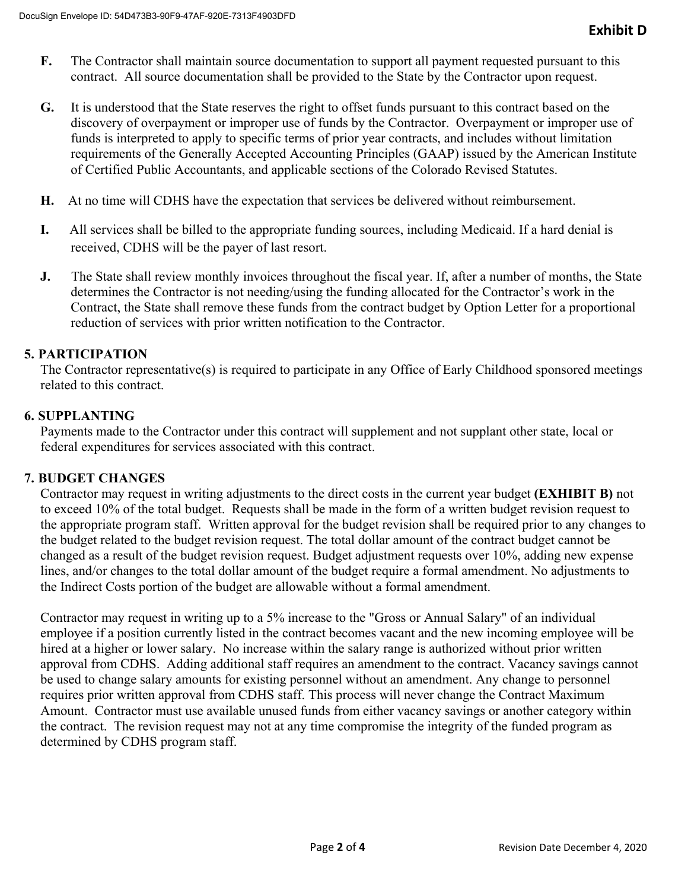**F.** The Contractor shall maintain source documentation to support all payment requested pursuant to this contract. All source documentation shall be provided to the State by the Contractor upon request.

**G.** It is understood that the State reserves the right to offset funds pursuant to this contract based on the discovery of overpayment or improper use of funds by the Contractor. Overpayment or improper use of funds is interpreted to apply to specific terms of prior year contracts, and includes without limitation requirements of the Generally Accepted Accounting Principles (GAAP) issued by the American Institute of Certified Public Accountants, and applicable sections of the Colorado Revised Statutes.

**H.** At no time will CDHS have the expectation that services be delivered without reimbursement.

**I.** All services shall be billed to the appropriate funding sources, including Medicaid. If a hard denial is received, CDHS will be the payer of last resort.

**J.** The State shall review monthly invoices throughout the fiscal year. If, after a number of months, the State determines the Contractor is not needing/using the funding allocated for the Contractor's work in the Contract, the State shall remove these funds from the contract budget by Option Letter for a proportional reduction of services with prior written notification to the Contractor.

## 5. PARTICIPATION

The Contractor representative(s) is required to participate in any Office of Early Childhood sponsored meetings related to this contract.

## 6. SUPPLANTING

Payments made to the Contractor under this contract will supplement and not supplant other state, local or federal expenditures for services associated with this contract.

## 7. BUDGET CHANGES

Contractor may request in writing adjustments to the direct costs in the current year budget **(EXHIBIT B)** not to exceed 10% of the total budget. Requests shall be made in the form of a written budget revision request to the appropriate program staff. Written approval for the budget revision shall be required prior to any changes to the budget related to the budget revision request. The total dollar amount of the contract budget cannot be changed as a result of the budget revision request. Budget adjustment requests over 10%, adding new expense lines, and/or changes to the total dollar amount of the budget require a formal amendment. No adjustments to the Indirect Costs portion of the budget are allowable without a formal amendment.

Contractor may request in writing up to a 5% increase to the "Gross or Annual Salary" of an individual employee if a position currently listed in the contract becomes vacant and the new incoming employee will be hired at a higher or lower salary. No increase within the salary range is authorized without prior written approval from CDHS. Adding additional staff requires an amendment to the contract. Vacancy savings cannot be used to change salary amounts for existing personnel without an amendment. Any change to personnel requires prior written approval from CDHS staff. This process will never change the Contract Maximum Amount. Contractor must use available unused funds from either vacancy savings or another category within the contract. The revision request may not at any time compromise the integrity of the funded program as determined by CDHS program staff.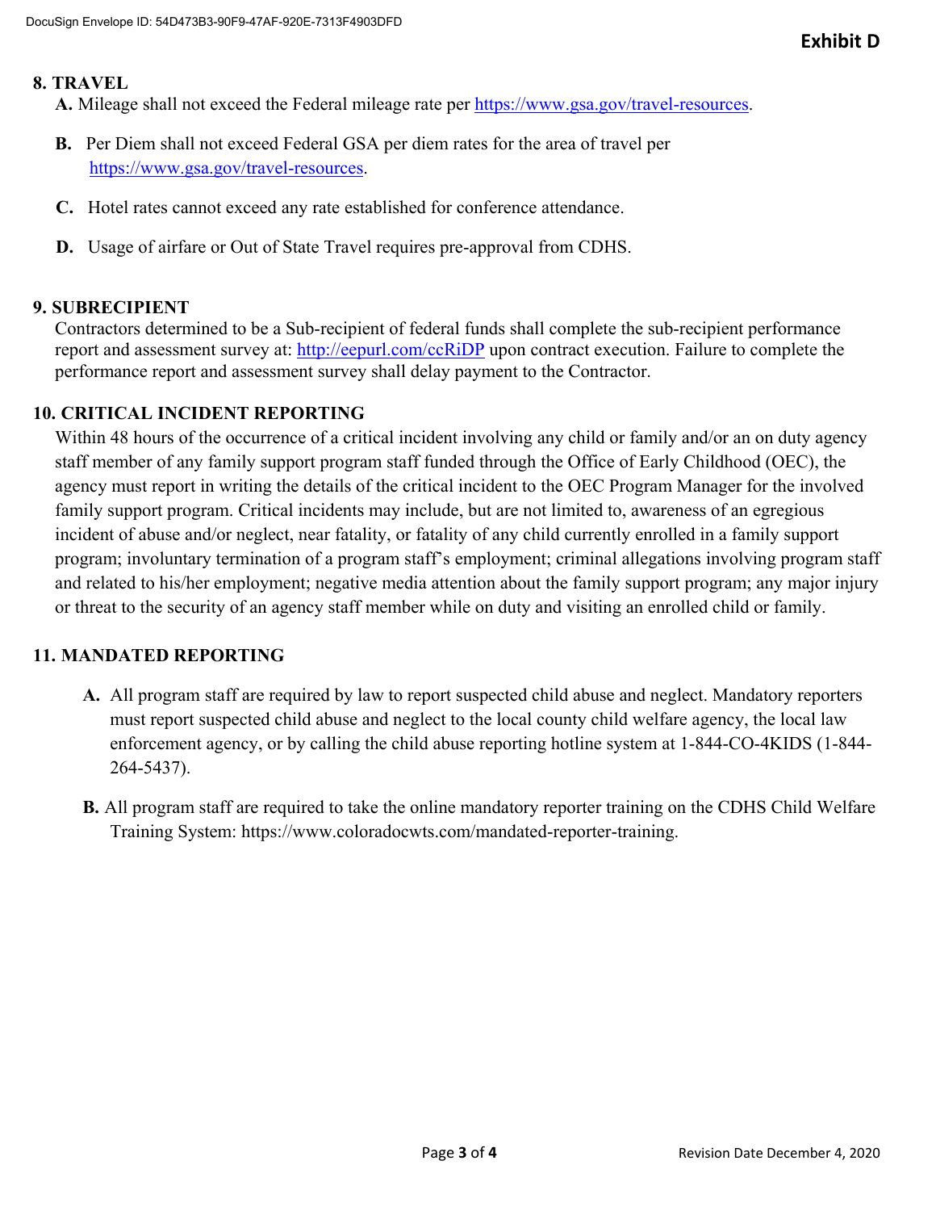**Exhibit D**

## 8. TRAVEL

**A.** Mileage shall not exceed the Federal mileage rate per https://www.gsa.gov/travel-resources.

**B.** Per Diem shall not exceed Federal GSA per diem rates for the area of travel per https://www.gsa.gov/travel-resources.

**C.** Hotel rates cannot exceed any rate established for conference attendance.

**D.** Usage of airfare or Out of State Travel requires pre-approval from CDHS.

## 9. SUBRECIPIENT

Contractors determined to be a Sub-recipient of federal funds shall complete the sub-recipient performance report and assessment survey at: http://eepurl.com/ccRiDP upon contract execution. Failure to complete the performance report and assessment survey shall delay payment to the Contractor.

## 10. CRITICAL INCIDENT REPORTING

Within 48 hours of the occurrence of a critical incident involving any child or family and/or an on duty agency staff member of any family support program staff funded through the Office of Early Childhood (OEC), the agency must report in writing the details of the critical incident to the OEC Program Manager for the involved family support program. Critical incidents may include, but are not limited to, awareness of an egregious incident of abuse and/or neglect, near fatality, or fatality of any child currently enrolled in a family support program; involuntary termination of a program staff's employment; criminal allegations involving program staff and related to his/her employment; negative media attention about the family support program; any major injury or threat to the security of an agency staff member while on duty and visiting an enrolled child or family.

## 11. MANDATED REPORTING

**A.** All program staff are required by law to report suspected child abuse and neglect. Mandatory reporters must report suspected child abuse and neglect to the local county child welfare agency, the local law enforcement agency, or by calling the child abuse reporting hotline system at 1-844-CO-4KIDS (1-844-264-5437).

**B.** All program staff are required to take the online mandatory reporter training on the CDHS Child Welfare Training System: https://www.coloradocwts.com/mandated-reporter-training.

Revision Date December 4, 2020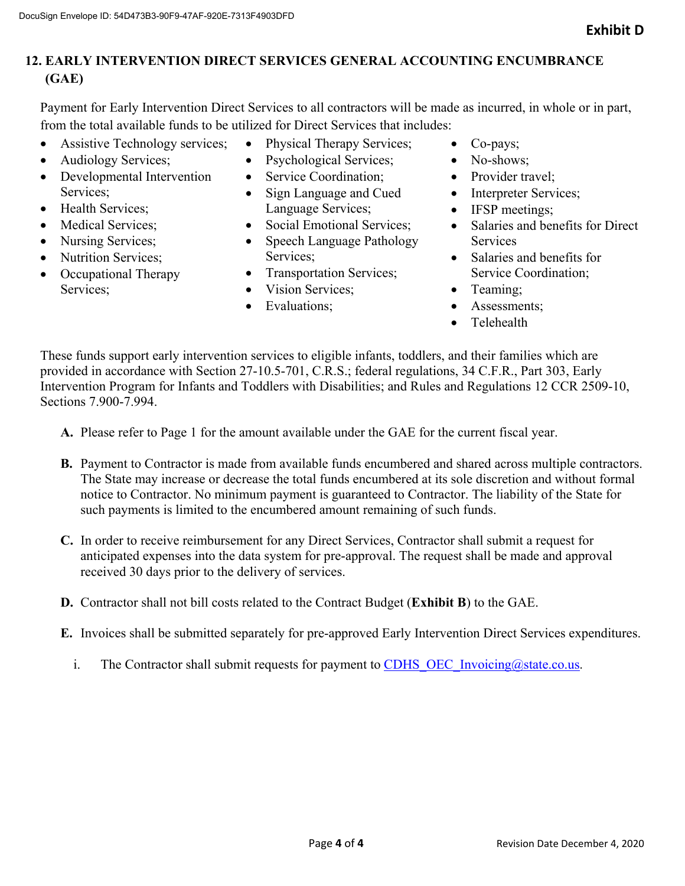Exhibit D

## 12. EARLY INTERVENTION DIRECT SERVICES GENERAL ACCOUNTING ENCUMBRANCE (GAE)

Payment for Early Intervention Direct Services to all contractors will be made as incurred, in whole or in part, from the total available funds to be utilized for Direct Services that includes:

- Assistive Technology services;
- Audiology Services;
- Developmental Intervention Services;
- Health Services;
- Medical Services;
- Nursing Services;
- Nutrition Services;
- Occupational Therapy Services;
- Physical Therapy Services;
- Psychological Services;
- Service Coordination;
- Sign Language and Cued Language Services;
- Social Emotional Services;
- Speech Language Pathology Services;
- Transportation Services;
- Vision Services;
- Evaluations;
- Co-pays;
- No-shows;
- Provider travel;
- Interpreter Services;
- IFSP meetings;
- Salaries and benefits for Direct Services
- Salaries and benefits for Service Coordination;
- Teaming;
- Assessments;
- Telehealth

These funds support early intervention services to eligible infants, toddlers, and their families which are provided in accordance with Section 27-10.5-701, C.R.S.; federal regulations, 34 C.F.R., Part 303, Early Intervention Program for Infants and Toddlers with Disabilities; and Rules and Regulations 12 CCR 2509-10, Sections 7.900-7.994.

**A.** Please refer to Page 1 for the amount available under the GAE for the current fiscal year.

**B.** Payment to Contractor is made from available funds encumbered and shared across multiple contractors. The State may increase or decrease the total funds encumbered at its sole discretion and without formal notice to Contractor. No minimum payment is guaranteed to Contractor. The liability of the State for such payments is limited to the encumbered amount remaining of such funds.

**C.** In order to receive reimbursement for any Direct Services, Contractor shall submit a request for anticipated expenses into the data system for pre-approval. The request shall be made and approval received 30 days prior to the delivery of services.

**D.** Contractor shall not bill costs related to the Contract Budget (**Exhibit B**) to the GAE.

**E.** Invoices shall be submitted separately for pre-approved Early Intervention Direct Services expenditures.

i. The Contractor shall submit requests for payment to CDHS_OEC_Invoicing@state.co.us.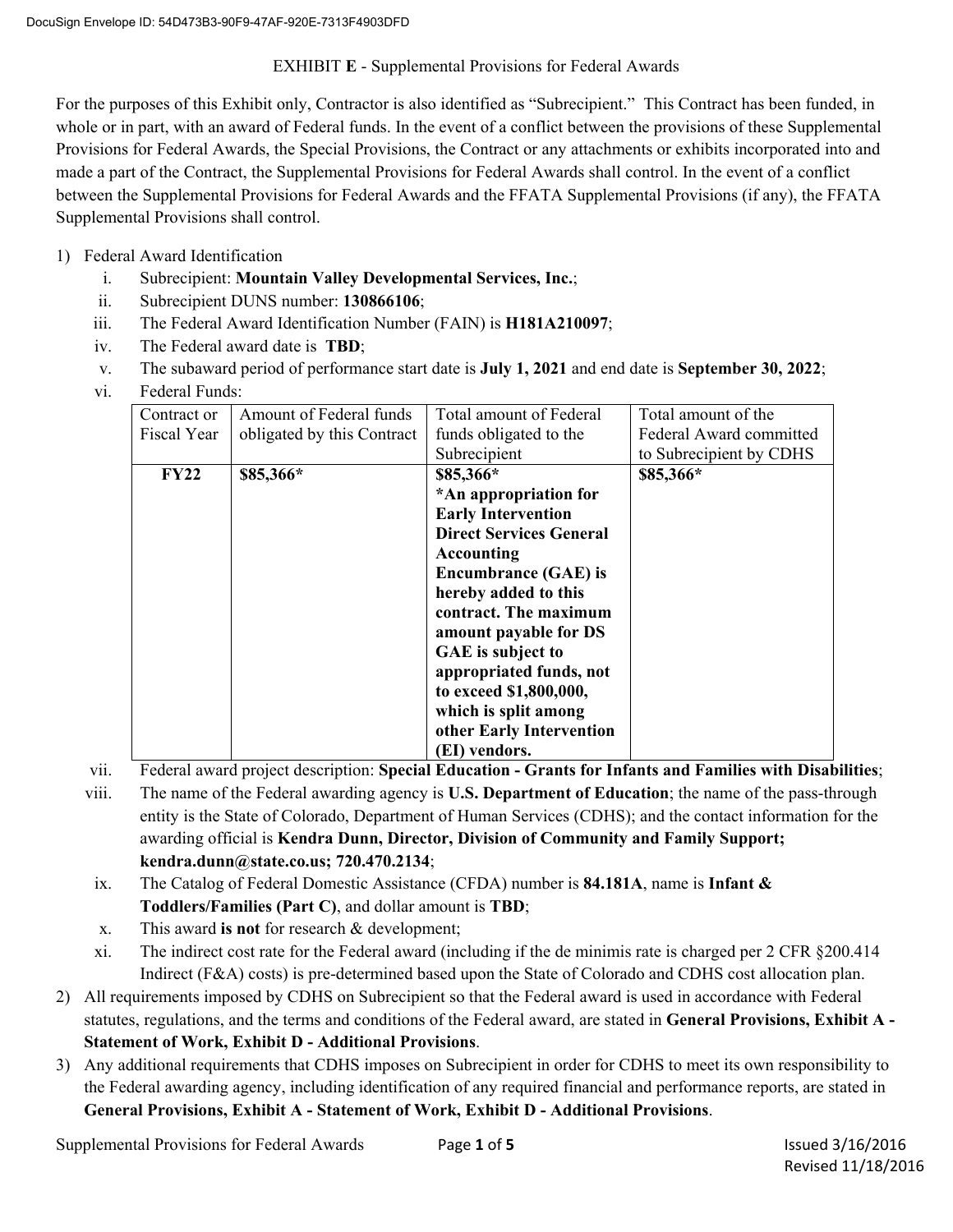# EXHIBIT E - Supplemental Provisions for Federal Awards

For the purposes of this Exhibit only, Contractor is also identified as "Subrecipient." This Contract has been funded, in whole or in part, with an award of Federal funds. In the event of a conflict between the provisions of these Supplemental Provisions for Federal Awards, the Special Provisions, the Contract or any attachments or exhibits incorporated into and made a part of the Contract, the Supplemental Provisions for Federal Awards shall control. In the event of a conflict between the Supplemental Provisions for Federal Awards and the FFATA Supplemental Provisions (if any), the FFATA Supplemental Provisions shall control.

1) Federal Award Identification
   i. Subrecipient: **Mountain Valley Developmental Services, Inc.**;
   ii. Subrecipient DUNS number: **130866106**;
   iii. The Federal Award Identification Number (FAIN) is **H181A210097**;
   iv. The Federal award date is **TBD**;
   v. The subaward period of performance start date is **July 1, 2021** and end date is **September 30, 2022**;
   vi. Federal Funds:

| Contract or Fiscal Year | Amount of Federal funds obligated by this Contract | Total amount of Federal funds obligated to the Subrecipient | Total amount of the Federal Award committed to Subrecipient by CDHS |
|---|---|---|---|
| **FY22** | **$85,366*** | **$85,366*** **\*An appropriation for Early Intervention Direct Services General Accounting Encumbrance (GAE) is hereby added to this contract. The maximum amount payable for DS GAE is subject to appropriated funds, not to exceed $1,800,000, which is split among other Early Intervention (EI) vendors.** | **$85,366*** |

   vii. Federal award project description: **Special Education - Grants for Infants and Families with Disabilities**;
   viii. The name of the Federal awarding agency is **U.S. Department of Education**; the name of the pass-through entity is the State of Colorado, Department of Human Services (CDHS); and the contact information for the awarding official is **Kendra Dunn, Director, Division of Community and Family Support; kendra.dunn@state.co.us; 720.470.2134**;
   ix. The Catalog of Federal Domestic Assistance (CFDA) number is **84.181A**, name is **Infant & Toddlers/Families (Part C)**, and dollar amount is **TBD**;
   x. This award **is not** for research & development;
   xi. The indirect cost rate for the Federal award (including if the de minimis rate is charged per 2 CFR §200.414 Indirect (F&A) costs) is pre-determined based upon the State of Colorado and CDHS cost allocation plan.
2) All requirements imposed by CDHS on Subrecipient so that the Federal award is used in accordance with Federal statutes, regulations, and the terms and conditions of the Federal award, are stated in **General Provisions, Exhibit A - Statement of Work, Exhibit D - Additional Provisions**.
3) Any additional requirements that CDHS imposes on Subrecipient in order for CDHS to meet its own responsibility to the Federal awarding agency, including identification of any required financial and performance reports, are stated in **General Provisions, Exhibit A - Statement of Work, Exhibit D - Additional Provisions**.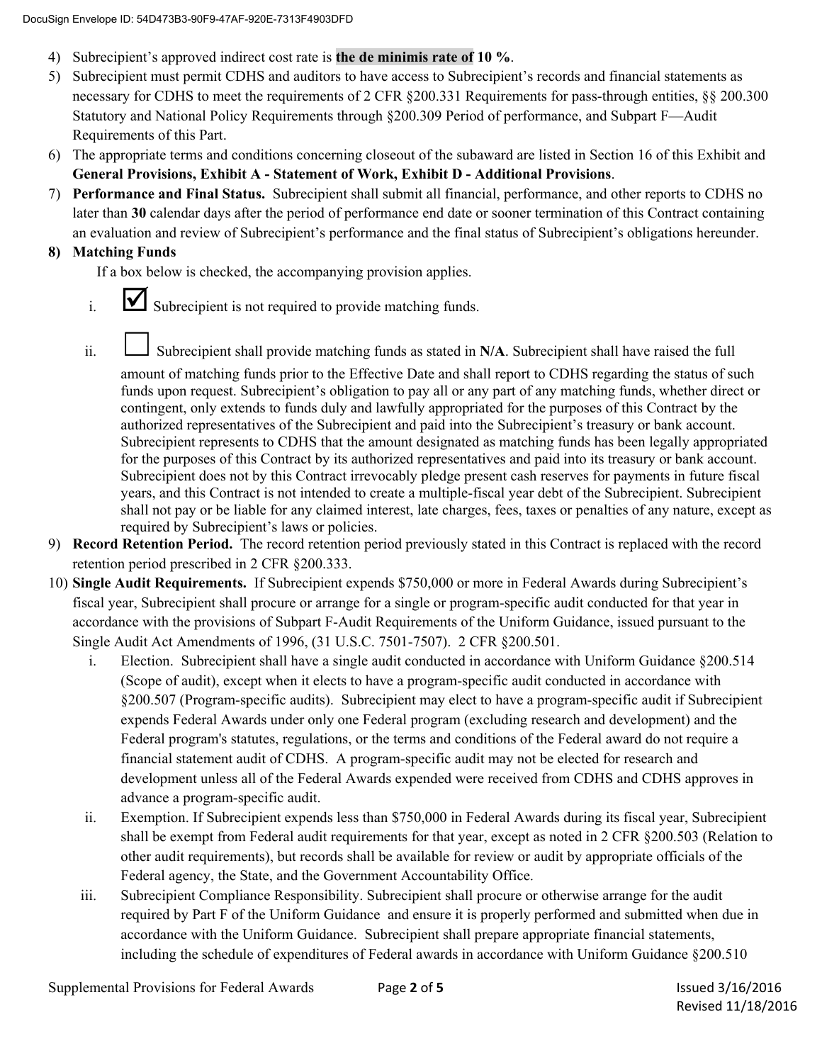4) Subrecipient's approved indirect cost rate is **the de minimis rate of 10 %**.
5) Subrecipient must permit CDHS and auditors to have access to Subrecipient's records and financial statements as necessary for CDHS to meet the requirements of 2 CFR §200.331 Requirements for pass-through entities, §§ 200.300 Statutory and National Policy Requirements through §200.309 Period of performance, and Subpart F—Audit Requirements of this Part.
6) The appropriate terms and conditions concerning closeout of the subaward are listed in Section 16 of this Exhibit and **General Provisions, Exhibit A - Statement of Work, Exhibit D - Additional Provisions**.
7) **Performance and Final Status.** Subrecipient shall submit all financial, performance, and other reports to CDHS no later than **30** calendar days after the period of performance end date or sooner termination of this Contract containing an evaluation and review of Subrecipient's performance and the final status of Subrecipient's obligations hereunder.
8) **Matching Funds**

   If a box below is checked, the accompanying provision applies.

   i. ☑ Subrecipient is not required to provide matching funds.

   ii. ☐ Subrecipient shall provide matching funds as stated in **N/A**. Subrecipient shall have raised the full amount of matching funds prior to the Effective Date and shall report to CDHS regarding the status of such funds upon request. Subrecipient's obligation to pay all or any part of any matching funds, whether direct or contingent, only extends to funds duly and lawfully appropriated for the purposes of this Contract by the authorized representatives of the Subrecipient and paid into the Subrecipient's treasury or bank account. Subrecipient represents to CDHS that the amount designated as matching funds has been legally appropriated for the purposes of this Contract by its authorized representatives and paid into its treasury or bank account. Subrecipient does not by this Contract irrevocably pledge present cash reserves for payments in future fiscal years, and this Contract is not intended to create a multiple-fiscal year debt of the Subrecipient. Subrecipient shall not pay or be liable for any claimed interest, late charges, fees, taxes or penalties of any nature, except as required by Subrecipient's laws or policies.
9) **Record Retention Period.** The record retention period previously stated in this Contract is replaced with the record retention period prescribed in 2 CFR §200.333.
10) **Single Audit Requirements.** If Subrecipient expends $750,000 or more in Federal Awards during Subrecipient's fiscal year, Subrecipient shall procure or arrange for a single or program-specific audit conducted for that year in accordance with the provisions of Subpart F-Audit Requirements of the Uniform Guidance, issued pursuant to the Single Audit Act Amendments of 1996, (31 U.S.C. 7501-7507). 2 CFR §200.501.
    i. Election. Subrecipient shall have a single audit conducted in accordance with Uniform Guidance §200.514 (Scope of audit), except when it elects to have a program-specific audit conducted in accordance with §200.507 (Program-specific audits). Subrecipient may elect to have a program-specific audit if Subrecipient expends Federal Awards under only one Federal program (excluding research and development) and the Federal program's statutes, regulations, or the terms and conditions of the Federal award do not require a financial statement audit of CDHS. A program-specific audit may not be elected for research and development unless all of the Federal Awards expended were received from CDHS and CDHS approves in advance a program-specific audit.
    ii. Exemption. If Subrecipient expends less than $750,000 in Federal Awards during its fiscal year, Subrecipient shall be exempt from Federal audit requirements for that year, except as noted in 2 CFR §200.503 (Relation to other audit requirements), but records shall be available for review or audit by appropriate officials of the Federal agency, the State, and the Government Accountability Office.
    iii. Subrecipient Compliance Responsibility. Subrecipient shall procure or otherwise arrange for the audit required by Part F of the Uniform Guidance and ensure it is properly performed and submitted when due in accordance with the Uniform Guidance. Subrecipient shall prepare appropriate financial statements, including the schedule of expenditures of Federal awards in accordance with Uniform Guidance §200.510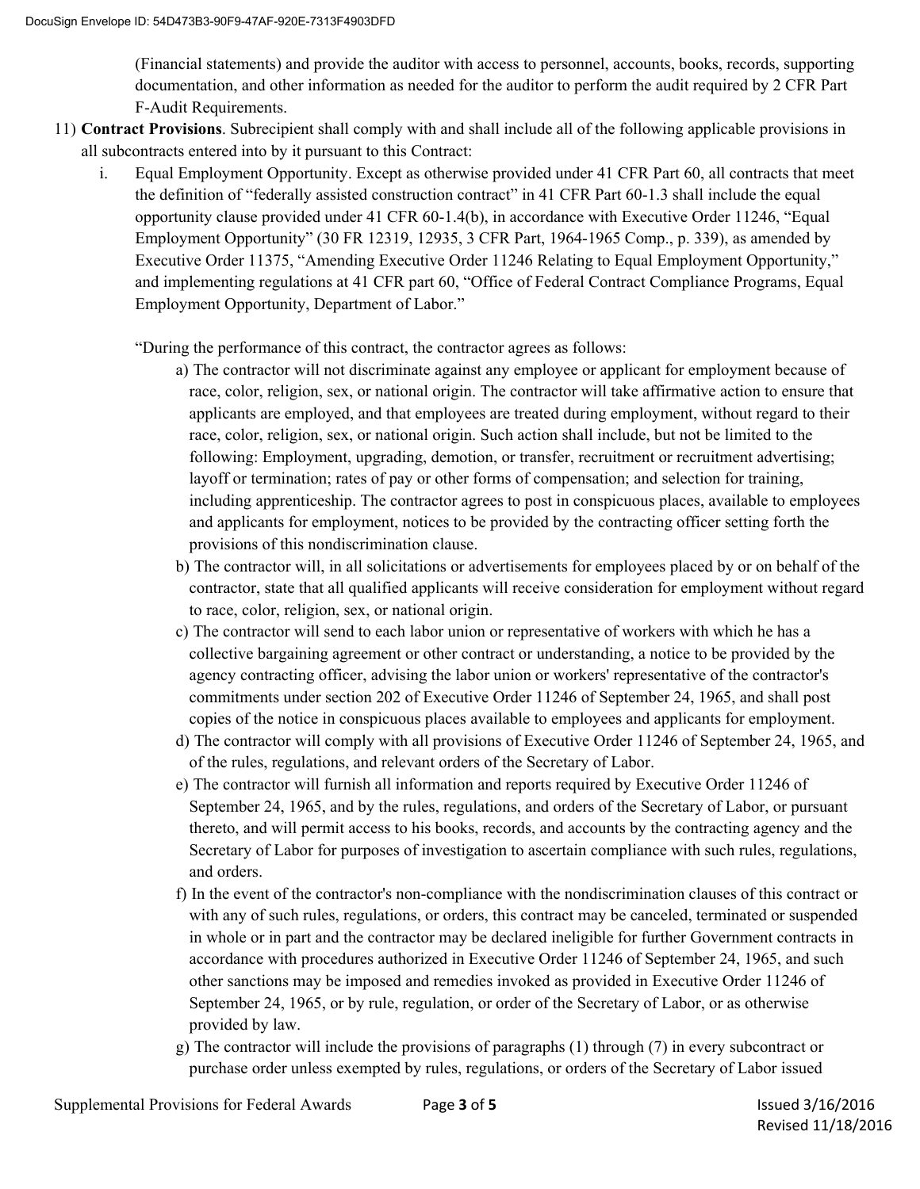(Financial statements) and provide the auditor with access to personnel, accounts, books, records, supporting documentation, and other information as needed for the auditor to perform the audit required by 2 CFR Part F-Audit Requirements.

11) **Contract Provisions**. Subrecipient shall comply with and shall include all of the following applicable provisions in all subcontracts entered into by it pursuant to this Contract:

   i. Equal Employment Opportunity. Except as otherwise provided under 41 CFR Part 60, all contracts that meet the definition of "federally assisted construction contract" in 41 CFR Part 60-1.3 shall include the equal opportunity clause provided under 41 CFR 60-1.4(b), in accordance with Executive Order 11246, "Equal Employment Opportunity" (30 FR 12319, 12935, 3 CFR Part, 1964-1965 Comp., p. 339), as amended by Executive Order 11375, "Amending Executive Order 11246 Relating to Equal Employment Opportunity," and implementing regulations at 41 CFR part 60, "Office of Federal Contract Compliance Programs, Equal Employment Opportunity, Department of Labor."

   "During the performance of this contract, the contractor agrees as follows:

   a) The contractor will not discriminate against any employee or applicant for employment because of race, color, religion, sex, or national origin. The contractor will take affirmative action to ensure that applicants are employed, and that employees are treated during employment, without regard to their race, color, religion, sex, or national origin. Such action shall include, but not be limited to the following: Employment, upgrading, demotion, or transfer, recruitment or recruitment advertising; layoff or termination; rates of pay or other forms of compensation; and selection for training, including apprenticeship. The contractor agrees to post in conspicuous places, available to employees and applicants for employment, notices to be provided by the contracting officer setting forth the provisions of this nondiscrimination clause.

   b) The contractor will, in all solicitations or advertisements for employees placed by or on behalf of the contractor, state that all qualified applicants will receive consideration for employment without regard to race, color, religion, sex, or national origin.

   c) The contractor will send to each labor union or representative of workers with which he has a collective bargaining agreement or other contract or understanding, a notice to be provided by the agency contracting officer, advising the labor union or workers' representative of the contractor's commitments under section 202 of Executive Order 11246 of September 24, 1965, and shall post copies of the notice in conspicuous places available to employees and applicants for employment.

   d) The contractor will comply with all provisions of Executive Order 11246 of September 24, 1965, and of the rules, regulations, and relevant orders of the Secretary of Labor.

   e) The contractor will furnish all information and reports required by Executive Order 11246 of September 24, 1965, and by the rules, regulations, and orders of the Secretary of Labor, or pursuant thereto, and will permit access to his books, records, and accounts by the contracting agency and the Secretary of Labor for purposes of investigation to ascertain compliance with such rules, regulations, and orders.

   f) In the event of the contractor's non-compliance with the nondiscrimination clauses of this contract or with any of such rules, regulations, or orders, this contract may be canceled, terminated or suspended in whole or in part and the contractor may be declared ineligible for further Government contracts in accordance with procedures authorized in Executive Order 11246 of September 24, 1965, and such other sanctions may be imposed and remedies invoked as provided in Executive Order 11246 of September 24, 1965, or by rule, regulation, or order of the Secretary of Labor, or as otherwise provided by law.

   g) The contractor will include the provisions of paragraphs (1) through (7) in every subcontract or purchase order unless exempted by rules, regulations, or orders of the Secretary of Labor issued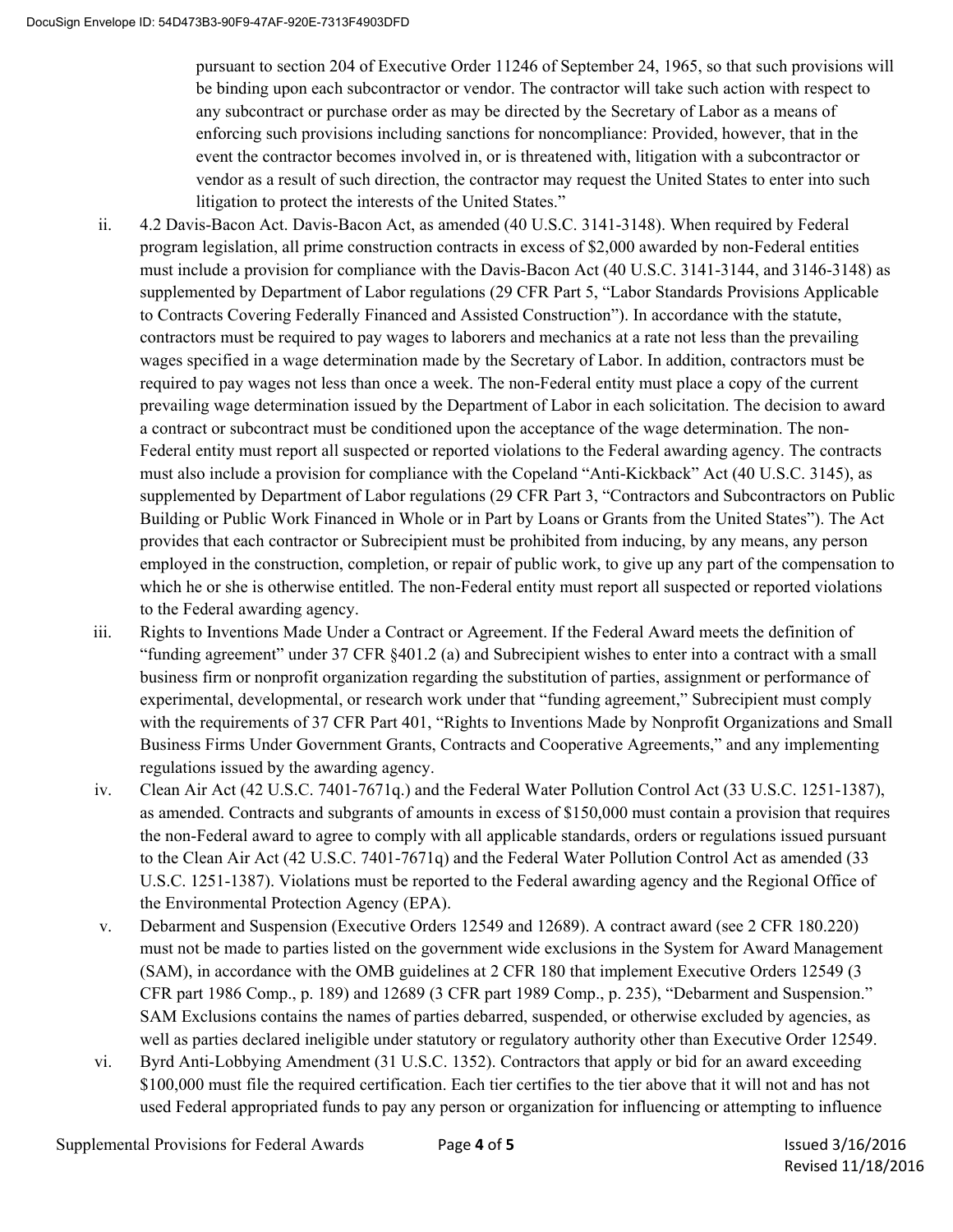pursuant to section 204 of Executive Order 11246 of September 24, 1965, so that such provisions will be binding upon each subcontractor or vendor. The contractor will take such action with respect to any subcontract or purchase order as may be directed by the Secretary of Labor as a means of enforcing such provisions including sanctions for noncompliance: Provided, however, that in the event the contractor becomes involved in, or is threatened with, litigation with a subcontractor or vendor as a result of such direction, the contractor may request the United States to enter into such litigation to protect the interests of the United States."

ii. 4.2 Davis-Bacon Act. Davis-Bacon Act, as amended (40 U.S.C. 3141-3148). When required by Federal program legislation, all prime construction contracts in excess of $2,000 awarded by non-Federal entities must include a provision for compliance with the Davis-Bacon Act (40 U.S.C. 3141-3144, and 3146-3148) as supplemented by Department of Labor regulations (29 CFR Part 5, "Labor Standards Provisions Applicable to Contracts Covering Federally Financed and Assisted Construction"). In accordance with the statute, contractors must be required to pay wages to laborers and mechanics at a rate not less than the prevailing wages specified in a wage determination made by the Secretary of Labor. In addition, contractors must be required to pay wages not less than once a week. The non-Federal entity must place a copy of the current prevailing wage determination issued by the Department of Labor in each solicitation. The decision to award a contract or subcontract must be conditioned upon the acceptance of the wage determination. The non-Federal entity must report all suspected or reported violations to the Federal awarding agency. The contracts must also include a provision for compliance with the Copeland "Anti-Kickback" Act (40 U.S.C. 3145), as supplemented by Department of Labor regulations (29 CFR Part 3, "Contractors and Subcontractors on Public Building or Public Work Financed in Whole or in Part by Loans or Grants from the United States"). The Act provides that each contractor or Subrecipient must be prohibited from inducing, by any means, any person employed in the construction, completion, or repair of public work, to give up any part of the compensation to which he or she is otherwise entitled. The non-Federal entity must report all suspected or reported violations to the Federal awarding agency.

iii. Rights to Inventions Made Under a Contract or Agreement. If the Federal Award meets the definition of "funding agreement" under 37 CFR §401.2 (a) and Subrecipient wishes to enter into a contract with a small business firm or nonprofit organization regarding the substitution of parties, assignment or performance of experimental, developmental, or research work under that "funding agreement," Subrecipient must comply with the requirements of 37 CFR Part 401, "Rights to Inventions Made by Nonprofit Organizations and Small Business Firms Under Government Grants, Contracts and Cooperative Agreements," and any implementing regulations issued by the awarding agency.

iv. Clean Air Act (42 U.S.C. 7401-7671q.) and the Federal Water Pollution Control Act (33 U.S.C. 1251-1387), as amended. Contracts and subgrants of amounts in excess of $150,000 must contain a provision that requires the non-Federal award to agree to comply with all applicable standards, orders or regulations issued pursuant to the Clean Air Act (42 U.S.C. 7401-7671q) and the Federal Water Pollution Control Act as amended (33 U.S.C. 1251-1387). Violations must be reported to the Federal awarding agency and the Regional Office of the Environmental Protection Agency (EPA).

v. Debarment and Suspension (Executive Orders 12549 and 12689). A contract award (see 2 CFR 180.220) must not be made to parties listed on the government wide exclusions in the System for Award Management (SAM), in accordance with the OMB guidelines at 2 CFR 180 that implement Executive Orders 12549 (3 CFR part 1986 Comp., p. 189) and 12689 (3 CFR part 1989 Comp., p. 235), "Debarment and Suspension." SAM Exclusions contains the names of parties debarred, suspended, or otherwise excluded by agencies, as well as parties declared ineligible under statutory or regulatory authority other than Executive Order 12549.

vi. Byrd Anti-Lobbying Amendment (31 U.S.C. 1352). Contractors that apply or bid for an award exceeding $100,000 must file the required certification. Each tier certifies to the tier above that it will not and has not used Federal appropriated funds to pay any person or organization for influencing or attempting to influence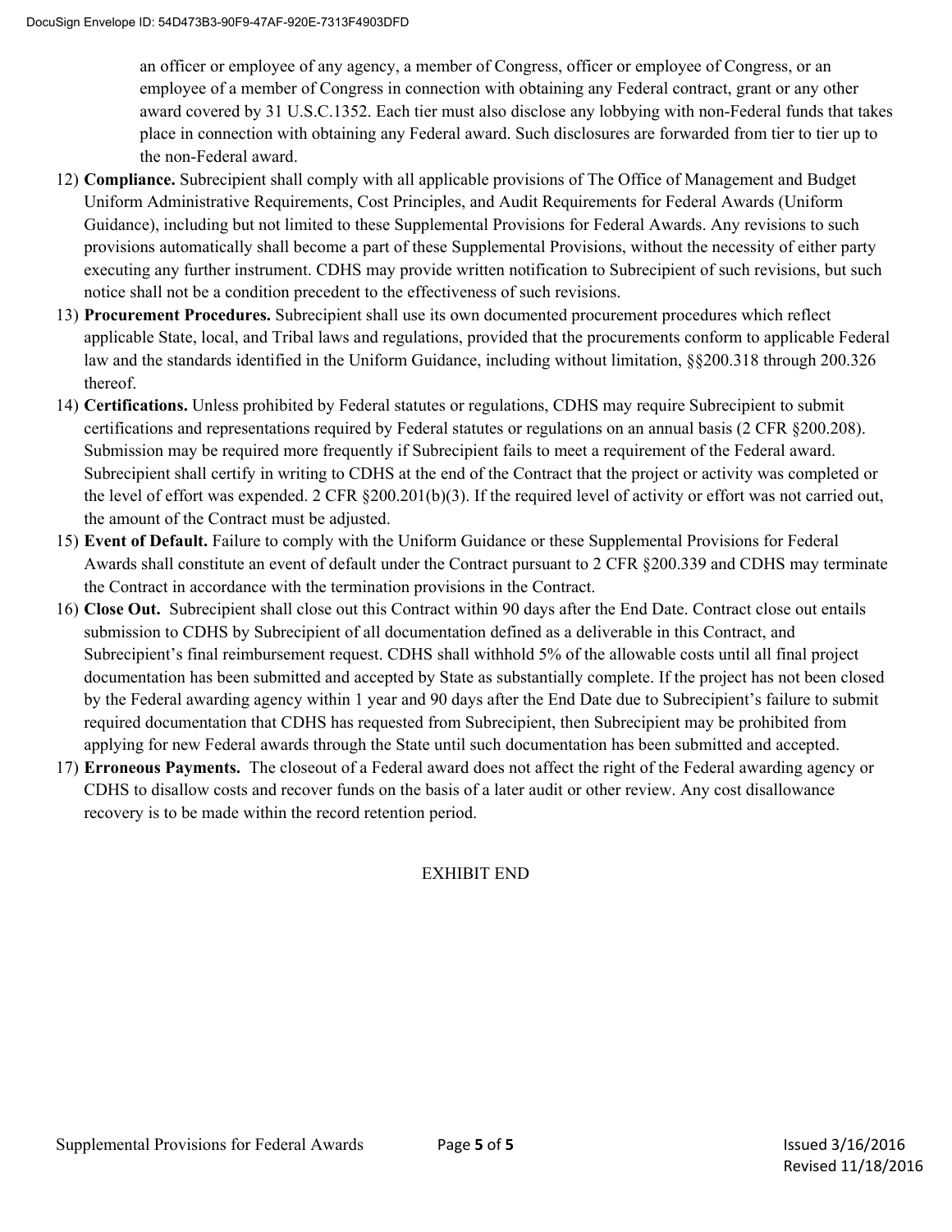an officer or employee of any agency, a member of Congress, officer or employee of Congress, or an employee of a member of Congress in connection with obtaining any Federal contract, grant or any other award covered by 31 U.S.C.1352. Each tier must also disclose any lobbying with non-Federal funds that takes place in connection with obtaining any Federal award. Such disclosures are forwarded from tier to tier up to the non-Federal award.

12) **Compliance.** Subrecipient shall comply with all applicable provisions of The Office of Management and Budget Uniform Administrative Requirements, Cost Principles, and Audit Requirements for Federal Awards (Uniform Guidance), including but not limited to these Supplemental Provisions for Federal Awards. Any revisions to such provisions automatically shall become a part of these Supplemental Provisions, without the necessity of either party executing any further instrument. CDHS may provide written notification to Subrecipient of such revisions, but such notice shall not be a condition precedent to the effectiveness of such revisions.
13) **Procurement Procedures.** Subrecipient shall use its own documented procurement procedures which reflect applicable State, local, and Tribal laws and regulations, provided that the procurements conform to applicable Federal law and the standards identified in the Uniform Guidance, including without limitation, §§200.318 through 200.326 thereof.
14) **Certifications.** Unless prohibited by Federal statutes or regulations, CDHS may require Subrecipient to submit certifications and representations required by Federal statutes or regulations on an annual basis (2 CFR §200.208). Submission may be required more frequently if Subrecipient fails to meet a requirement of the Federal award. Subrecipient shall certify in writing to CDHS at the end of the Contract that the project or activity was completed or the level of effort was expended. 2 CFR §200.201(b)(3). If the required level of activity or effort was not carried out, the amount of the Contract must be adjusted.
15) **Event of Default.** Failure to comply with the Uniform Guidance or these Supplemental Provisions for Federal Awards shall constitute an event of default under the Contract pursuant to 2 CFR §200.339 and CDHS may terminate the Contract in accordance with the termination provisions in the Contract.
16) **Close Out.** Subrecipient shall close out this Contract within 90 days after the End Date. Contract close out entails submission to CDHS by Subrecipient of all documentation defined as a deliverable in this Contract, and Subrecipient's final reimbursement request. CDHS shall withhold 5% of the allowable costs until all final project documentation has been submitted and accepted by State as substantially complete. If the project has not been closed by the Federal awarding agency within 1 year and 90 days after the End Date due to Subrecipient's failure to submit required documentation that CDHS has requested from Subrecipient, then Subrecipient may be prohibited from applying for new Federal awards through the State until such documentation has been submitted and accepted.
17) **Erroneous Payments.** The closeout of a Federal award does not affect the right of the Federal awarding agency or CDHS to disallow costs and recover funds on the basis of a later audit or other review. Any cost disallowance recovery is to be made within the record retention period.

EXHIBIT END